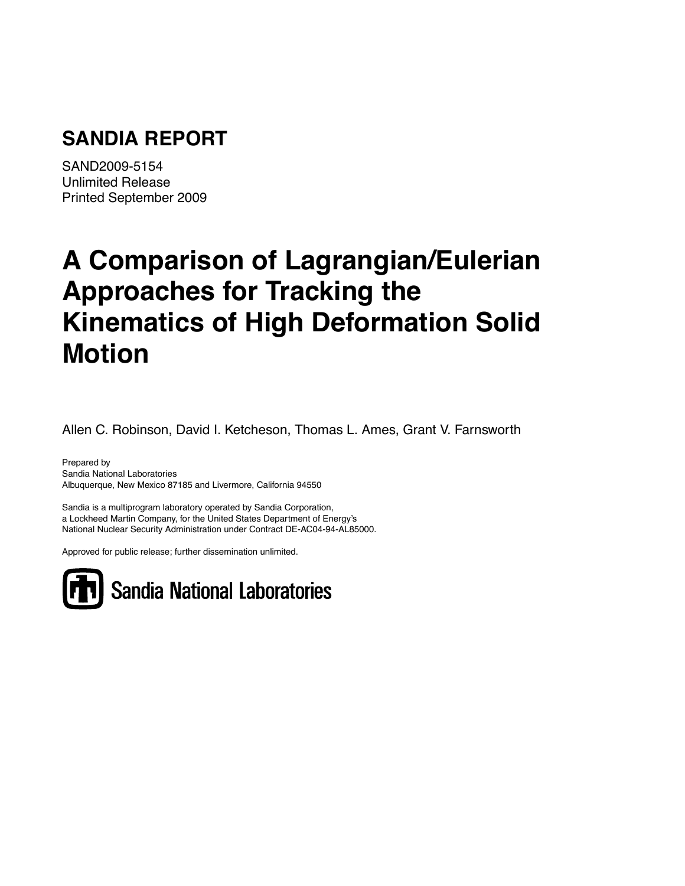# SANDIA REPORT

SAND2009-5154
Unlimited Release
Printed September 2009

# A Comparison of Lagrangian/Eulerian Approaches for Tracking the Kinematics of High Deformation Solid Motion

Allen C. Robinson, David I. Ketcheson, Thomas L. Ames, Grant V. Farnsworth

Prepared by
Sandia National Laboratories
Albuquerque, New Mexico 87185 and Livermore, California 94550

Sandia is a multiprogram laboratory operated by Sandia Corporation,
a Lockheed Martin Company, for the United States Department of Energy's
National Nuclear Security Administration under Contract DE-AC04-94-AL85000.

Approved for public release; further dissemination unlimited.

Sandia National Laboratories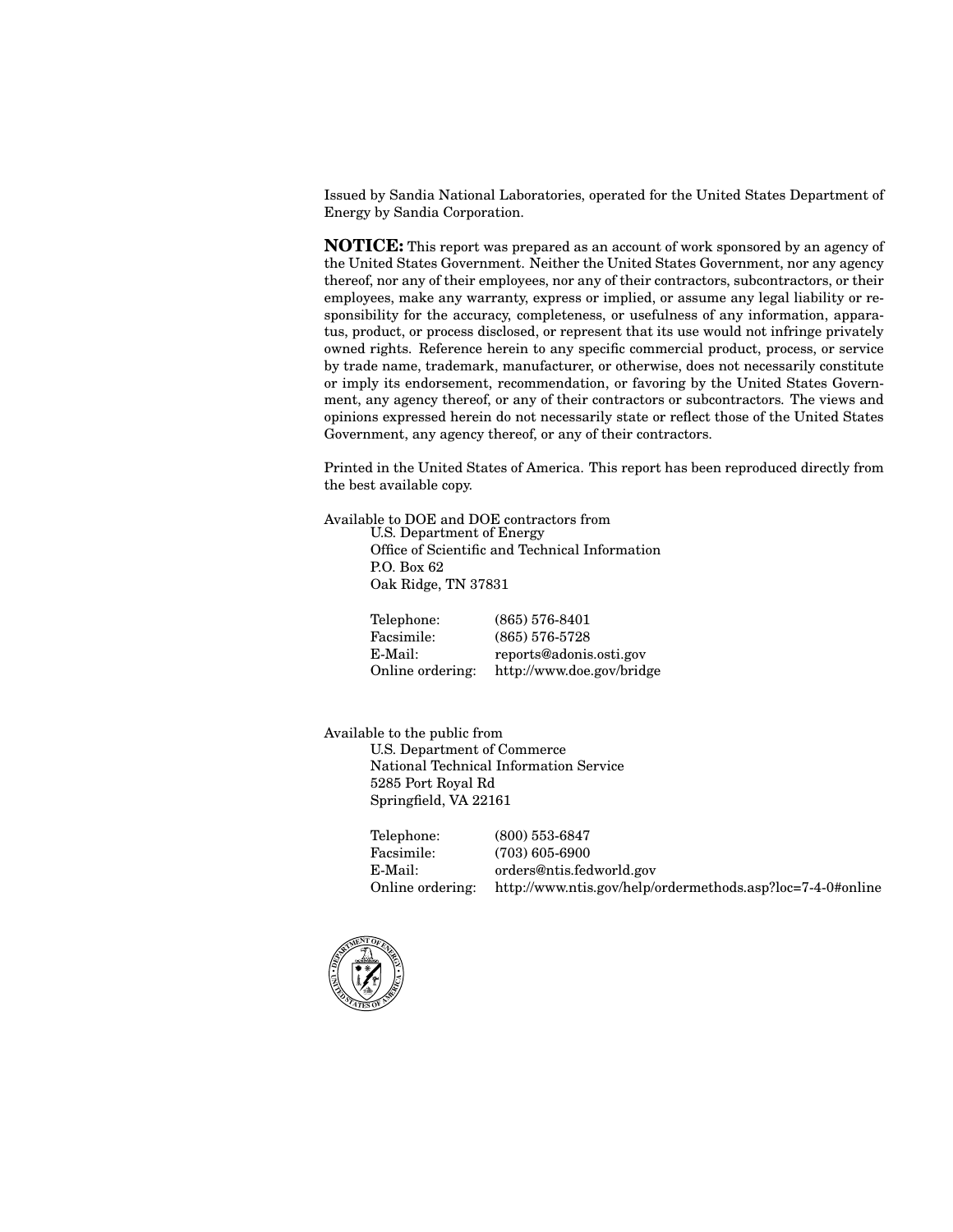Issued by Sandia National Laboratories, operated for the United States Department of Energy by Sandia Corporation.

**NOTICE:** This report was prepared as an account of work sponsored by an agency of the United States Government. Neither the United States Government, nor any agency thereof, nor any of their employees, nor any of their contractors, subcontractors, or their employees, make any warranty, express or implied, or assume any legal liability or responsibility for the accuracy, completeness, or usefulness of any information, apparatus, product, or process disclosed, or represent that its use would not infringe privately owned rights. Reference herein to any specific commercial product, process, or service by trade name, trademark, manufacturer, or otherwise, does not necessarily constitute or imply its endorsement, recommendation, or favoring by the United States Government, any agency thereof, or any of their contractors or subcontractors. The views and opinions expressed herein do not necessarily state or reflect those of the United States Government, any agency thereof, or any of their contractors.

Printed in the United States of America. This report has been reproduced directly from the best available copy.

Available to DOE and DOE contractors from
U.S. Department of Energy
Office of Scientific and Technical Information
P.O. Box 62
Oak Ridge, TN 37831

| | |
|---|---|
| Telephone: | (865) 576-8401 |
| Facsimile: | (865) 576-5728 |
| E-Mail: | reports@adonis.osti.gov |
| Online ordering: | http://www.doe.gov/bridge |

Available to the public from
U.S. Department of Commerce
National Technical Information Service
5285 Port Royal Rd
Springfield, VA 22161

| | |
|---|---|
| Telephone: | (800) 553-6847 |
| Facsimile: | (703) 605-6900 |
| E-Mail: | orders@ntis.fedworld.gov |
| Online ordering: | http://www.ntis.gov/help/ordermethods.asp?loc=7-4-0#online |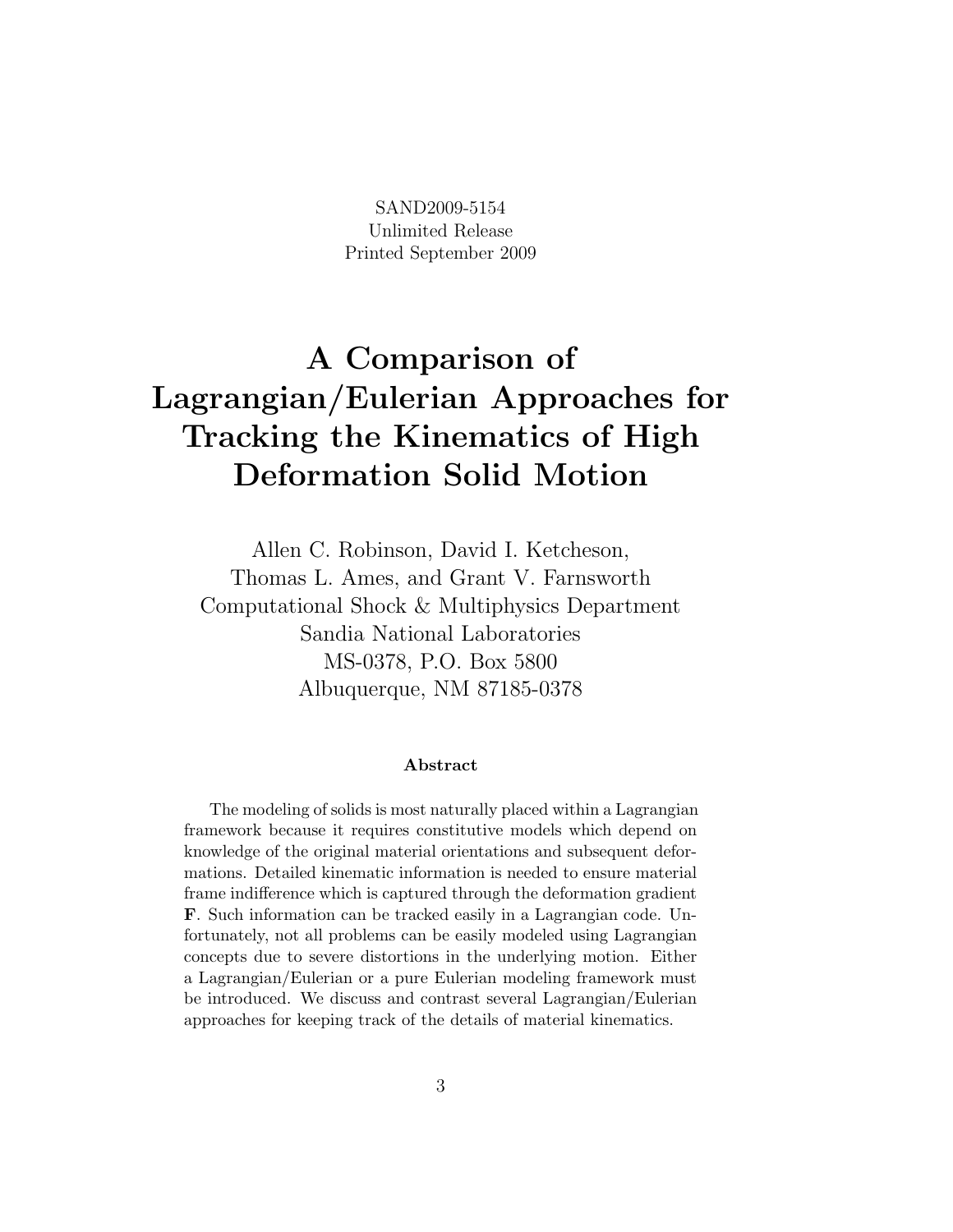SAND2009-5154
Unlimited Release
Printed September 2009

# A Comparison of Lagrangian/Eulerian Approaches for Tracking the Kinematics of High Deformation Solid Motion

Allen C. Robinson, David I. Ketcheson,
Thomas L. Ames, and Grant V. Farnsworth
Computational Shock & Multiphysics Department
Sandia National Laboratories
MS-0378, P.O. Box 5800
Albuquerque, NM 87185-0378

### Abstract

The modeling of solids is most naturally placed within a Lagrangian framework because it requires constitutive models which depend on knowledge of the original material orientations and subsequent deformations. Detailed kinematic information is needed to ensure material frame indifference which is captured through the deformation gradient $\mathbf{F}$. Such information can be tracked easily in a Lagrangian code. Unfortunately, not all problems can be easily modeled using Lagrangian concepts due to severe distortions in the underlying motion. Either a Lagrangian/Eulerian or a pure Eulerian modeling framework must be introduced. We discuss and contrast several Lagrangian/Eulerian approaches for keeping track of the details of material kinematics.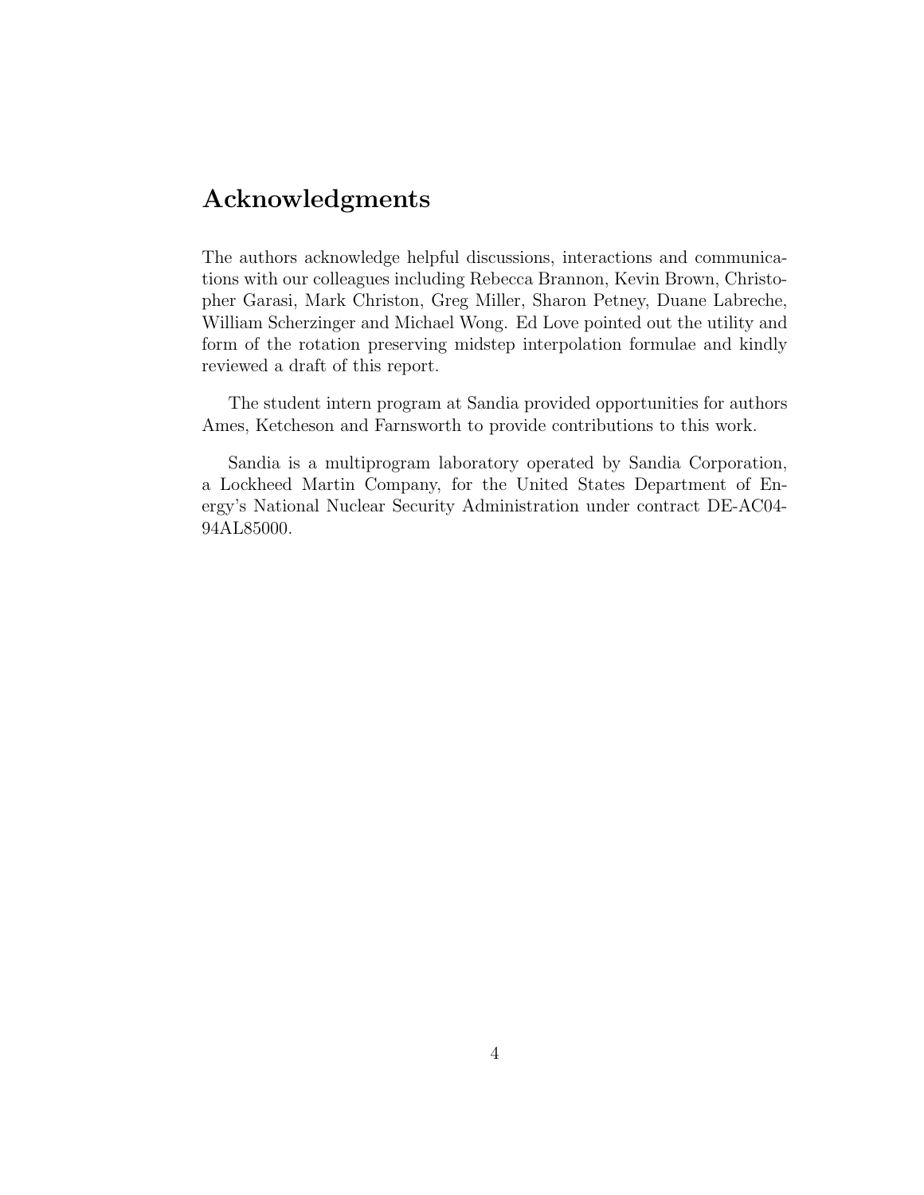# Acknowledgments

The authors acknowledge helpful discussions, interactions and communications with our colleagues including Rebecca Brannon, Kevin Brown, Christopher Garasi, Mark Christon, Greg Miller, Sharon Petney, Duane Labreche, William Scherzinger and Michael Wong. Ed Love pointed out the utility and form of the rotation preserving midstep interpolation formulae and kindly reviewed a draft of this report.

The student intern program at Sandia provided opportunities for authors Ames, Ketcheson and Farnsworth to provide contributions to this work.

Sandia is a multiprogram laboratory operated by Sandia Corporation, a Lockheed Martin Company, for the United States Department of Energy's National Nuclear Security Administration under contract DE-AC04-94AL85000.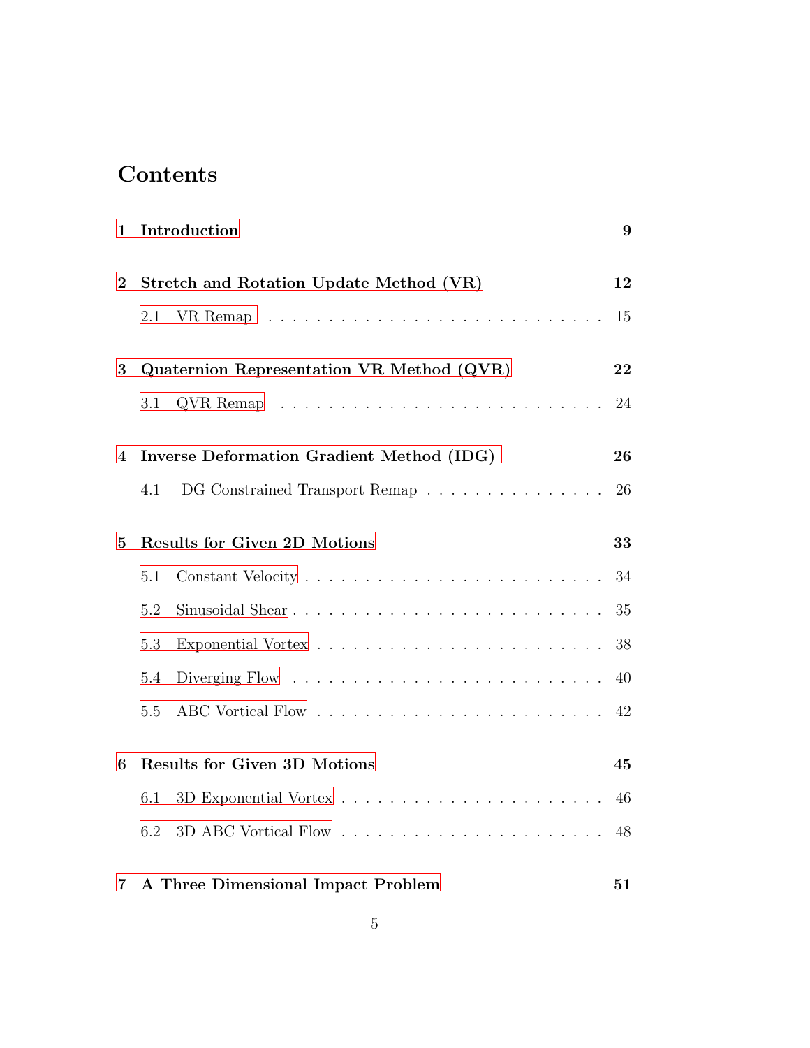# Contents

**1 Introduction** **9**

**2 Stretch and Rotation Update Method (VR)** **12**

2.1 VR Remap . . . . . . . . . . . . . . . . . . . . . . . . . . . . 15

**3 Quaternion Representation VR Method (QVR)** **22**

3.1 QVR Remap . . . . . . . . . . . . . . . . . . . . . . . . . . . 24

**4 Inverse Deformation Gradient Method (IDG)** **26**

4.1 DG Constrained Transport Remap . . . . . . . . . . . . . . . . 26

**5 Results for Given 2D Motions** **33**

5.1 Constant Velocity . . . . . . . . . . . . . . . . . . . . . . . . . 34

5.2 Sinusoidal Shear . . . . . . . . . . . . . . . . . . . . . . . . . . 35

5.3 Exponential Vortex . . . . . . . . . . . . . . . . . . . . . . . . 38

5.4 Diverging Flow . . . . . . . . . . . . . . . . . . . . . . . . . . 40

5.5 ABC Vortical Flow . . . . . . . . . . . . . . . . . . . . . . . . 42

**6 Results for Given 3D Motions** **45**

6.1 3D Exponential Vortex . . . . . . . . . . . . . . . . . . . . . . 46

6.2 3D ABC Vortical Flow . . . . . . . . . . . . . . . . . . . . . . 48

**7 A Three Dimensional Impact Problem** **51**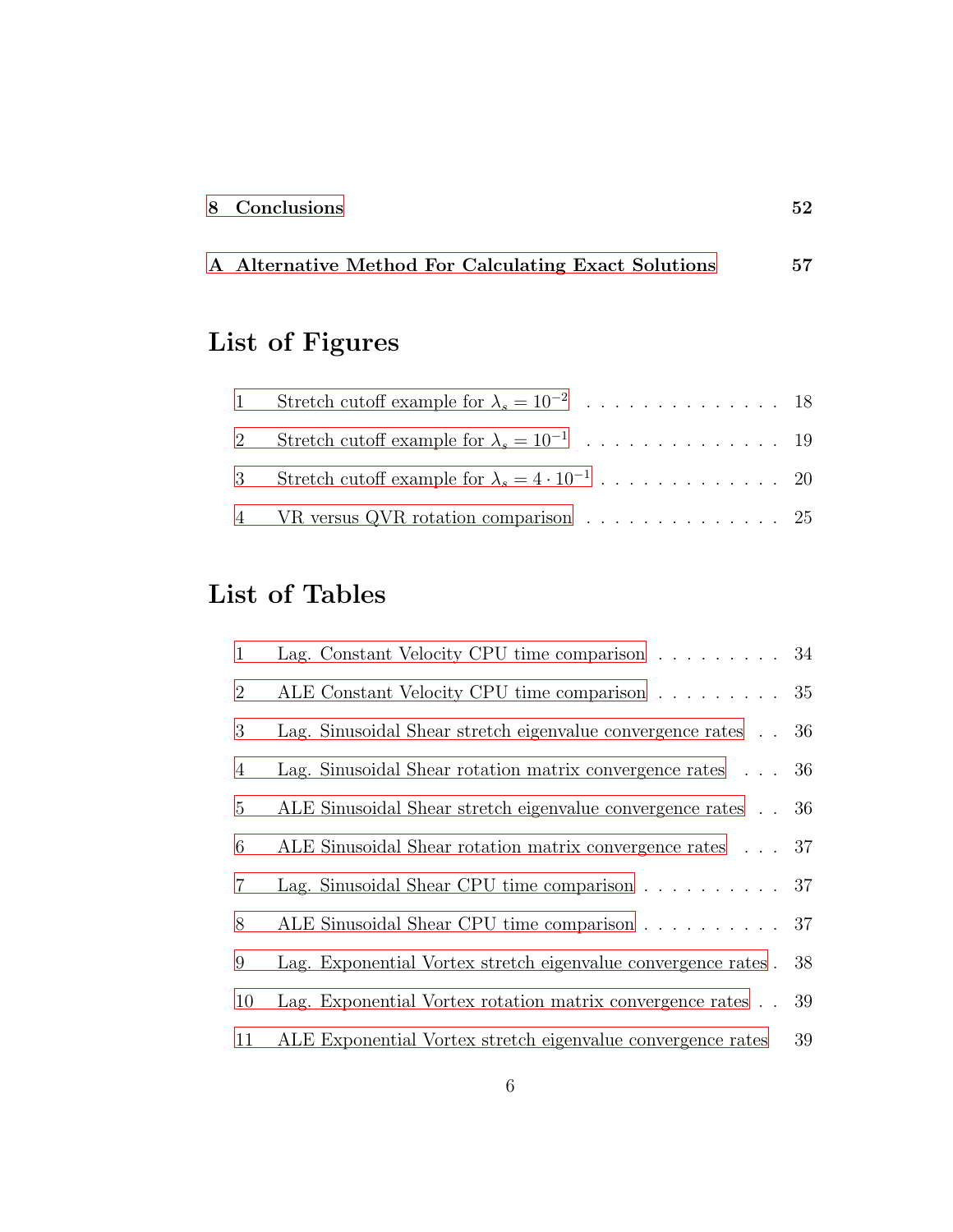**8 Conclusions** **52**

**A Alternative Method For Calculating Exact Solutions** **57**

# List of Figures

1 Stretch cutoff example for $\lambda_s = 10^{-2}$ . . . . . . . . . . . . . . 18

2 Stretch cutoff example for $\lambda_s = 10^{-1}$ . . . . . . . . . . . . . . 19

3 Stretch cutoff example for $\lambda_s = 4 \cdot 10^{-1}$ . . . . . . . . . . . . . 20

4 VR versus QVR rotation comparison . . . . . . . . . . . . . . 25

# List of Tables

1 Lag. Constant Velocity CPU time comparison . . . . . . . . . 34

2 ALE Constant Velocity CPU time comparison . . . . . . . . . 35

3 Lag. Sinusoidal Shear stretch eigenvalue convergence rates . . 36

4 Lag. Sinusoidal Shear rotation matrix convergence rates . . . 36

5 ALE Sinusoidal Shear stretch eigenvalue convergence rates . . 36

6 ALE Sinusoidal Shear rotation matrix convergence rates . . . 37

7 Lag. Sinusoidal Shear CPU time comparison . . . . . . . . . . 37

8 ALE Sinusoidal Shear CPU time comparison . . . . . . . . . . 37

9 Lag. Exponential Vortex stretch eigenvalue convergence rates . 38

10 Lag. Exponential Vortex rotation matrix convergence rates . . 39

11 ALE Exponential Vortex stretch eigenvalue convergence rates 39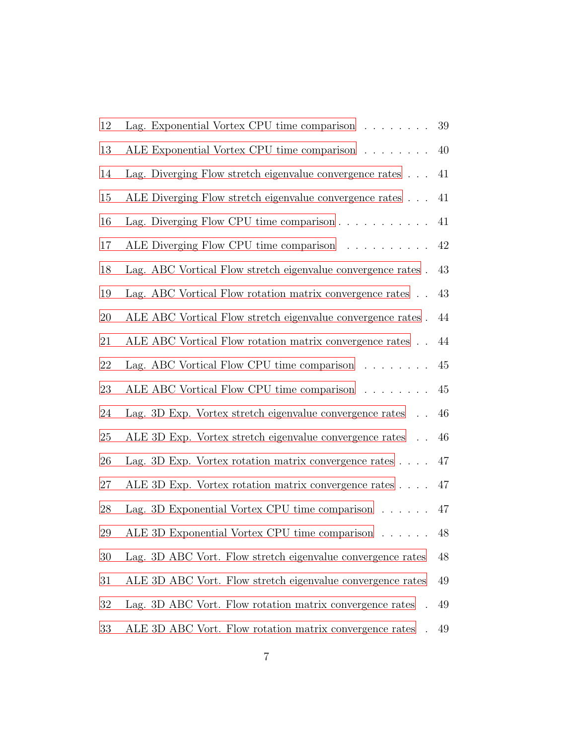| | | |
|---|---|---|
| 12 | Lag. Exponential Vortex CPU time comparison | 39 |
| 13 | ALE Exponential Vortex CPU time comparison | 40 |
| 14 | Lag. Diverging Flow stretch eigenvalue convergence rates | 41 |
| 15 | ALE Diverging Flow stretch eigenvalue convergence rates | 41 |
| 16 | Lag. Diverging Flow CPU time comparison | 41 |
| 17 | ALE Diverging Flow CPU time comparison | 42 |
| 18 | Lag. ABC Vortical Flow stretch eigenvalue convergence rates | 43 |
| 19 | Lag. ABC Vortical Flow rotation matrix convergence rates | 43 |
| 20 | ALE ABC Vortical Flow stretch eigenvalue convergence rates | 44 |
| 21 | ALE ABC Vortical Flow rotation matrix convergence rates | 44 |
| 22 | Lag. ABC Vortical Flow CPU time comparison | 45 |
| 23 | ALE ABC Vortical Flow CPU time comparison | 45 |
| 24 | Lag. 3D Exp. Vortex stretch eigenvalue convergence rates | 46 |
| 25 | ALE 3D Exp. Vortex stretch eigenvalue convergence rates | 46 |
| 26 | Lag. 3D Exp. Vortex rotation matrix convergence rates | 47 |
| 27 | ALE 3D Exp. Vortex rotation matrix convergence rates | 47 |
| 28 | Lag. 3D Exponential Vortex CPU time comparison | 47 |
| 29 | ALE 3D Exponential Vortex CPU time comparison | 48 |
| 30 | Lag. 3D ABC Vort. Flow stretch eigenvalue convergence rates | 48 |
| 31 | ALE 3D ABC Vort. Flow stretch eigenvalue convergence rates | 49 |
| 32 | Lag. 3D ABC Vort. Flow rotation matrix convergence rates | 49 |
| 33 | ALE 3D ABC Vort. Flow rotation matrix convergence rates | 49 |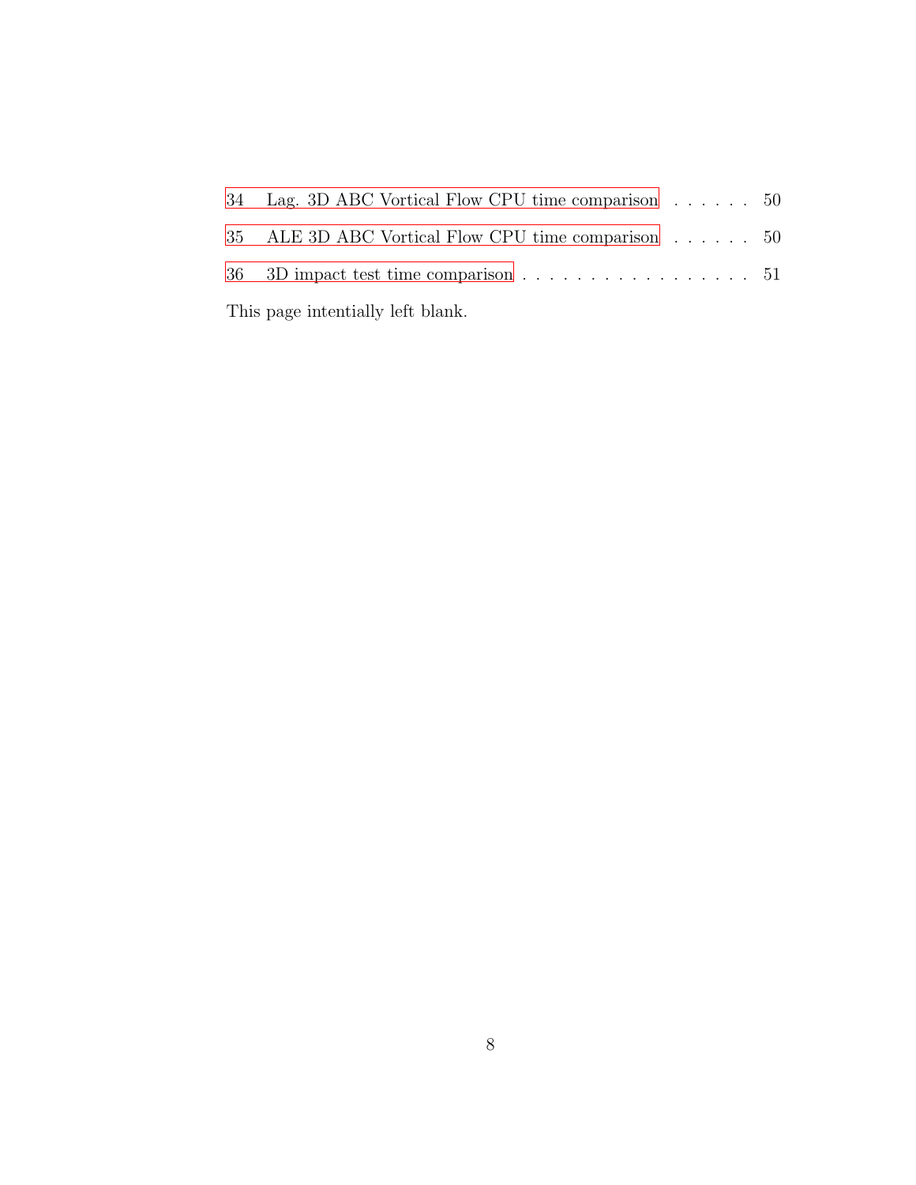34 Lag. 3D ABC Vortical Flow CPU time comparison . . . . . . 50

35 ALE 3D ABC Vortical Flow CPU time comparison . . . . . . 50

36 3D impact test time comparison . . . . . . . . . . . . . . . . . . 51

This page intentionally left blank.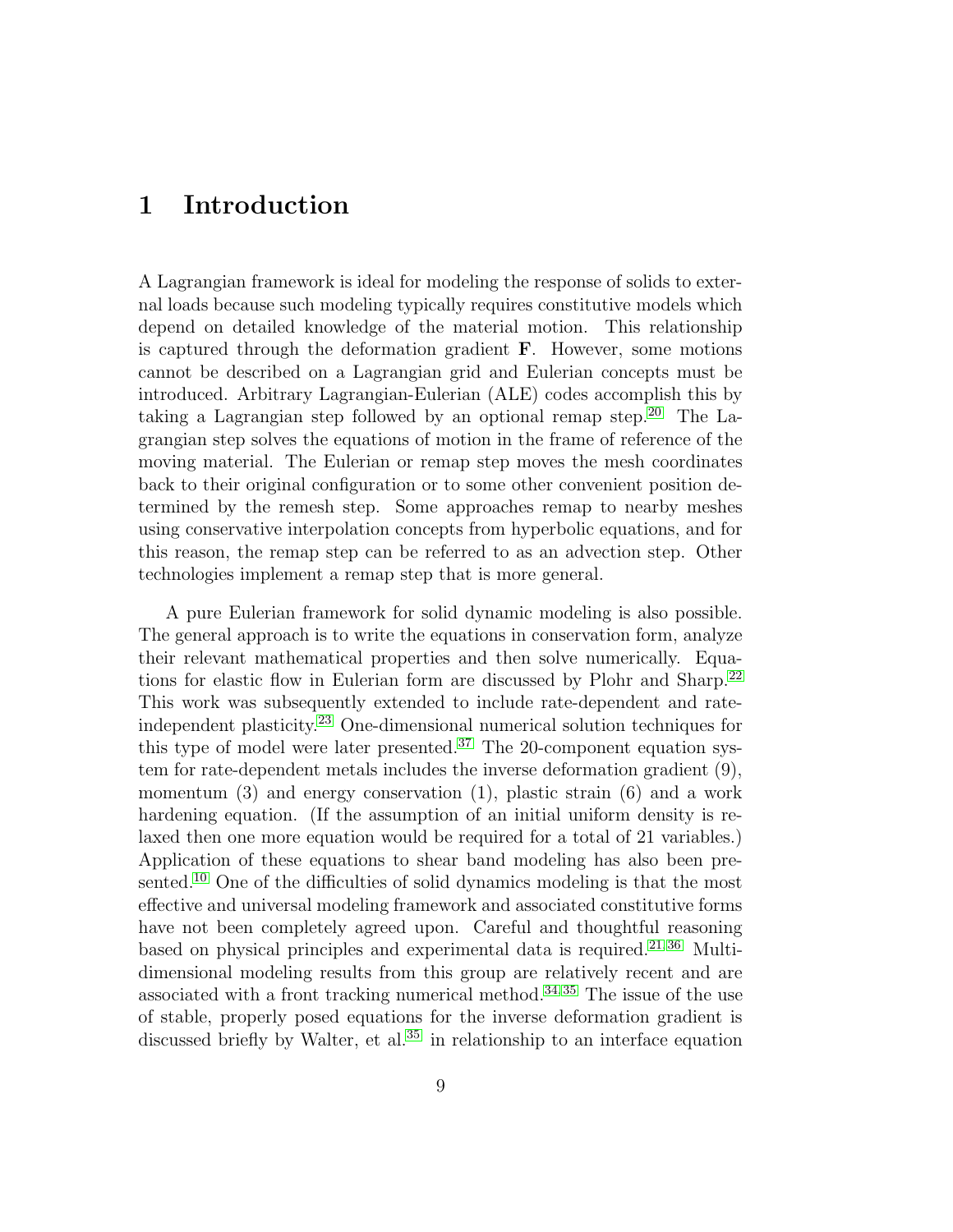# 1 Introduction

A Lagrangian framework is ideal for modeling the response of solids to external loads because such modeling typically requires constitutive models which depend on detailed knowledge of the material motion. This relationship is captured through the deformation gradient $\mathbf{F}$. However, some motions cannot be described on a Lagrangian grid and Eulerian concepts must be introduced. Arbitrary Lagrangian-Eulerian (ALE) codes accomplish this by taking a Lagrangian step followed by an optional remap step.[20] The Lagrangian step solves the equations of motion in the frame of reference of the moving material. The Eulerian or remap step moves the mesh coordinates back to their original configuration or to some other convenient position determined by the remesh step. Some approaches remap to nearby meshes using conservative interpolation concepts from hyperbolic equations, and for this reason, the remap step can be referred to as an advection step. Other technologies implement a remap step that is more general.

A pure Eulerian framework for solid dynamic modeling is also possible. The general approach is to write the equations in conservation form, analyze their relevant mathematical properties and then solve numerically. Equations for elastic flow in Eulerian form are discussed by Plohr and Sharp.[22] This work was subsequently extended to include rate-dependent and rate-independent plasticity.[23] One-dimensional numerical solution techniques for this type of model were later presented.[37] The 20-component equation system for rate-dependent metals includes the inverse deformation gradient (9), momentum (3) and energy conservation (1), plastic strain (6) and a work hardening equation. (If the assumption of an initial uniform density is relaxed then one more equation would be required for a total of 21 variables.) Application of these equations to shear band modeling has also been presented.[10] One of the difficulties of solid dynamics modeling is that the most effective and universal modeling framework and associated constitutive forms have not been completely agreed upon. Careful and thoughtful reasoning based on physical principles and experimental data is required.[21,36] Multi-dimensional modeling results from this group are relatively recent and are associated with a front tracking numerical method.[34,35] The issue of the use of stable, properly posed equations for the inverse deformation gradient is discussed briefly by Walter, et al.[35] in relationship to an interface equation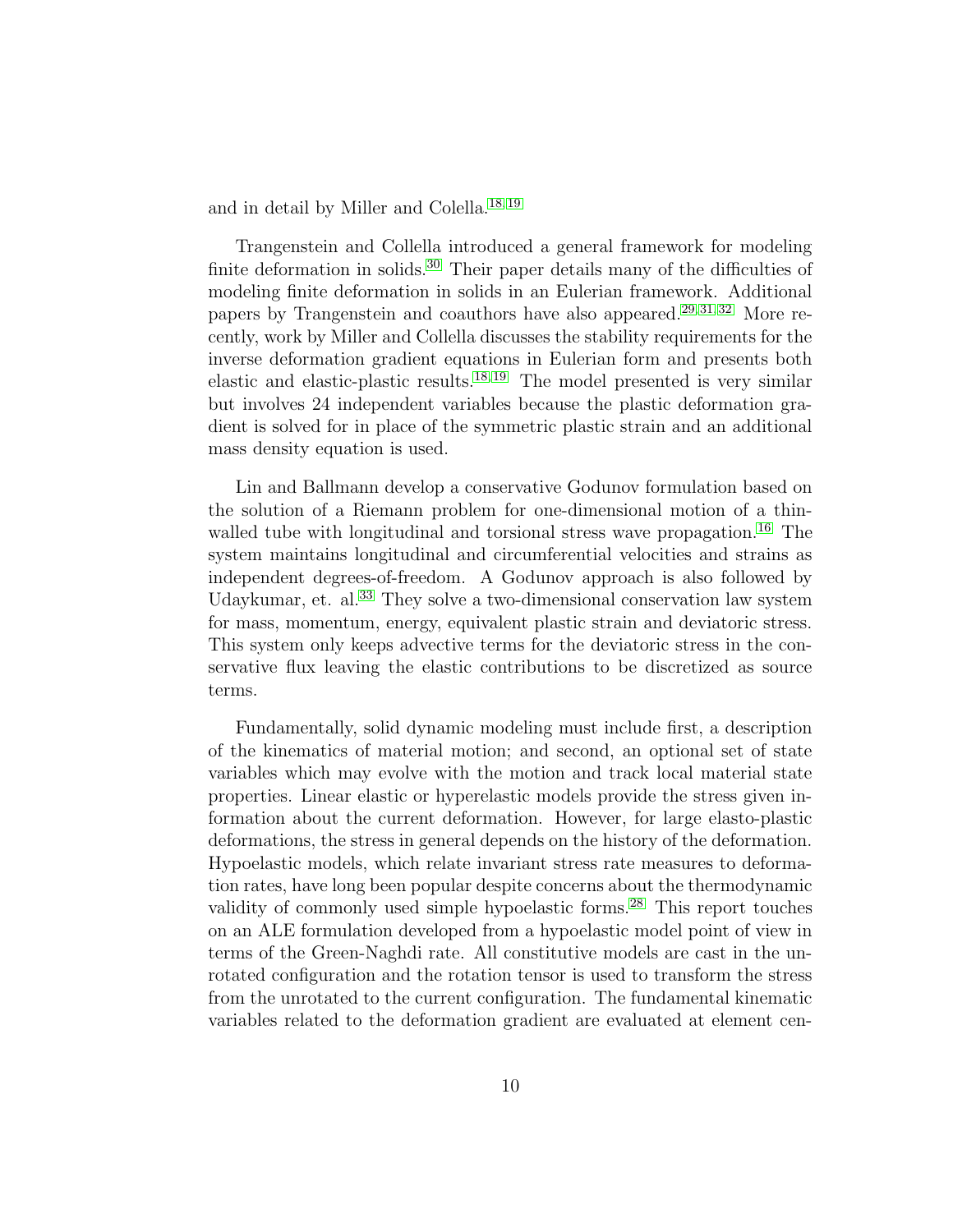and in detail by Miller and Colella.[18,19]

Trangenstein and Collella introduced a general framework for modeling finite deformation in solids.[30] Their paper details many of the difficulties of modeling finite deformation in solids in an Eulerian framework. Additional papers by Trangenstein and coauthors have also appeared.[29,31,32] More recently, work by Miller and Collella discusses the stability requirements for the inverse deformation gradient equations in Eulerian form and presents both elastic and elastic-plastic results.[18,19] The model presented is very similar but involves 24 independent variables because the plastic deformation gradient is solved for in place of the symmetric plastic strain and an additional mass density equation is used.

Lin and Ballmann develop a conservative Godunov formulation based on the solution of a Riemann problem for one-dimensional motion of a thin-walled tube with longitudinal and torsional stress wave propagation.[16] The system maintains longitudinal and circumferential velocities and strains as independent degrees-of-freedom. A Godunov approach is also followed by Udaykumar, et. al.[33] They solve a two-dimensional conservation law system for mass, momentum, energy, equivalent plastic strain and deviatoric stress. This system only keeps advective terms for the deviatoric stress in the conservative flux leaving the elastic contributions to be discretized as source terms.

Fundamentally, solid dynamic modeling must include first, a description of the kinematics of material motion; and second, an optional set of state variables which may evolve with the motion and track local material state properties. Linear elastic or hyperelastic models provide the stress given information about the current deformation. However, for large elasto-plastic deformations, the stress in general depends on the history of the deformation. Hypoelastic models, which relate invariant stress rate measures to deformation rates, have long been popular despite concerns about the thermodynamic validity of commonly used simple hypoelastic forms.[28] This report touches on an ALE formulation developed from a hypoelastic model point of view in terms of the Green-Naghdi rate. All constitutive models are cast in the unrotated configuration and the rotation tensor is used to transform the stress from the unrotated to the current configuration. The fundamental kinematic variables related to the deformation gradient are evaluated at element cen-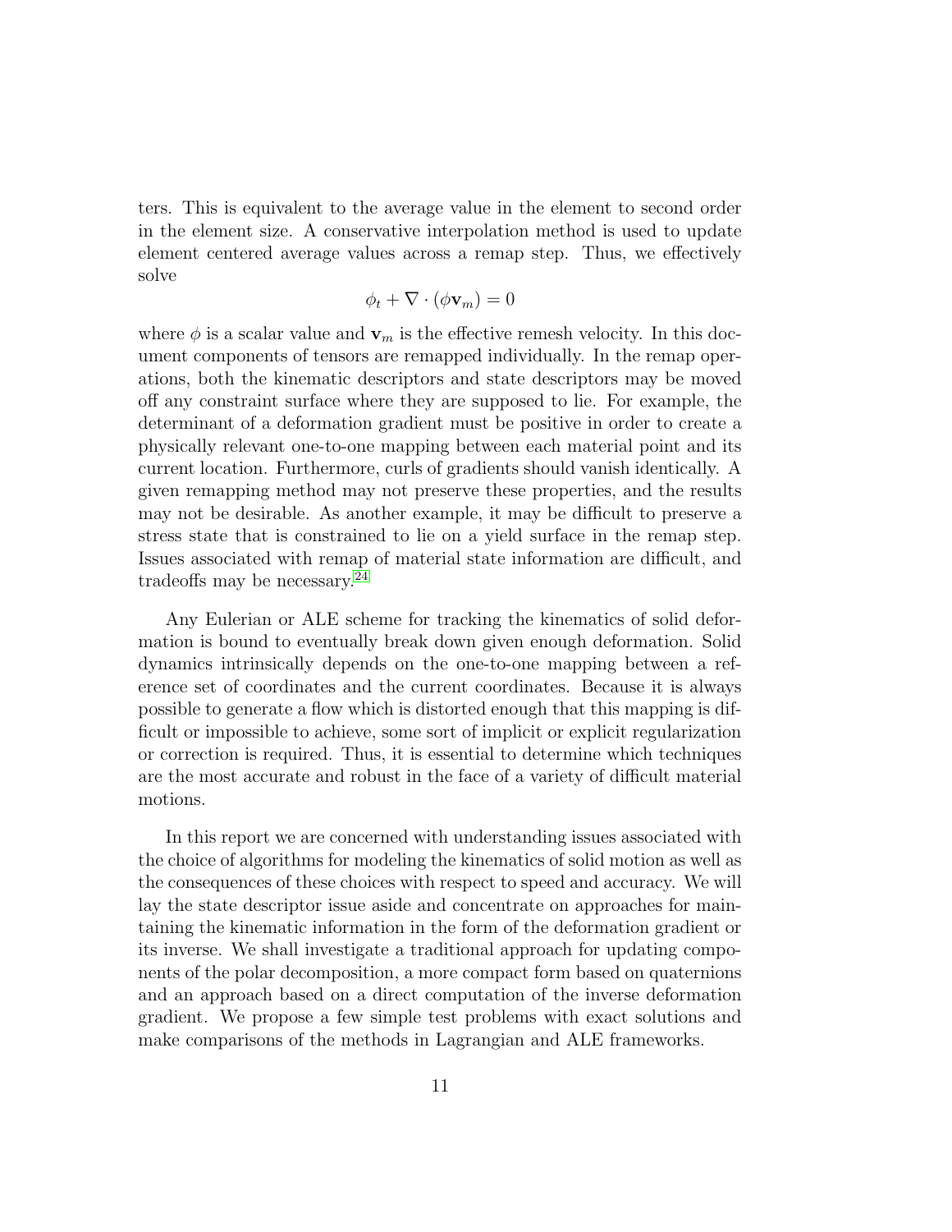ters. This is equivalent to the average value in the element to second order in the element size. A conservative interpolation method is used to update element centered average values across a remap step. Thus, we effectively solve

$$\phi_t + \nabla \cdot (\phi \mathbf{v}_m) = 0$$

where $\phi$ is a scalar value and $\mathbf{v}_m$ is the effective remesh velocity. In this document components of tensors are remapped individually. In the remap operations, both the kinematic descriptors and state descriptors may be moved off any constraint surface where they are supposed to lie. For example, the determinant of a deformation gradient must be positive in order to create a physically relevant one-to-one mapping between each material point and its current location. Furthermore, curls of gradients should vanish identically. A given remapping method may not preserve these properties, and the results may not be desirable. As another example, it may be difficult to preserve a stress state that is constrained to lie on a yield surface in the remap step. Issues associated with remap of material state information are difficult, and tradeoffs may be necessary.[24]

Any Eulerian or ALE scheme for tracking the kinematics of solid deformation is bound to eventually break down given enough deformation. Solid dynamics intrinsically depends on the one-to-one mapping between a reference set of coordinates and the current coordinates. Because it is always possible to generate a flow which is distorted enough that this mapping is difficult or impossible to achieve, some sort of implicit or explicit regularization or correction is required. Thus, it is essential to determine which techniques are the most accurate and robust in the face of a variety of difficult material motions.

In this report we are concerned with understanding issues associated with the choice of algorithms for modeling the kinematics of solid motion as well as the consequences of these choices with respect to speed and accuracy. We will lay the state descriptor issue aside and concentrate on approaches for maintaining the kinematic information in the form of the deformation gradient or its inverse. We shall investigate a traditional approach for updating components of the polar decomposition, a more compact form based on quaternions and an approach based on a direct computation of the inverse deformation gradient. We propose a few simple test problems with exact solutions and make comparisons of the methods in Lagrangian and ALE frameworks.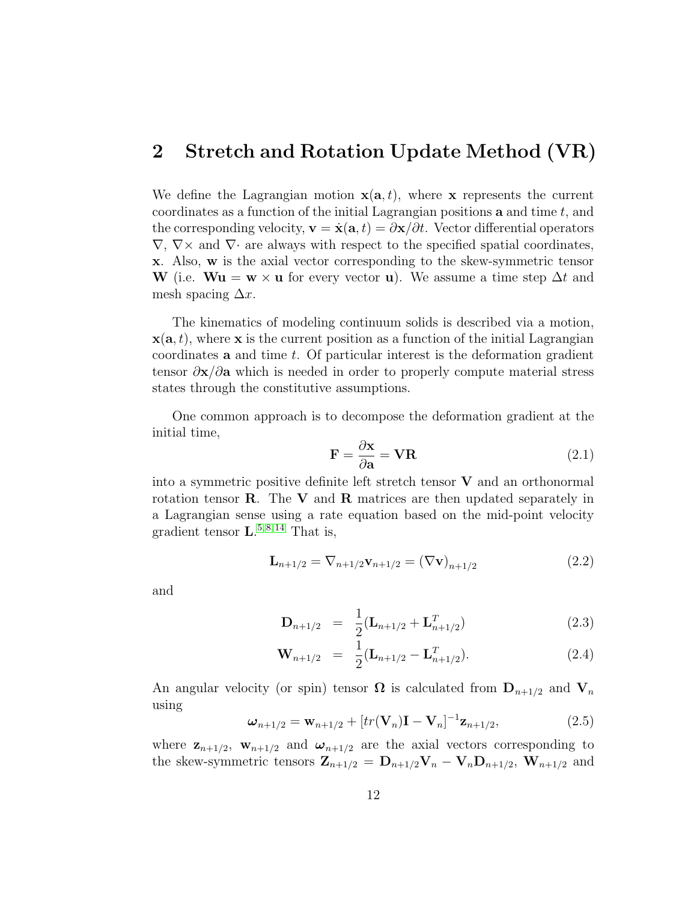## 2 Stretch and Rotation Update Method (VR)

We define the Lagrangian motion $\mathbf{x}(\mathbf{a}, t)$, where $\mathbf{x}$ represents the current coordinates as a function of the initial Lagrangian positions $\mathbf{a}$ and time $t$, and the corresponding velocity, $\mathbf{v} = \dot{\mathbf{x}}(\mathbf{a}, t) = \partial \mathbf{x}/\partial t$. Vector differential operators $\nabla$, $\nabla\times$ and $\nabla\cdot$ are always with respect to the specified spatial coordinates, $\mathbf{x}$. Also, $\mathbf{w}$ is the axial vector corresponding to the skew-symmetric tensor $\mathbf{W}$ (i.e. $\mathbf{W}\mathbf{u} = \mathbf{w} \times \mathbf{u}$ for every vector $\mathbf{u}$). We assume a time step $\Delta t$ and mesh spacing $\Delta x$.

The kinematics of modeling continuum solids is described via a motion, $\mathbf{x}(\mathbf{a}, t)$, where $\mathbf{x}$ is the current position as a function of the initial Lagrangian coordinates $\mathbf{a}$ and time $t$. Of particular interest is the deformation gradient tensor $\partial \mathbf{x}/\partial \mathbf{a}$ which is needed in order to properly compute material stress states through the constitutive assumptions.

One common approach is to decompose the deformation gradient at the initial time,

$$\mathbf{F} = \frac{\partial \mathbf{x}}{\partial \mathbf{a}} = \mathbf{V}\mathbf{R} \tag{2.1}$$

into a symmetric positive definite left stretch tensor $\mathbf{V}$ and an orthonormal rotation tensor $\mathbf{R}$. The $\mathbf{V}$ and $\mathbf{R}$ matrices are then updated separately in a Lagrangian sense using a rate equation based on the mid-point velocity gradient tensor $\mathbf{L}$.[5,8,14] That is,

$$\mathbf{L}_{n+1/2} = \nabla_{n+1/2}\mathbf{v}_{n+1/2} = (\nabla \mathbf{v})_{n+1/2} \tag{2.2}$$

and

$$\mathbf{D}_{n+1/2} = \frac{1}{2}(\mathbf{L}_{n+1/2} + \mathbf{L}^T_{n+1/2}) \tag{2.3}$$

$$\mathbf{W}_{n+1/2} = \frac{1}{2}(\mathbf{L}_{n+1/2} - \mathbf{L}^T_{n+1/2}). \tag{2.4}$$

An angular velocity (or spin) tensor $\boldsymbol{\Omega}$ is calculated from $\mathbf{D}_{n+1/2}$ and $\mathbf{V}_n$ using

$$\boldsymbol{\omega}_{n+1/2} = \mathbf{w}_{n+1/2} + [tr(\mathbf{V}_n)\mathbf{I} - \mathbf{V}_n]^{-1}\mathbf{z}_{n+1/2}, \tag{2.5}$$

where $\mathbf{z}_{n+1/2}$, $\mathbf{w}_{n+1/2}$ and $\boldsymbol{\omega}_{n+1/2}$ are the axial vectors corresponding to the skew-symmetric tensors $\mathbf{Z}_{n+1/2} = \mathbf{D}_{n+1/2}\mathbf{V}_n - \mathbf{V}_n\mathbf{D}_{n+1/2}$, $\mathbf{W}_{n+1/2}$ and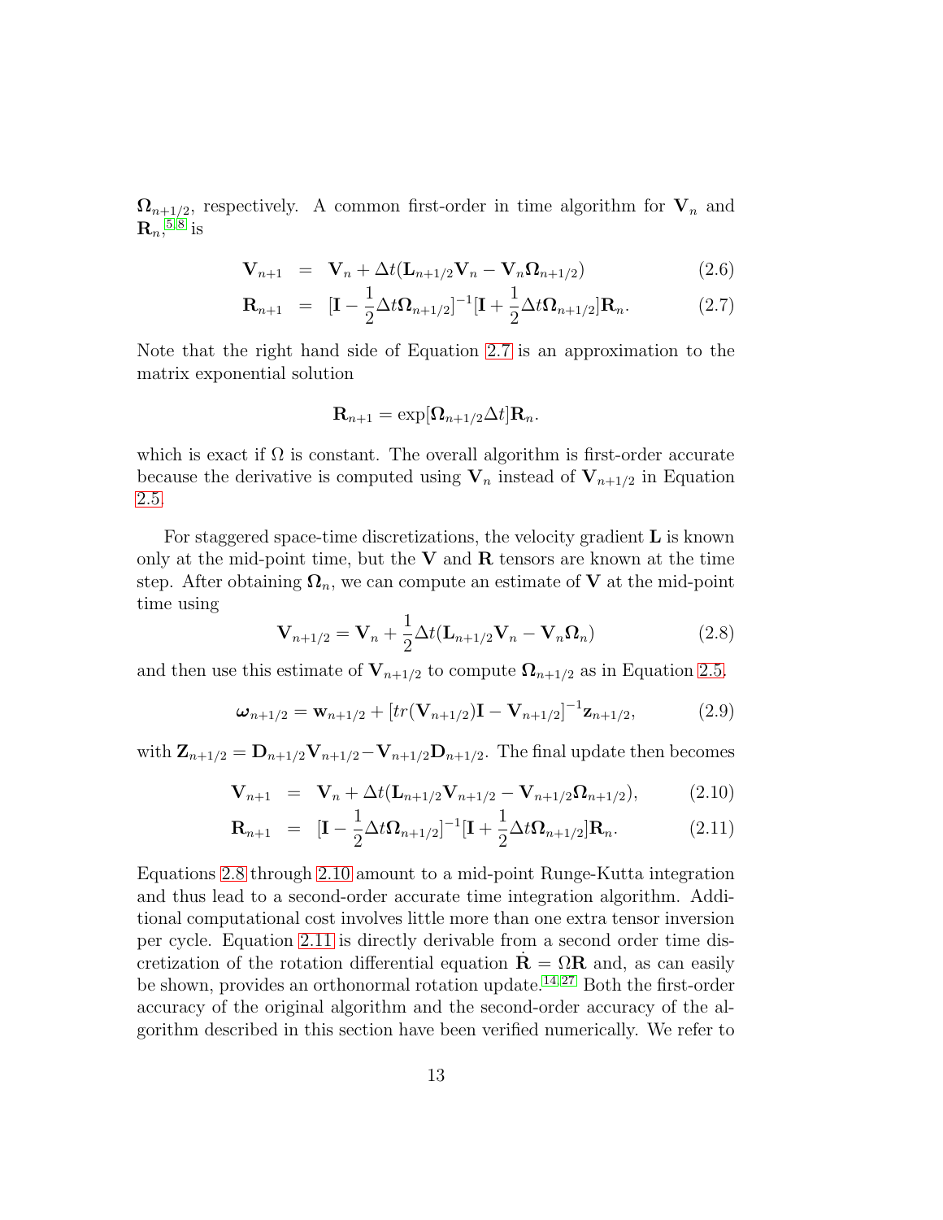$\mathbf{\Omega}_{n+1/2}$, respectively. A common first-order in time algorithm for $\mathbf{V}_n$ and $\mathbf{R}_n$,[5,8] is

$$\mathbf{V}_{n+1} = \mathbf{V}_n + \Delta t(\mathbf{L}_{n+1/2}\mathbf{V}_n - \mathbf{V}_n\mathbf{\Omega}_{n+1/2}) \tag{2.6}$$

$$\mathbf{R}_{n+1} = [\mathbf{I} - \frac{1}{2}\Delta t\mathbf{\Omega}_{n+1/2}]^{-1}[\mathbf{I} + \frac{1}{2}\Delta t\mathbf{\Omega}_{n+1/2}]\mathbf{R}_n. \tag{2.7}$$

Note that the right hand side of Equation 2.7 is an approximation to the matrix exponential solution

$$\mathbf{R}_{n+1} = \exp[\mathbf{\Omega}_{n+1/2}\Delta t]\mathbf{R}_n.$$

which is exact if $\Omega$ is constant. The overall algorithm is first-order accurate because the derivative is computed using $\mathbf{V}_n$ instead of $\mathbf{V}_{n+1/2}$ in Equation 2.5.

For staggered space-time discretizations, the velocity gradient $\mathbf{L}$ is known only at the mid-point time, but the $\mathbf{V}$ and $\mathbf{R}$ tensors are known at the time step. After obtaining $\mathbf{\Omega}_n$, we can compute an estimate of $\mathbf{V}$ at the mid-point time using

$$\mathbf{V}_{n+1/2} = \mathbf{V}_n + \frac{1}{2}\Delta t(\mathbf{L}_{n+1/2}\mathbf{V}_n - \mathbf{V}_n\mathbf{\Omega}_n) \tag{2.8}$$

and then use this estimate of $\mathbf{V}_{n+1/2}$ to compute $\mathbf{\Omega}_{n+1/2}$ as in Equation 2.5.

$$\boldsymbol{\omega}_{n+1/2} = \mathbf{w}_{n+1/2} + [tr(\mathbf{V}_{n+1/2})\mathbf{I} - \mathbf{V}_{n+1/2}]^{-1}\mathbf{z}_{n+1/2}, \tag{2.9}$$

with $\mathbf{Z}_{n+1/2} = \mathbf{D}_{n+1/2}\mathbf{V}_{n+1/2} - \mathbf{V}_{n+1/2}\mathbf{D}_{n+1/2}$. The final update then becomes

$$\mathbf{V}_{n+1} = \mathbf{V}_n + \Delta t(\mathbf{L}_{n+1/2}\mathbf{V}_{n+1/2} - \mathbf{V}_{n+1/2}\mathbf{\Omega}_{n+1/2}), \tag{2.10}$$

$$\mathbf{R}_{n+1} = [\mathbf{I} - \frac{1}{2}\Delta t\mathbf{\Omega}_{n+1/2}]^{-1}[\mathbf{I} + \frac{1}{2}\Delta t\mathbf{\Omega}_{n+1/2}]\mathbf{R}_n. \tag{2.11}$$

Equations 2.8 through 2.10 amount to a mid-point Runge-Kutta integration and thus lead to a second-order accurate time integration algorithm. Additional computational cost involves little more than one extra tensor inversion per cycle. Equation 2.11 is directly derivable from a second order time discretization of the rotation differential equation $\dot{\mathbf{R}} = \Omega\mathbf{R}$ and, as can easily be shown, provides an orthonormal rotation update.[14,27] Both the first-order accuracy of the original algorithm and the second-order accuracy of the algorithm described in this section have been verified numerically. We refer to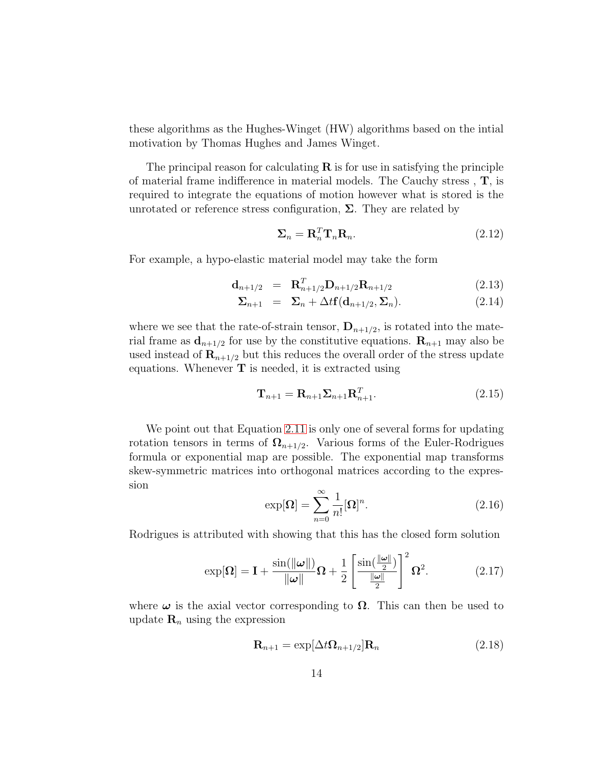these algorithms as the Hughes-Winget (HW) algorithms based on the intial motivation by Thomas Hughes and James Winget.

The principal reason for calculating $\mathbf{R}$ is for use in satisfying the principle of material frame indifference in material models. The Cauchy stress , $\mathbf{T}$, is required to integrate the equations of motion however what is stored is the unrotated or reference stress configuration, $\mathbf{\Sigma}$. They are related by

$$\mathbf{\Sigma}_n = \mathbf{R}_n^T \mathbf{T}_n \mathbf{R}_n. \tag{2.12}$$

For example, a hypo-elastic material model may take the form

$$\begin{aligned} \mathbf{d}_{n+1/2} &= \mathbf{R}_{n+1/2}^T \mathbf{D}_{n+1/2} \mathbf{R}_{n+1/2} & (2.13) \\ \mathbf{\Sigma}_{n+1} &= \mathbf{\Sigma}_n + \Delta t \mathbf{f}(\mathbf{d}_{n+1/2}, \mathbf{\Sigma}_n). & (2.14) \end{aligned}$$

where we see that the rate-of-strain tensor, $\mathbf{D}_{n+1/2}$, is rotated into the material frame as $\mathbf{d}_{n+1/2}$ for use by the constitutive equations. $\mathbf{R}_{n+1}$ may also be used instead of $\mathbf{R}_{n+1/2}$ but this reduces the overall order of the stress update equations. Whenever $\mathbf{T}$ is needed, it is extracted using

$$\mathbf{T}_{n+1} = \mathbf{R}_{n+1} \mathbf{\Sigma}_{n+1} \mathbf{R}_{n+1}^T. \tag{2.15}$$

We point out that Equation 2.11 is only one of several forms for updating rotation tensors in terms of $\mathbf{\Omega}_{n+1/2}$. Various forms of the Euler-Rodrigues formula or exponential map are possible. The exponential map transforms skew-symmetric matrices into orthogonal matrices according to the expression

$$\exp[\mathbf{\Omega}] = \sum_{n=0}^{\infty} \frac{1}{n!} [\mathbf{\Omega}]^n. \tag{2.16}$$

Rodrigues is attributed with showing that this has the closed form solution

$$\exp[\mathbf{\Omega}] = \mathbf{I} + \frac{\sin(\|\boldsymbol{\omega}\|)}{\|\boldsymbol{\omega}\|} \mathbf{\Omega} + \frac{1}{2} \left[ \frac{\sin(\frac{\|\boldsymbol{\omega}\|}{2})}{\frac{\|\boldsymbol{\omega}\|}{2}} \right]^2 \mathbf{\Omega}^2. \tag{2.17}$$

where $\boldsymbol{\omega}$ is the axial vector corresponding to $\mathbf{\Omega}$. This can then be used to update $\mathbf{R}_n$ using the expression

$$\mathbf{R}_{n+1} = \exp[\Delta t \mathbf{\Omega}_{n+1/2}] \mathbf{R}_n \tag{2.18}$$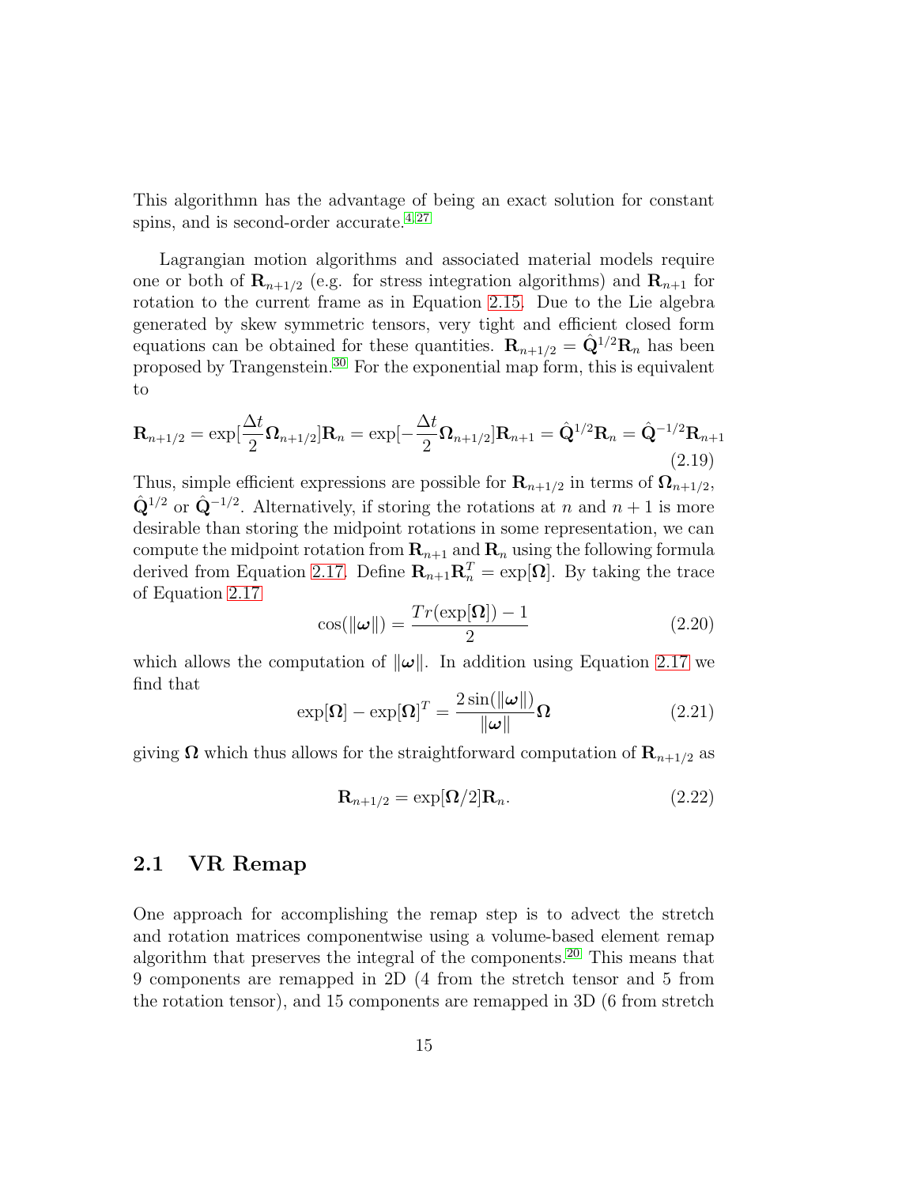This algorithmn has the advantage of being an exact solution for constant spins, and is second-order accurate.[4,27]

Lagrangian motion algorithms and associated material models require one or both of $\mathbf{R}_{n+1/2}$ (e.g. for stress integration algorithms) and $\mathbf{R}_{n+1}$ for rotation to the current frame as in Equation 2.15. Due to the Lie algebra generated by skew symmetric tensors, very tight and efficient closed form equations can be obtained for these quantities. $\mathbf{R}_{n+1/2} = \hat{\mathbf{Q}}^{1/2}\mathbf{R}_n$ has been proposed by Trangenstein.[30] For the exponential map form, this is equivalent to

$$\mathbf{R}_{n+1/2} = \exp[\frac{\Delta t}{2}\mathbf{\Omega}_{n+1/2}]\mathbf{R}_n = \exp[-\frac{\Delta t}{2}\mathbf{\Omega}_{n+1/2}]\mathbf{R}_{n+1} = \hat{\mathbf{Q}}^{1/2}\mathbf{R}_n = \hat{\mathbf{Q}}^{-1/2}\mathbf{R}_{n+1} \tag{2.19}$$

Thus, simple efficient expressions are possible for $\mathbf{R}_{n+1/2}$ in terms of $\mathbf{\Omega}_{n+1/2}$, $\hat{\mathbf{Q}}^{1/2}$ or $\hat{\mathbf{Q}}^{-1/2}$. Alternatively, if storing the rotations at $n$ and $n+1$ is more desirable than storing the midpoint rotations in some representation, we can compute the midpoint rotation from $\mathbf{R}_{n+1}$ and $\mathbf{R}_n$ using the following formula derived from Equation 2.17. Define $\mathbf{R}_{n+1}\mathbf{R}_n^T = \exp[\mathbf{\Omega}]$. By taking the trace of Equation 2.17

$$\cos(\|\boldsymbol{\omega}\|) = \frac{Tr(\exp[\mathbf{\Omega}]) - 1}{2} \tag{2.20}$$

which allows the computation of $\|\boldsymbol{\omega}\|$. In addition using Equation 2.17 we find that

$$\exp[\mathbf{\Omega}] - \exp[\mathbf{\Omega}]^T = \frac{2\sin(\|\boldsymbol{\omega}\|)}{\|\boldsymbol{\omega}\|}\mathbf{\Omega} \tag{2.21}$$

giving $\mathbf{\Omega}$ which thus allows for the straightforward computation of $\mathbf{R}_{n+1/2}$ as

$$\mathbf{R}_{n+1/2} = \exp[\mathbf{\Omega}/2]\mathbf{R}_n. \tag{2.22}$$

## 2.1 VR Remap

One approach for accomplishing the remap step is to advect the stretch and rotation matrices componentwise using a volume-based element remap algorithm that preserves the integral of the components.[20] This means that 9 components are remapped in 2D (4 from the stretch tensor and 5 from the rotation tensor), and 15 components are remapped in 3D (6 from stretch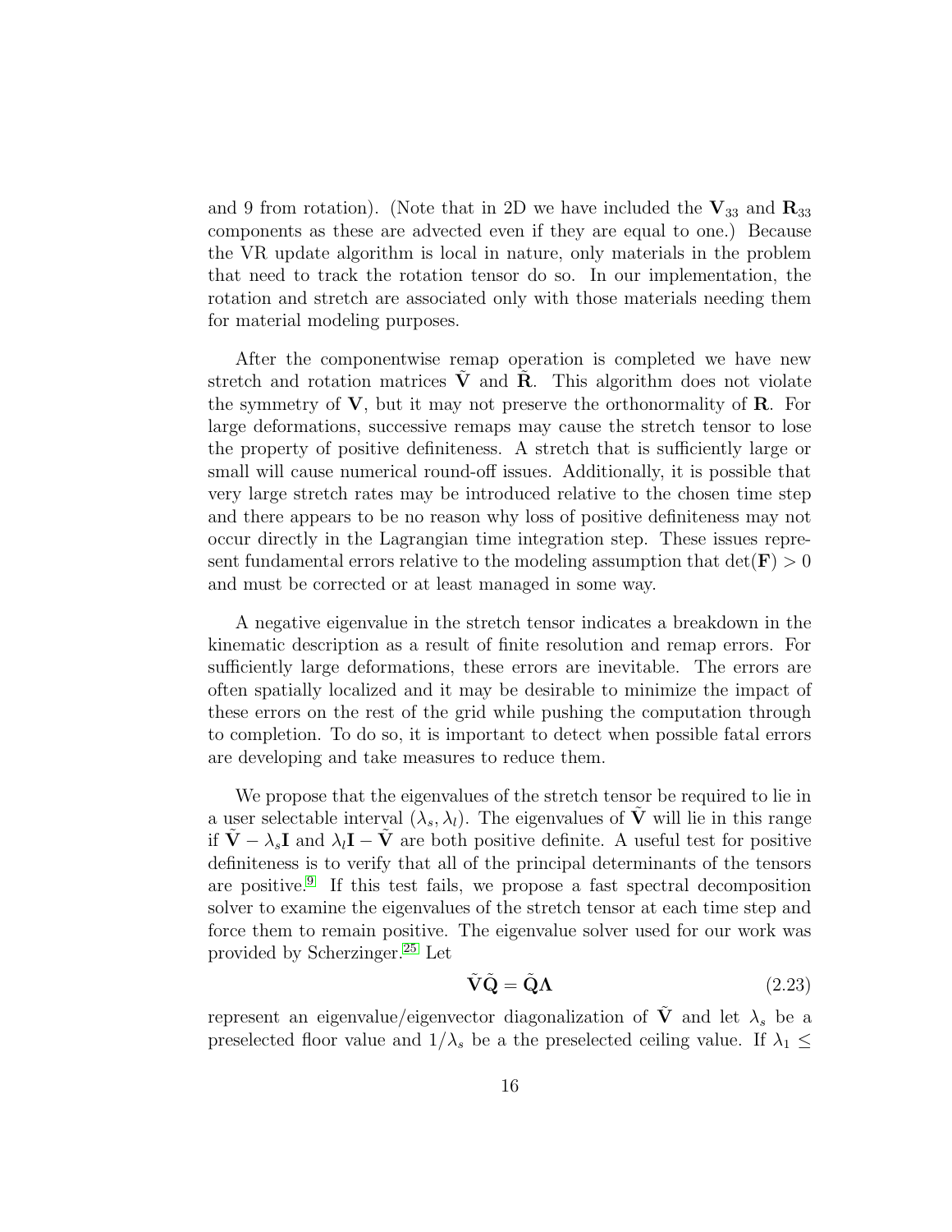and 9 from rotation). (Note that in 2D we have included the $\mathbf{V}_{33}$ and $\mathbf{R}_{33}$ components as these are advected even if they are equal to one.) Because the VR update algorithm is local in nature, only materials in the problem that need to track the rotation tensor do so. In our implementation, the rotation and stretch are associated only with those materials needing them for material modeling purposes.

After the componentwise remap operation is completed we have new stretch and rotation matrices $\tilde{\mathbf{V}}$ and $\tilde{\mathbf{R}}$. This algorithm does not violate the symmetry of $\mathbf{V}$, but it may not preserve the orthonormality of $\mathbf{R}$. For large deformations, successive remaps may cause the stretch tensor to lose the property of positive definiteness. A stretch that is sufficiently large or small will cause numerical round-off issues. Additionally, it is possible that very large stretch rates may be introduced relative to the chosen time step and there appears to be no reason why loss of positive definiteness may not occur directly in the Lagrangian time integration step. These issues represent fundamental errors relative to the modeling assumption that $\det(\mathbf{F}) > 0$ and must be corrected or at least managed in some way.

A negative eigenvalue in the stretch tensor indicates a breakdown in the kinematic description as a result of finite resolution and remap errors. For sufficiently large deformations, these errors are inevitable. The errors are often spatially localized and it may be desirable to minimize the impact of these errors on the rest of the grid while pushing the computation through to completion. To do so, it is important to detect when possible fatal errors are developing and take measures to reduce them.

We propose that the eigenvalues of the stretch tensor be required to lie in a user selectable interval $(\lambda_s, \lambda_l)$. The eigenvalues of $\tilde{\mathbf{V}}$ will lie in this range if $\tilde{\mathbf{V}} - \lambda_s \mathbf{I}$ and $\lambda_l \mathbf{I} - \tilde{\mathbf{V}}$ are both positive definite. A useful test for positive definiteness is to verify that all of the principal determinants of the tensors are positive.[9] If this test fails, we propose a fast spectral decomposition solver to examine the eigenvalues of the stretch tensor at each time step and force them to remain positive. The eigenvalue solver used for our work was provided by Scherzinger.[25] Let

$$\tilde{\mathbf{V}}\tilde{\mathbf{Q}} = \tilde{\mathbf{Q}}\mathbf{\Lambda} \tag{2.23}$$

represent an eigenvalue/eigenvector diagonalization of $\tilde{\mathbf{V}}$ and let $\lambda_s$ be a preselected floor value and $1/\lambda_s$ be a the preselected ceiling value. If $\lambda_1 \leq$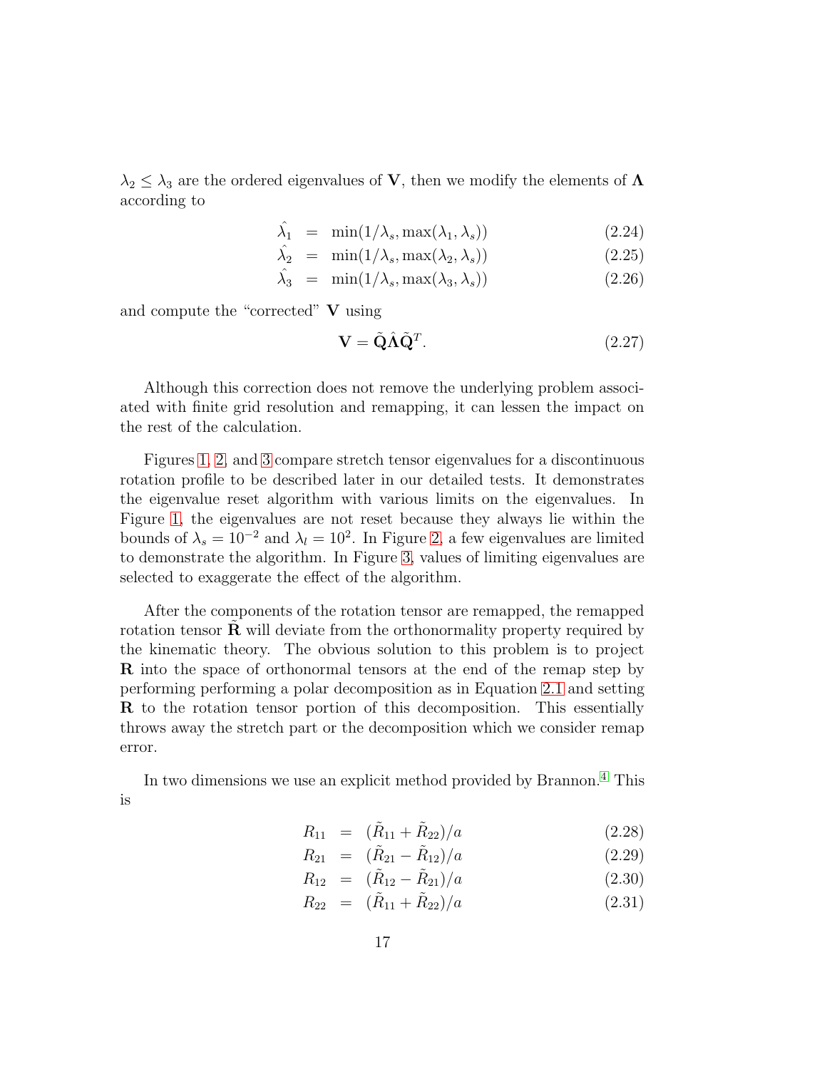$\lambda_2 \leq \lambda_3$ are the ordered eigenvalues of $\mathbf{V}$, then we modify the elements of $\mathbf{\Lambda}$ according to

$$
\begin{aligned}
\hat{\lambda_1} &= \min(1/\lambda_s, \max(\lambda_1, \lambda_s)) && (2.24)\\
\hat{\lambda_2} &= \min(1/\lambda_s, \max(\lambda_2, \lambda_s)) && (2.25)\\
\hat{\lambda_3} &= \min(1/\lambda_s, \max(\lambda_3, \lambda_s)) && (2.26)
\end{aligned}
$$

and compute the "corrected" $\mathbf{V}$ using

$$
\mathbf{V} = \tilde{\mathbf{Q}}\hat{\mathbf{\Lambda}}\tilde{\mathbf{Q}}^T. \qquad (2.27)
$$

Although this correction does not remove the underlying problem associated with finite grid resolution and remapping, it can lessen the impact on the rest of the calculation.

Figures 1, 2, and 3 compare stretch tensor eigenvalues for a discontinuous rotation profile to be described later in our detailed tests. It demonstrates the eigenvalue reset algorithm with various limits on the eigenvalues. In Figure 1, the eigenvalues are not reset because they always lie within the bounds of $\lambda_s = 10^{-2}$ and $\lambda_l = 10^2$. In Figure 2, a few eigenvalues are limited to demonstrate the algorithm. In Figure 3, values of limiting eigenvalues are selected to exaggerate the effect of the algorithm.

After the components of the rotation tensor are remapped, the remapped rotation tensor $\tilde{\mathbf{R}}$ will deviate from the orthonormality property required by the kinematic theory. The obvious solution to this problem is to project $\mathbf{R}$ into the space of orthonormal tensors at the end of the remap step by performing performing a polar decomposition as in Equation 2.1 and setting $\mathbf{R}$ to the rotation tensor portion of this decomposition. This essentially throws away the stretch part or the decomposition which we consider remap error.

In two dimensions we use an explicit method provided by Brannon.[4] This is

$$
\begin{aligned}
R_{11} &= (\tilde{R}_{11} + \tilde{R}_{22})/a && (2.28)\\
R_{21} &= (\tilde{R}_{21} - \tilde{R}_{12})/a && (2.29)\\
R_{12} &= (\tilde{R}_{12} - \tilde{R}_{21})/a && (2.30)\\
R_{22} &= (\tilde{R}_{11} + \tilde{R}_{22})/a && (2.31)
\end{aligned}
$$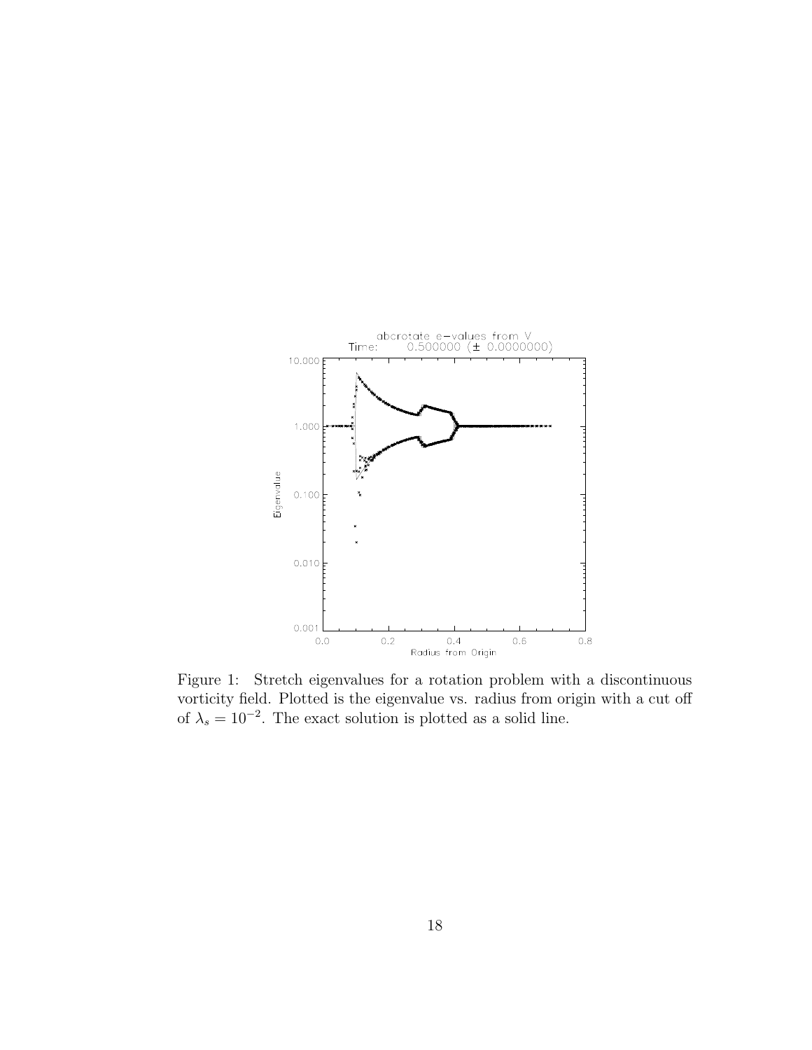Figure 1: Stretch eigenvalues for a rotation problem with a discontinuous vorticity field. Plotted is the eigenvalue vs. radius from origin with a cut off of $\lambda_s = 10^{-2}$. The exact solution is plotted as a solid line.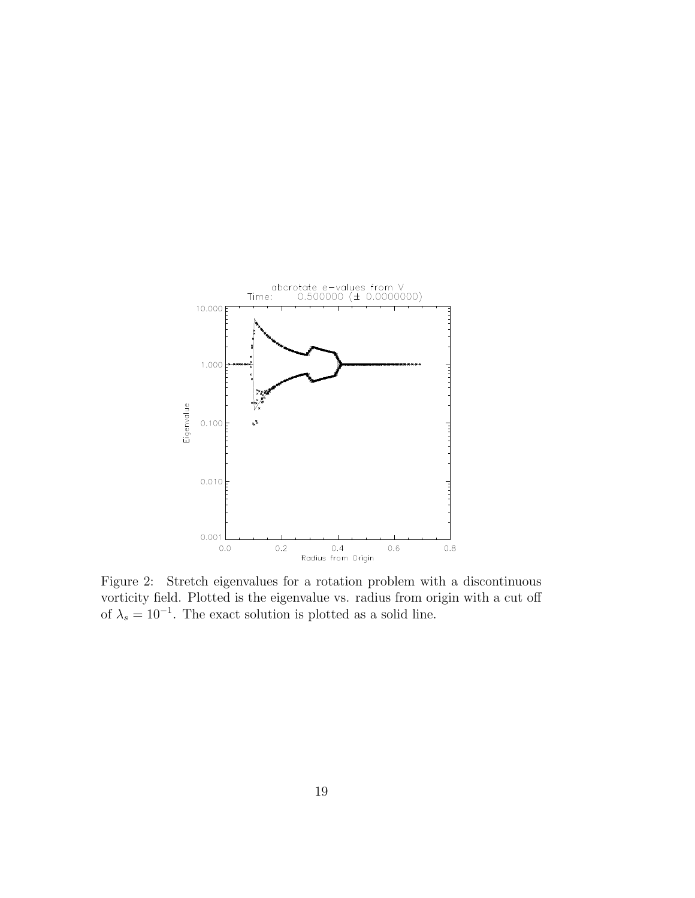Figure 2: Stretch eigenvalues for a rotation problem with a discontinuous vorticity field. Plotted is the eigenvalue vs. radius from origin with a cut off of $\lambda_s = 10^{-1}$. The exact solution is plotted as a solid line.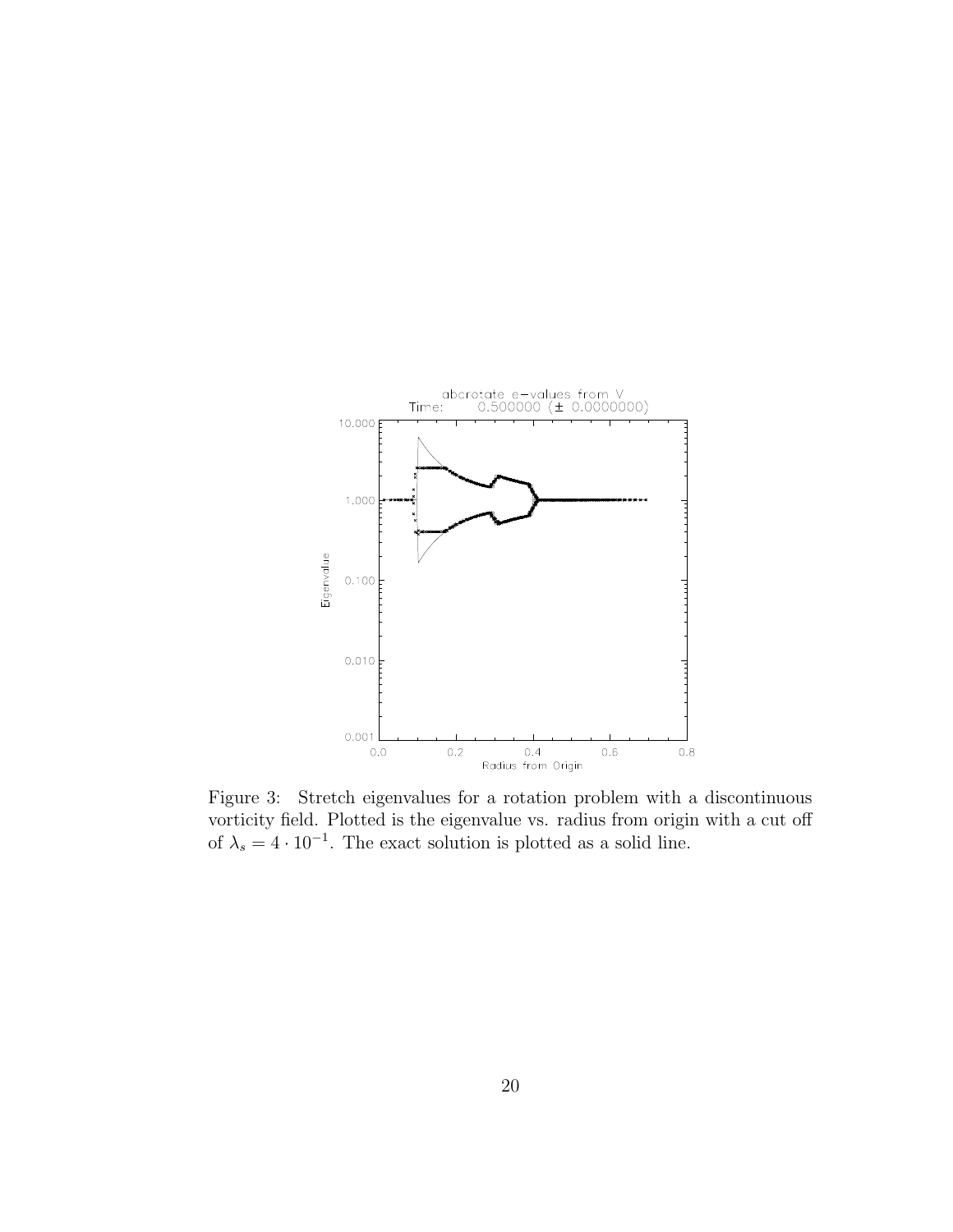Figure 3: Stretch eigenvalues for a rotation problem with a discontinuous vorticity field. Plotted is the eigenvalue vs. radius from origin with a cut off of $\lambda_s = 4 \cdot 10^{-1}$. The exact solution is plotted as a solid line.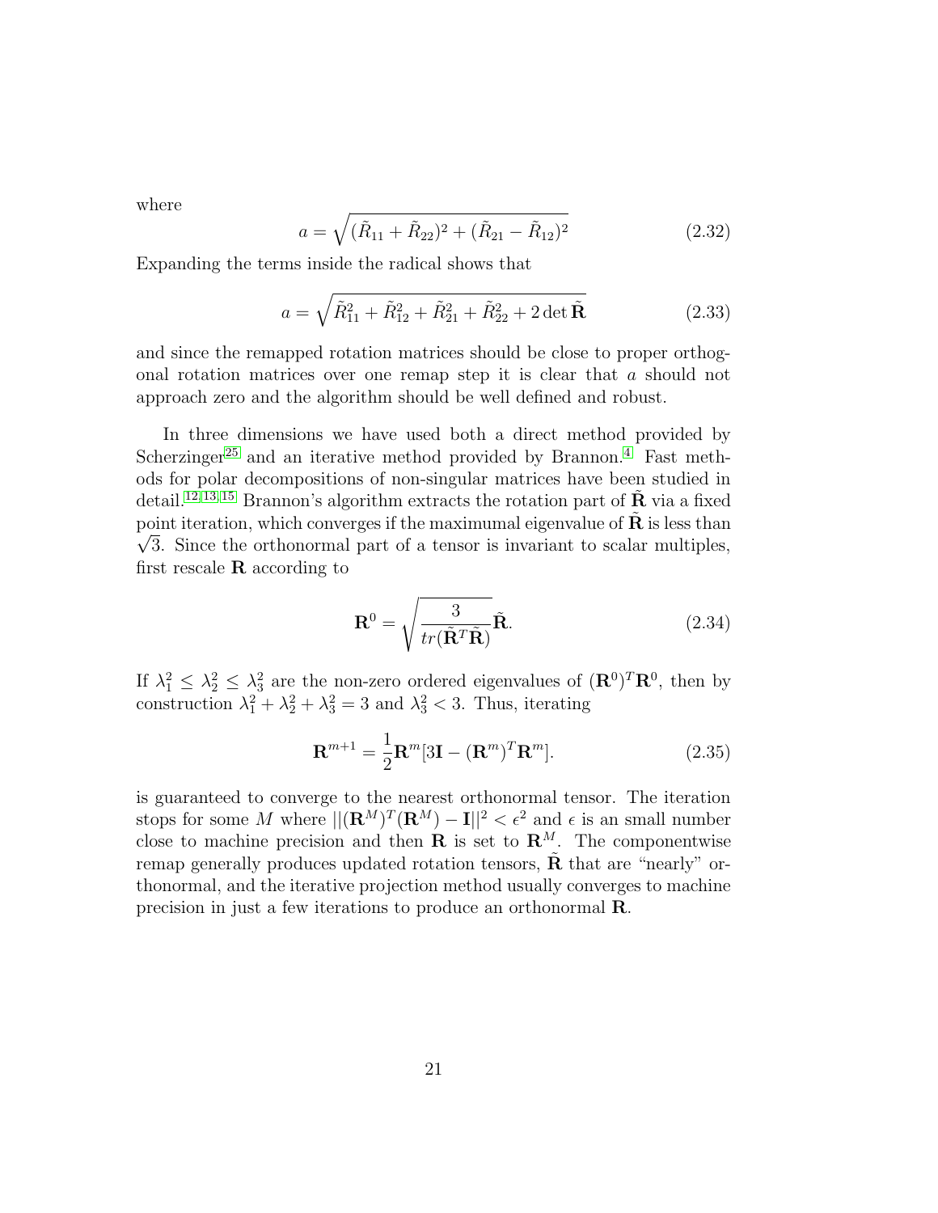where

$$a = \sqrt{(\tilde{R}_{11} + \tilde{R}_{22})^2 + (\tilde{R}_{21} - \tilde{R}_{12})^2} \tag{2.32}$$

Expanding the terms inside the radical shows that

$$a = \sqrt{\tilde{R}_{11}^2 + \tilde{R}_{12}^2 + \tilde{R}_{21}^2 + \tilde{R}_{22}^2 + 2 \det \tilde{\mathbf{R}}} \tag{2.33}$$

and since the remapped rotation matrices should be close to proper orthogonal rotation matrices over one remap step it is clear that $a$ should not approach zero and the algorithm should be well defined and robust.

In three dimensions we have used both a direct method provided by Scherzinger[25] and an iterative method provided by Brannon.[4] Fast methods for polar decompositions of non-singular matrices have been studied in detail.[12,13,15] Brannon's algorithm extracts the rotation part of $\tilde{\mathbf{R}}$ via a fixed point iteration, which converges if the maximumal eigenvalue of $\tilde{\mathbf{R}}$ is less than $\sqrt{3}$. Since the orthonormal part of a tensor is invariant to scalar multiples, first rescale $\mathbf{R}$ according to

$$\mathbf{R}^0 = \sqrt{\frac{3}{tr(\tilde{\mathbf{R}}^T \tilde{\mathbf{R}})}} \tilde{\mathbf{R}}. \tag{2.34}$$

If $\lambda_1^2 \leq \lambda_2^2 \leq \lambda_3^2$ are the non-zero ordered eigenvalues of $(\mathbf{R}^0)^T \mathbf{R}^0$, then by construction $\lambda_1^2 + \lambda_2^2 + \lambda_3^2 = 3$ and $\lambda_3^2 < 3$. Thus, iterating

$$\mathbf{R}^{m+1} = \frac{1}{2} \mathbf{R}^m [3\mathbf{I} - (\mathbf{R}^m)^T \mathbf{R}^m]. \tag{2.35}$$

is guaranteed to converge to the nearest orthonormal tensor. The iteration stops for some $M$ where $||(\mathbf{R}^M)^T (\mathbf{R}^M) - \mathbf{I}||^2 < \epsilon^2$ and $\epsilon$ is an small number close to machine precision and then $\mathbf{R}$ is set to $\mathbf{R}^M$. The componentwise remap generally produces updated rotation tensors, $\tilde{\mathbf{R}}$ that are "nearly" orthonormal, and the iterative projection method usually converges to machine precision in just a few iterations to produce an orthonormal $\mathbf{R}$.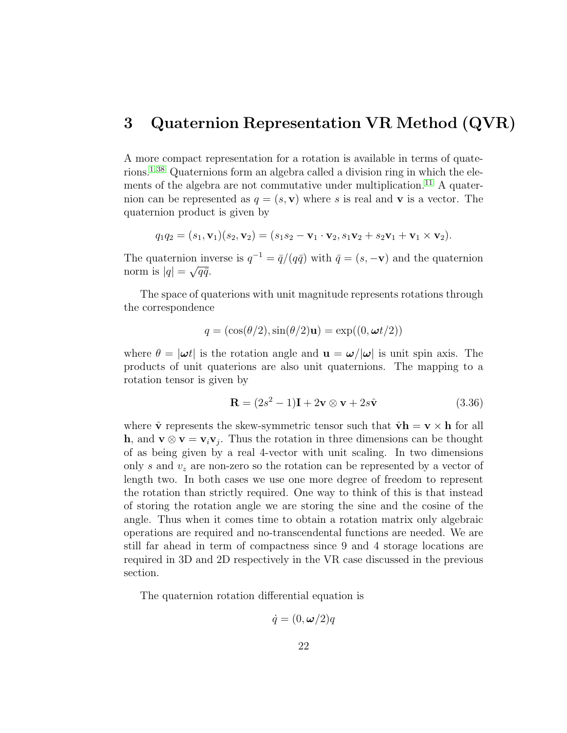# 3 Quaternion Representation VR Method (QVR)

A more compact representation for a rotation is available in terms of quaternions.[1][38] Quaternions form an algebra called a division ring in which the elements of the algebra are not commutative under multiplication.[11] A quaternion can be represented as $q = (s, \mathbf{v})$ where $s$ is real and $\mathbf{v}$ is a vector. The quaternion product is given by

$$q_1 q_2 = (s_1, \mathbf{v}_1)(s_2, \mathbf{v}_2) = (s_1 s_2 - \mathbf{v}_1 \cdot \mathbf{v}_2, s_1 \mathbf{v}_2 + s_2 \mathbf{v}_1 + \mathbf{v}_1 \times \mathbf{v}_2).$$

The quaternion inverse is $q^{-1} = \bar{q}/(q\bar{q})$ with $\bar{q} = (s, -\mathbf{v})$ and the quaternion norm is $|q| = \sqrt{q\bar{q}}$.

The space of quaterions with unit magnitude represents rotations through the correspondence

$$q = (\cos(\theta/2), \sin(\theta/2)\mathbf{u}) = \exp((0, \boldsymbol{\omega} t/2))$$

where $\theta = |\boldsymbol{\omega} t|$ is the rotation angle and $\mathbf{u} = \boldsymbol{\omega}/|\boldsymbol{\omega}|$ is unit spin axis. The products of unit quaterions are also unit quaternions. The mapping to a rotation tensor is given by

$$\mathbf{R} = (2s^2 - 1)\mathbf{I} + 2\mathbf{v} \otimes \mathbf{v} + 2s\hat{\mathbf{v}} \tag{3.36}$$

where $\hat{\mathbf{v}}$ represents the skew-symmetric tensor such that $\hat{\mathbf{v}}\mathbf{h} = \mathbf{v} \times \mathbf{h}$ for all $\mathbf{h}$, and $\mathbf{v} \otimes \mathbf{v} = \mathbf{v}_i \mathbf{v}_j$. Thus the rotation in three dimensions can be thought of as being given by a real 4-vector with unit scaling. In two dimensions only $s$ and $v_z$ are non-zero so the rotation can be represented by a vector of length two. In both cases we use one more degree of freedom to represent the rotation than strictly required. One way to think of this is that instead of storing the rotation angle we are storing the sine and the cosine of the angle. Thus when it comes time to obtain a rotation matrix only algebraic operations are required and no-transcendental functions are needed. We are still far ahead in term of compactness since 9 and 4 storage locations are required in 3D and 2D respectively in the VR case discussed in the previous section.

The quaternion rotation differential equation is

$$\dot{q} = (0, \boldsymbol{\omega}/2)q$$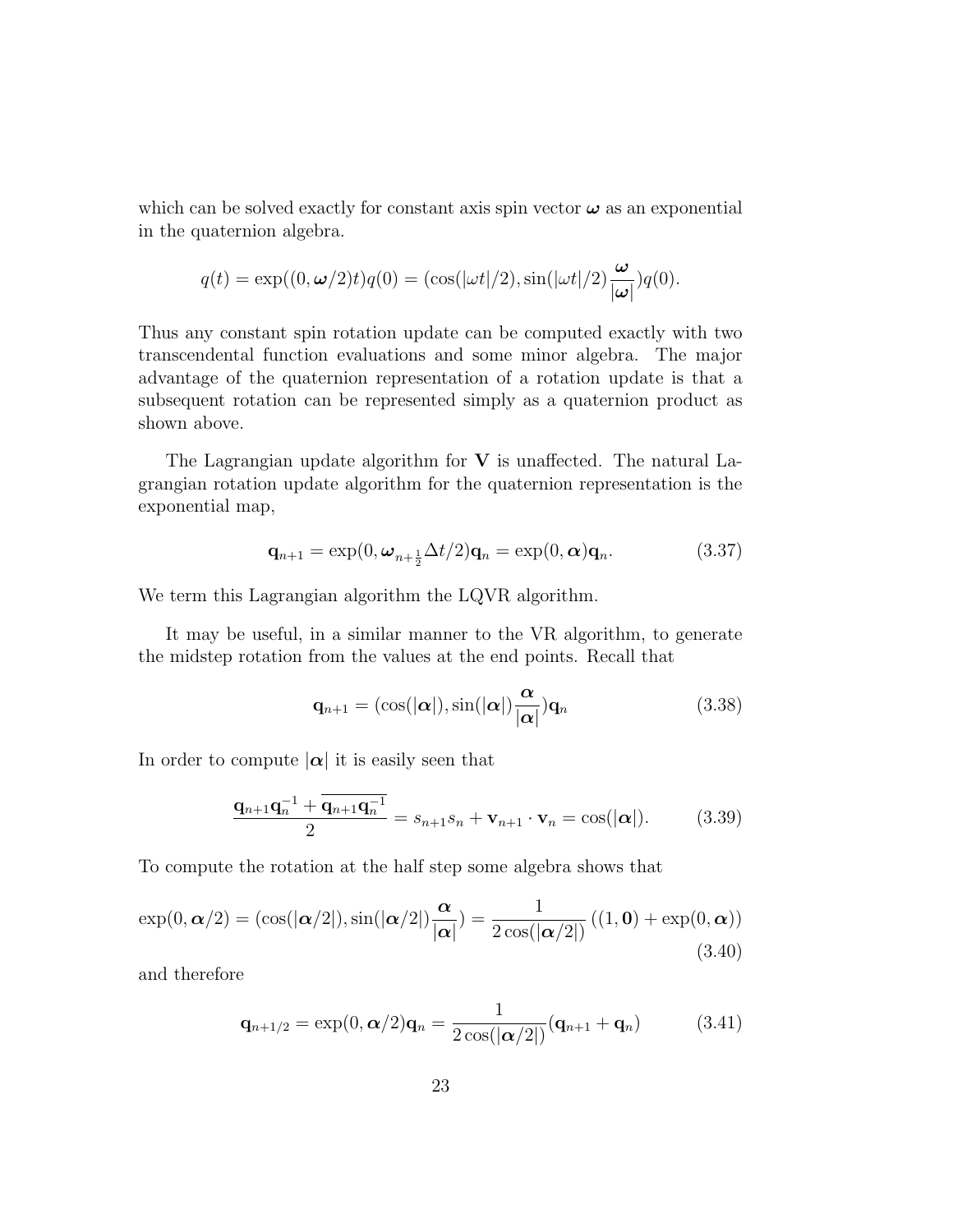which can be solved exactly for constant axis spin vector $\boldsymbol{\omega}$ as an exponential in the quaternion algebra.

$$q(t) = \exp((0, \boldsymbol{\omega}/2)t)q(0) = (\cos(|\omega t|/2), \sin(|\omega t|/2)\frac{\boldsymbol{\omega}}{|\boldsymbol{\omega}|})q(0).$$

Thus any constant spin rotation update can be computed exactly with two transcendental function evaluations and some minor algebra. The major advantage of the quaternion representation of a rotation update is that a subsequent rotation can be represented simply as a quaternion product as shown above.

The Lagrangian update algorithm for $\mathbf{V}$ is unaffected. The natural Lagrangian rotation update algorithm for the quaternion representation is the exponential map,

$$\mathbf{q}_{n+1} = \exp(0, \boldsymbol{\omega}_{n+\frac{1}{2}}\Delta t/2)\mathbf{q}_n = \exp(0, \boldsymbol{\alpha})\mathbf{q}_n. \tag{3.37}$$

We term this Lagrangian algorithm the LQVR algorithm.

It may be useful, in a similar manner to the VR algorithm, to generate the midstep rotation from the values at the end points. Recall that

$$\mathbf{q}_{n+1} = (\cos(|\boldsymbol{\alpha}|), \sin(|\boldsymbol{\alpha}|)\frac{\boldsymbol{\alpha}}{|\boldsymbol{\alpha}|})\mathbf{q}_n \tag{3.38}$$

In order to compute $|\boldsymbol{\alpha}|$ it is easily seen that

$$\frac{\mathbf{q}_{n+1}\mathbf{q}_n^{-1} + \overline{\mathbf{q}_{n+1}\mathbf{q}_n^{-1}}}{2} = s_{n+1}s_n + \mathbf{v}_{n+1}\cdot\mathbf{v}_n = \cos(|\boldsymbol{\alpha}|). \tag{3.39}$$

To compute the rotation at the half step some algebra shows that

$$\exp(0, \boldsymbol{\alpha}/2) = (\cos(|\boldsymbol{\alpha}/2|), \sin(|\boldsymbol{\alpha}/2|)\frac{\boldsymbol{\alpha}}{|\boldsymbol{\alpha}|}) = \frac{1}{2\cos(|\boldsymbol{\alpha}/2|)}\left((1, \mathbf{0}) + \exp(0, \boldsymbol{\alpha})\right) \tag{3.40}$$

and therefore

$$\mathbf{q}_{n+1/2} = \exp(0, \boldsymbol{\alpha}/2)\mathbf{q}_n = \frac{1}{2\cos(|\boldsymbol{\alpha}/2|)}(\mathbf{q}_{n+1} + \mathbf{q}_n) \tag{3.41}$$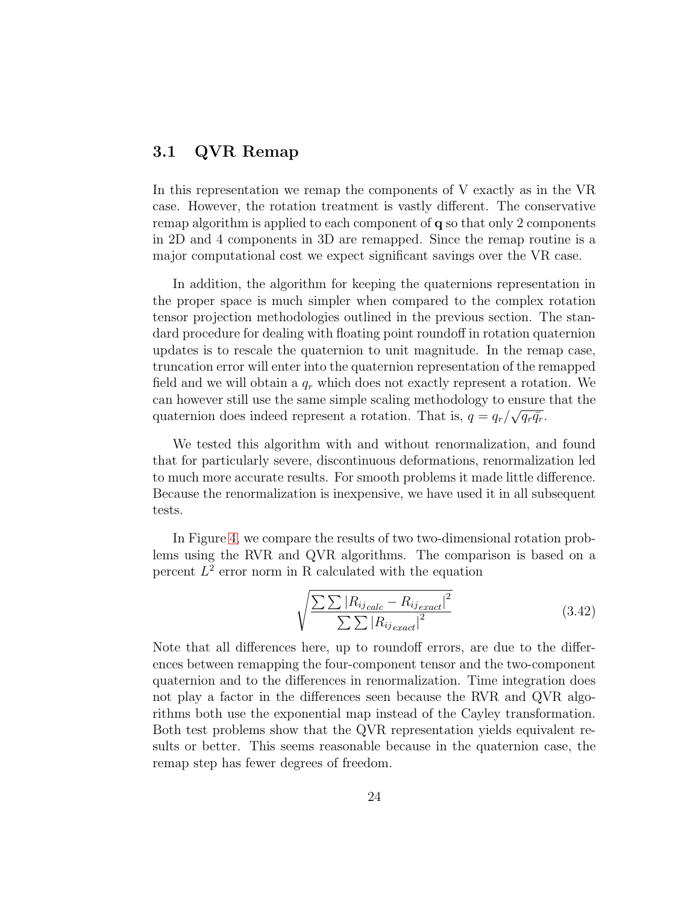## 3.1 QVR Remap

In this representation we remap the components of V exactly as in the VR case. However, the rotation treatment is vastly different. The conservative remap algorithm is applied to each component of **q** so that only 2 components in 2D and 4 components in 3D are remapped. Since the remap routine is a major computational cost we expect significant savings over the VR case.

In addition, the algorithm for keeping the quaternions representation in the proper space is much simpler when compared to the complex rotation tensor projection methodologies outlined in the previous section. The standard procedure for dealing with floating point roundoff in rotation quaternion updates is to rescale the quaternion to unit magnitude. In the remap case, truncation error will enter into the quaternion representation of the remapped field and we will obtain a $q_r$ which does not exactly represent a rotation. We can however still use the same simple scaling methodology to ensure that the quaternion does indeed represent a rotation. That is, $q = q_r/\sqrt{q_r \bar{q}_r}$.

We tested this algorithm with and without renormalization, and found that for particularly severe, discontinuous deformations, renormalization led to much more accurate results. For smooth problems it made little difference. Because the renormalization is inexpensive, we have used it in all subsequent tests.

In Figure 4, we compare the results of two two-dimensional rotation problems using the RVR and QVR algorithms. The comparison is based on a percent $L^2$ error norm in R calculated with the equation

$$\sqrt{\frac{\sum\sum\left|R_{ij_{calc}} - R_{ij_{exact}}\right|^2}{\sum\sum\left|R_{ij_{exact}}\right|^2}} \tag{3.42}$$

Note that all differences here, up to roundoff errors, are due to the differences between remapping the four-component tensor and the two-component quaternion and to the differences in renormalization. Time integration does not play a factor in the differences seen because the RVR and QVR algorithms both use the exponential map instead of the Cayley transformation. Both test problems show that the QVR representation yields equivalent results or better. This seems reasonable because in the quaternion case, the remap step has fewer degrees of freedom.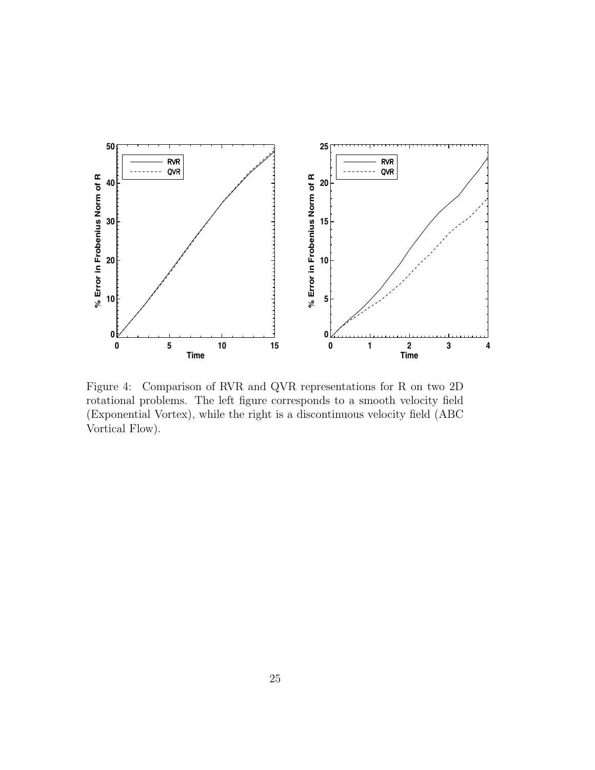Figure 4: Comparison of RVR and QVR representations for R on two 2D rotational problems. The left figure corresponds to a smooth velocity field (Exponential Vortex), while the right is a discontinuous velocity field (ABC Vortical Flow).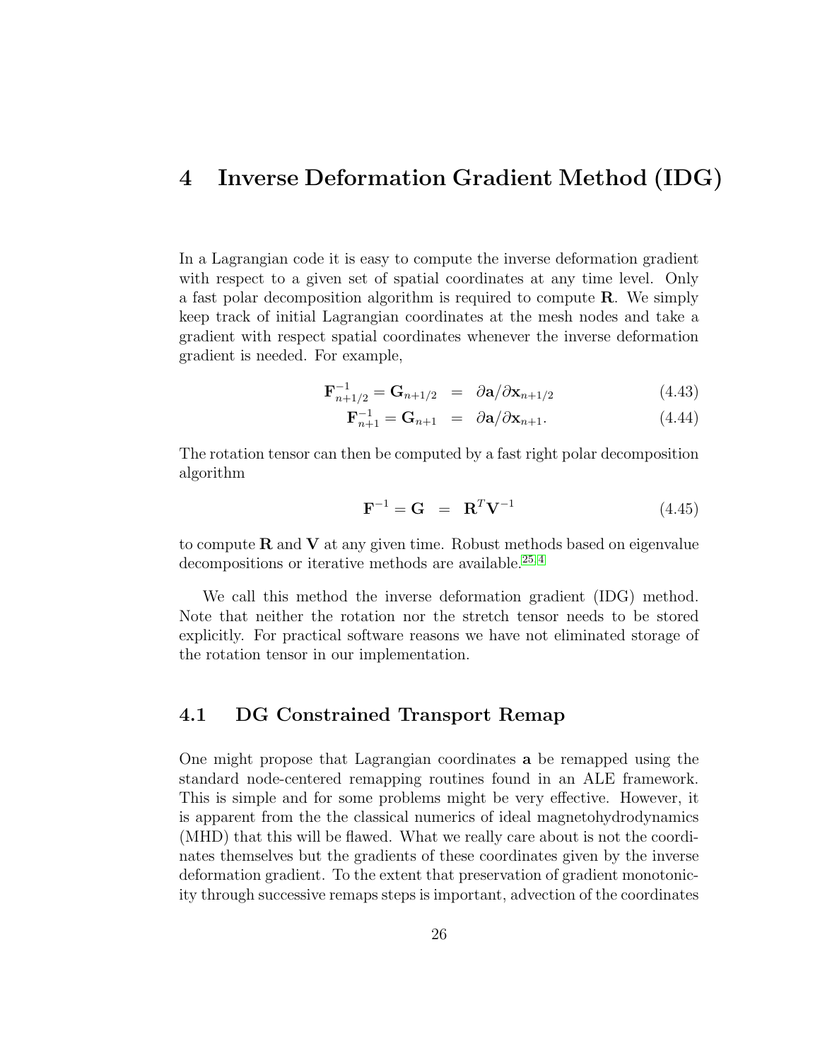# 4 Inverse Deformation Gradient Method (IDG)

In a Lagrangian code it is easy to compute the inverse deformation gradient with respect to a given set of spatial coordinates at any time level. Only a fast polar decomposition algorithm is required to compute $\mathbf{R}$. We simply keep track of initial Lagrangian coordinates at the mesh nodes and take a gradient with respect spatial coordinates whenever the inverse deformation gradient is needed. For example,

$$\mathbf{F}^{-1}_{n+1/2} = \mathbf{G}_{n+1/2} = \partial \mathbf{a} / \partial \mathbf{x}_{n+1/2} \tag{4.43}$$

$$\mathbf{F}^{-1}_{n+1} = \mathbf{G}_{n+1} = \partial \mathbf{a} / \partial \mathbf{x}_{n+1}. \tag{4.44}$$

The rotation tensor can then be computed by a fast right polar decomposition algorithm

$$\mathbf{F}^{-1} = \mathbf{G} = \mathbf{R}^T \mathbf{V}^{-1} \tag{4.45}$$

to compute $\mathbf{R}$ and $\mathbf{V}$ at any given time. Robust methods based on eigenvalue decompositions or iterative methods are available.[25, 4]

We call this method the inverse deformation gradient (IDG) method. Note that neither the rotation nor the stretch tensor needs to be stored explicitly. For practical software reasons we have not eliminated storage of the rotation tensor in our implementation.

## 4.1 DG Constrained Transport Remap

One might propose that Lagrangian coordinates $\mathbf{a}$ be remapped using the standard node-centered remapping routines found in an ALE framework. This is simple and for some problems might be very effective. However, it is apparent from the the classical numerics of ideal magnetohydrodynamics (MHD) that this will be flawed. What we really care about is not the coordinates themselves but the gradients of these coordinates given by the inverse deformation gradient. To the extent that preservation of gradient monotonicity through successive remaps steps is important, advection of the coordinates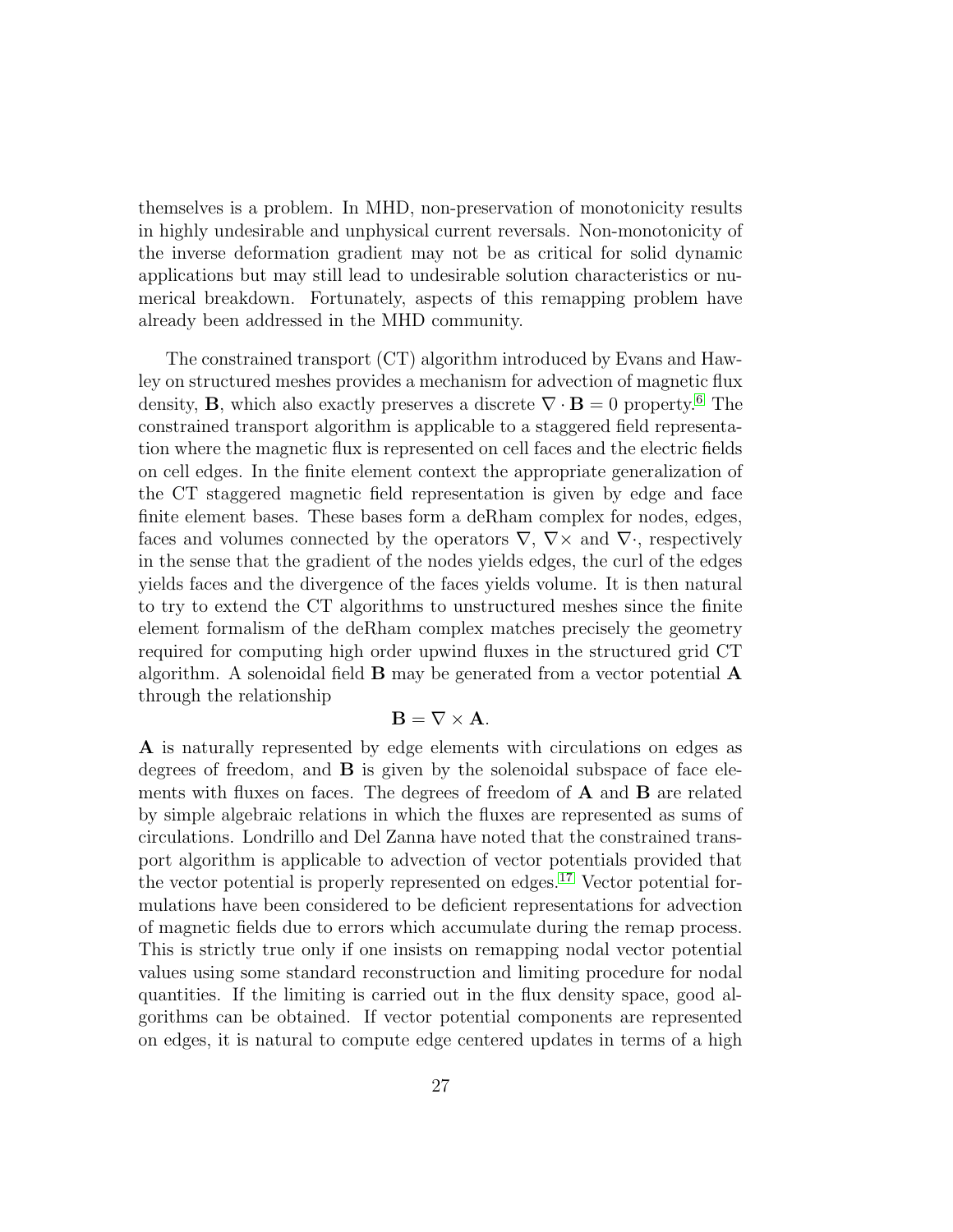themselves is a problem. In MHD, non-preservation of monotonicity results in highly undesirable and unphysical current reversals. Non-monotonicity of the inverse deformation gradient may not be as critical for solid dynamic applications but may still lead to undesirable solution characteristics or numerical breakdown. Fortunately, aspects of this remapping problem have already been addressed in the MHD community.

The constrained transport (CT) algorithm introduced by Evans and Hawley on structured meshes provides a mechanism for advection of magnetic flux density, $\mathbf{B}$, which also exactly preserves a discrete $\nabla \cdot \mathbf{B} = 0$ property.[6] The constrained transport algorithm is applicable to a staggered field representation where the magnetic flux is represented on cell faces and the electric fields on cell edges. In the finite element context the appropriate generalization of the CT staggered magnetic field representation is given by edge and face finite element bases. These bases form a deRham complex for nodes, edges, faces and volumes connected by the operators $\nabla$, $\nabla\times$ and $\nabla\cdot$, respectively in the sense that the gradient of the nodes yields edges, the curl of the edges yields faces and the divergence of the faces yields volume. It is then natural to try to extend the CT algorithms to unstructured meshes since the finite element formalism of the deRham complex matches precisely the geometry required for computing high order upwind fluxes in the structured grid CT algorithm. A solenoidal field $\mathbf{B}$ may be generated from a vector potential $\mathbf{A}$ through the relationship

$$\mathbf{B} = \nabla \times \mathbf{A}.$$

$\mathbf{A}$ is naturally represented by edge elements with circulations on edges as degrees of freedom, and $\mathbf{B}$ is given by the solenoidal subspace of face elements with fluxes on faces. The degrees of freedom of $\mathbf{A}$ and $\mathbf{B}$ are related by simple algebraic relations in which the fluxes are represented as sums of circulations. Londrillo and Del Zanna have noted that the constrained transport algorithm is applicable to advection of vector potentials provided that the vector potential is properly represented on edges.[17] Vector potential formulations have been considered to be deficient representations for advection of magnetic fields due to errors which accumulate during the remap process. This is strictly true only if one insists on remapping nodal vector potential values using some standard reconstruction and limiting procedure for nodal quantities. If the limiting is carried out in the flux density space, good algorithms can be obtained. If vector potential components are represented on edges, it is natural to compute edge centered updates in terms of a high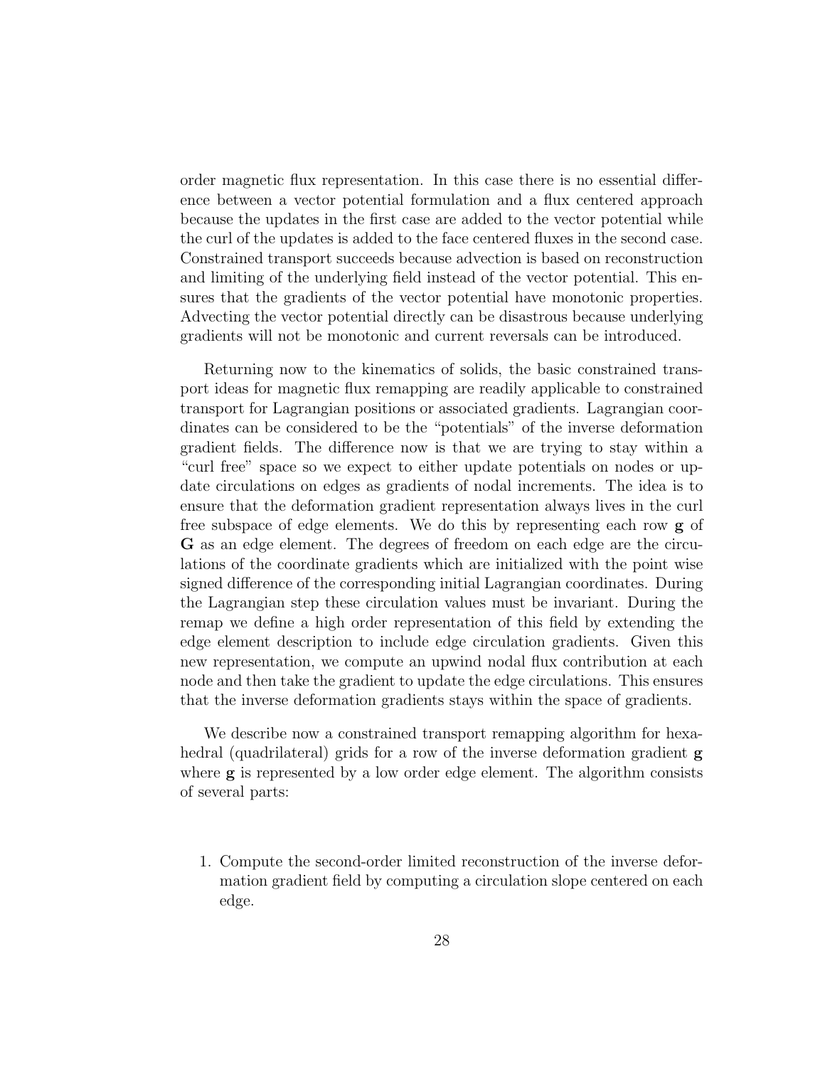order magnetic flux representation. In this case there is no essential difference between a vector potential formulation and a flux centered approach because the updates in the first case are added to the vector potential while the curl of the updates is added to the face centered fluxes in the second case. Constrained transport succeeds because advection is based on reconstruction and limiting of the underlying field instead of the vector potential. This ensures that the gradients of the vector potential have monotonic properties. Advecting the vector potential directly can be disastrous because underlying gradients will not be monotonic and current reversals can be introduced.

Returning now to the kinematics of solids, the basic constrained transport ideas for magnetic flux remapping are readily applicable to constrained transport for Lagrangian positions or associated gradients. Lagrangian coordinates can be considered to be the "potentials" of the inverse deformation gradient fields. The difference now is that we are trying to stay within a "curl free" space so we expect to either update potentials on nodes or update circulations on edges as gradients of nodal increments. The idea is to ensure that the deformation gradient representation always lives in the curl free subspace of edge elements. We do this by representing each row $\mathbf{g}$ of $\mathbf{G}$ as an edge element. The degrees of freedom on each edge are the circulations of the coordinate gradients which are initialized with the point wise signed difference of the corresponding initial Lagrangian coordinates. During the Lagrangian step these circulation values must be invariant. During the remap we define a high order representation of this field by extending the edge element description to include edge circulation gradients. Given this new representation, we compute an upwind nodal flux contribution at each node and then take the gradient to update the edge circulations. This ensures that the inverse deformation gradients stays within the space of gradients.

We describe now a constrained transport remapping algorithm for hexahedral (quadrilateral) grids for a row of the inverse deformation gradient $\mathbf{g}$ where $\mathbf{g}$ is represented by a low order edge element. The algorithm consists of several parts:

1. Compute the second-order limited reconstruction of the inverse deformation gradient field by computing a circulation slope centered on each edge.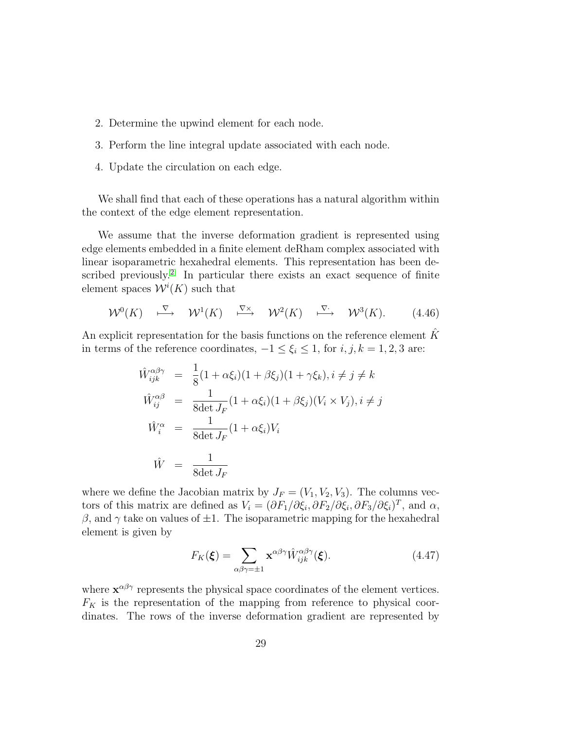2. Determine the upwind element for each node.
3. Perform the line integral update associated with each node.
4. Update the circulation on each edge.

We shall find that each of these operations has a natural algorithm within the context of the edge element representation.

We assume that the inverse deformation gradient is represented using edge elements embedded in a finite element deRham complex associated with linear isoparametric hexahedral elements. This representation has been described previously.[2] In particular there exists an exact sequence of finite element spaces $\mathcal{W}^i(K)$ such that

$$\mathcal{W}^0(K) \quad \stackrel{\nabla}{\longmapsto} \quad \mathcal{W}^1(K) \quad \stackrel{\nabla\times}{\longmapsto} \quad \mathcal{W}^2(K) \quad \stackrel{\nabla\cdot}{\longmapsto} \quad \mathcal{W}^3(K). \tag{4.46}$$

An explicit representation for the basis functions on the reference element $\hat{K}$ in terms of the reference coordinates, $-1 \leq \xi_i \leq 1$, for $i, j, k = 1, 2, 3$ are:

$$\begin{aligned}
\hat{W}^{\alpha\beta\gamma}_{ijk} &= \frac{1}{8}(1+\alpha\xi_i)(1+\beta\xi_j)(1+\gamma\xi_k), i \neq j \neq k \\
\hat{W}^{\alpha\beta}_{ij} &= \frac{1}{8\det J_F}(1+\alpha\xi_i)(1+\beta\xi_j)(V_i \times V_j), i \neq j \\
\hat{W}^{\alpha}_{i} &= \frac{1}{8\det J_F}(1+\alpha\xi_i)V_i \\
\hat{W} &= \frac{1}{8\det J_F}
\end{aligned}$$

where we define the Jacobian matrix by $J_F = (V_1, V_2, V_3)$. The columns vectors of this matrix are defined as $V_i = (\partial F_1/\partial \xi_i, \partial F_2/\partial \xi_i, \partial F_3/\partial \xi_i)^T$, and $\alpha$, $\beta$, and $\gamma$ take on values of $\pm 1$. The isoparametric mapping for the hexahedral element is given by

$$F_K(\boldsymbol{\xi}) = \sum_{\alpha\beta\gamma=\pm1} \mathbf{x}^{\alpha\beta\gamma} \hat{W}^{\alpha\beta\gamma}_{ijk}(\boldsymbol{\xi}). \tag{4.47}$$

where $\mathbf{x}^{\alpha\beta\gamma}$ represents the physical space coordinates of the element vertices. $F_K$ is the representation of the mapping from reference to physical coordinates. The rows of the inverse deformation gradient are represented by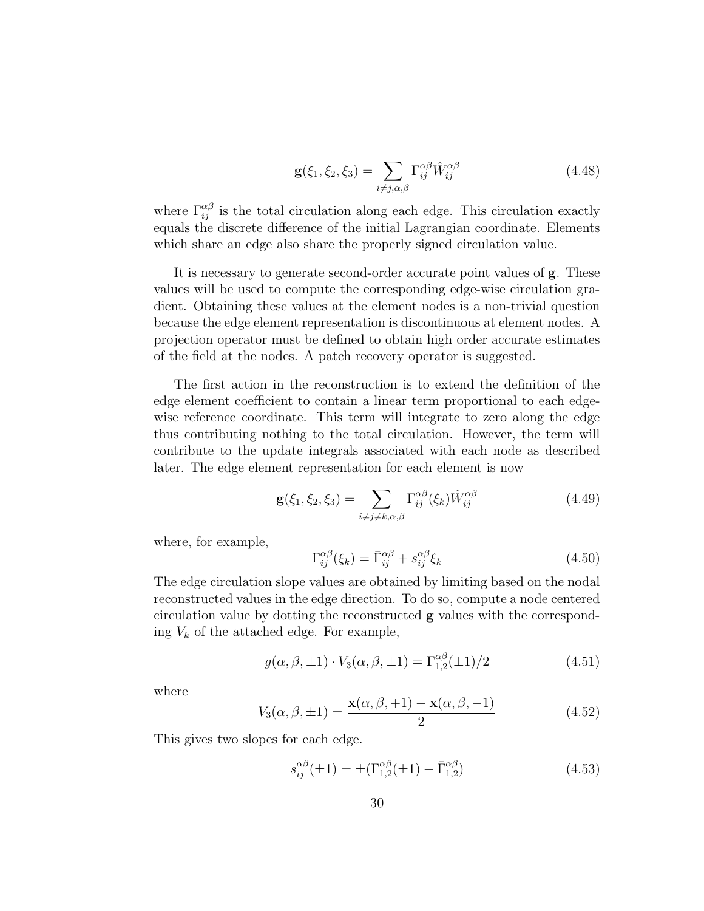$$\mathbf{g}(\xi_1, \xi_2, \xi_3) = \sum_{i \neq j, \alpha, \beta} \Gamma_{ij}^{\alpha\beta} \hat{W}_{ij}^{\alpha\beta} \tag{4.48}$$

where $\Gamma_{ij}^{\alpha\beta}$ is the total circulation along each edge. This circulation exactly equals the discrete difference of the initial Lagrangian coordinate. Elements which share an edge also share the properly signed circulation value.

It is necessary to generate second-order accurate point values of $\mathbf{g}$. These values will be used to compute the corresponding edge-wise circulation gradient. Obtaining these values at the element nodes is a non-trivial question because the edge element representation is discontinuous at element nodes. A projection operator must be defined to obtain high order accurate estimates of the field at the nodes. A patch recovery operator is suggested.

The first action in the reconstruction is to extend the definition of the edge element coefficient to contain a linear term proportional to each edge-wise reference coordinate. This term will integrate to zero along the edge thus contributing nothing to the total circulation. However, the term will contribute to the update integrals associated with each node as described later. The edge element representation for each element is now

$$\mathbf{g}(\xi_1, \xi_2, \xi_3) = \sum_{i \neq j \neq k, \alpha, \beta} \Gamma_{ij}^{\alpha\beta}(\xi_k) \hat{W}_{ij}^{\alpha\beta} \tag{4.49}$$

where, for example,

$$\Gamma_{ij}^{\alpha\beta}(\xi_k) = \bar{\Gamma}_{ij}^{\alpha\beta} + s_{ij}^{\alpha\beta} \xi_k \tag{4.50}$$

The edge circulation slope values are obtained by limiting based on the nodal reconstructed values in the edge direction. To do so, compute a node centered circulation value by dotting the reconstructed $\mathbf{g}$ values with the corresponding $V_k$ of the attached edge. For example,

$$g(\alpha, \beta, \pm 1) \cdot V_3(\alpha, \beta, \pm 1) = \Gamma_{1,2}^{\alpha\beta}(\pm 1)/2 \tag{4.51}$$

where

$$V_3(\alpha, \beta, \pm 1) = \frac{\mathbf{x}(\alpha, \beta, +1) - \mathbf{x}(\alpha, \beta, -1)}{2} \tag{4.52}$$

This gives two slopes for each edge.

$$s_{ij}^{\alpha\beta}(\pm 1) = \pm(\Gamma_{1,2}^{\alpha\beta}(\pm 1) - \bar{\Gamma}_{1,2}^{\alpha\beta}) \tag{4.53}$$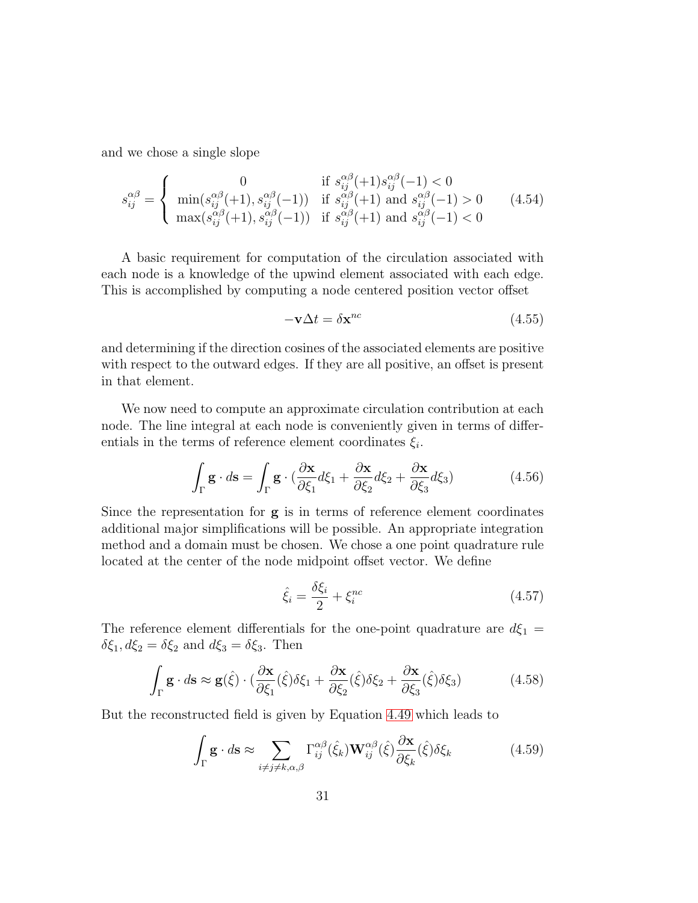and we chose a single slope

$$
s_{ij}^{\alpha\beta} = \begin{cases} 0 & \text{if } s_{ij}^{\alpha\beta}(+1)s_{ij}^{\alpha\beta}(-1) < 0 \\ \min(s_{ij}^{\alpha\beta}(+1), s_{ij}^{\alpha\beta}(-1)) & \text{if } s_{ij}^{\alpha\beta}(+1) \text{ and } s_{ij}^{\alpha\beta}(-1) > 0 \\ \max(s_{ij}^{\alpha\beta}(+1), s_{ij}^{\alpha\beta}(-1)) & \text{if } s_{ij}^{\alpha\beta}(+1) \text{ and } s_{ij}^{\alpha\beta}(-1) < 0 \end{cases} \tag{4.54}
$$

A basic requirement for computation of the circulation associated with each node is a knowledge of the upwind element associated with each edge. This is accomplished by computing a node centered position vector offset

$$
-\mathbf{v}\Delta t = \delta\mathbf{x}^{nc} \tag{4.55}
$$

and determining if the direction cosines of the associated elements are positive with respect to the outward edges. If they are all positive, an offset is present in that element.

We now need to compute an approximate circulation contribution at each node. The line integral at each node is conveniently given in terms of differentials in the terms of reference element coordinates $\xi_i$.

$$
\int_\Gamma \mathbf{g} \cdot d\mathbf{s} = \int_\Gamma \mathbf{g} \cdot \left(\frac{\partial \mathbf{x}}{\partial \xi_1} d\xi_1 + \frac{\partial \mathbf{x}}{\partial \xi_2} d\xi_2 + \frac{\partial \mathbf{x}}{\partial \xi_3} d\xi_3\right) \tag{4.56}
$$

Since the representation for $\mathbf{g}$ is in terms of reference element coordinates additional major simplifications will be possible. An appropriate integration method and a domain must be chosen. We chose a one point quadrature rule located at the center of the node midpoint offset vector. We define

$$
\hat{\xi}_i = \frac{\delta \xi_i}{2} + \xi_i^{nc} \tag{4.57}
$$

The reference element differentials for the one-point quadrature are $d\xi_1 = \delta\xi_1, d\xi_2 = \delta\xi_2$ and $d\xi_3 = \delta\xi_3$. Then

$$
\int_\Gamma \mathbf{g} \cdot d\mathbf{s} \approx \mathbf{g}(\hat{\xi}) \cdot \left(\frac{\partial \mathbf{x}}{\partial \xi_1}(\hat{\xi})\delta\xi_1 + \frac{\partial \mathbf{x}}{\partial \xi_2}(\hat{\xi})\delta\xi_2 + \frac{\partial \mathbf{x}}{\partial \xi_3}(\hat{\xi})\delta\xi_3\right) \tag{4.58}
$$

But the reconstructed field is given by Equation 4.49 which leads to

$$
\int_\Gamma \mathbf{g} \cdot d\mathbf{s} \approx \sum_{i \neq j \neq k, \alpha, \beta} \Gamma_{ij}^{\alpha\beta}(\hat{\xi}_k) \mathbf{W}_{ij}^{\alpha\beta}(\hat{\xi}) \frac{\partial \mathbf{x}}{\partial \xi_k}(\hat{\xi}) \delta\xi_k \tag{4.59}
$$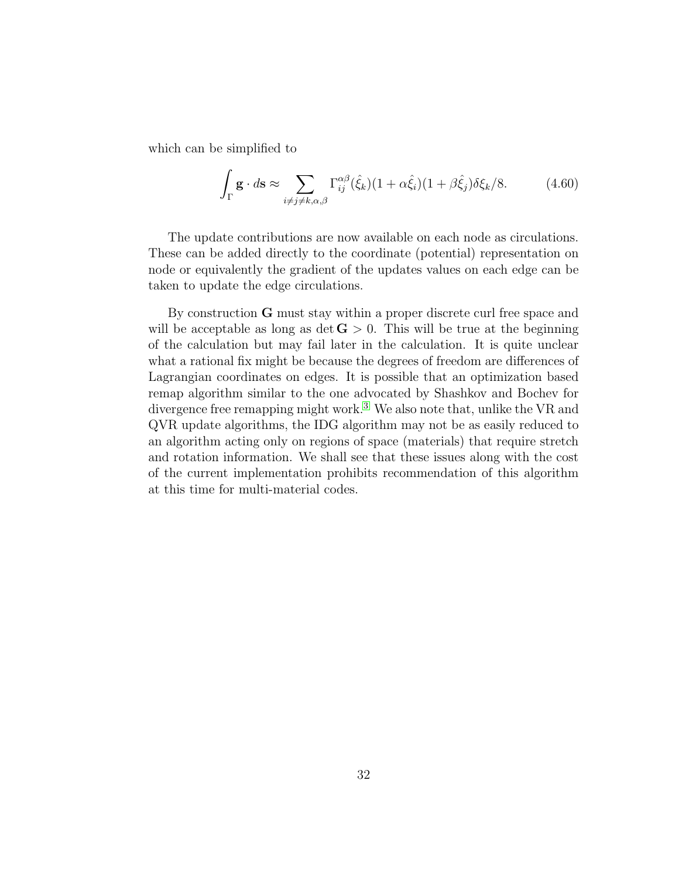which can be simplified to

$$\int_{\Gamma} \mathbf{g} \cdot d\mathbf{s} \approx \sum_{i \neq j \neq k, \alpha, \beta} \Gamma_{ij}^{\alpha\beta}(\hat{\xi}_k)(1 + \alpha\hat{\xi}_i)(1 + \beta\hat{\xi}_j)\delta\xi_k/8. \tag{4.60}$$

The update contributions are now available on each node as circulations. These can be added directly to the coordinate (potential) representation on node or equivalently the gradient of the updates values on each edge can be taken to update the edge circulations.

By construction $\mathbf{G}$ must stay within a proper discrete curl free space and will be acceptable as long as $\det \mathbf{G} > 0$. This will be true at the beginning of the calculation but may fail later in the calculation. It is quite unclear what a rational fix might be because the degrees of freedom are differences of Lagrangian coordinates on edges. It is possible that an optimization based remap algorithm similar to the one advocated by Shashkov and Bochev for divergence free remapping might work.[3] We also note that, unlike the VR and QVR update algorithms, the IDG algorithm may not be as easily reduced to an algorithm acting only on regions of space (materials) that require stretch and rotation information. We shall see that these issues along with the cost of the current implementation prohibits recommendation of this algorithm at this time for multi-material codes.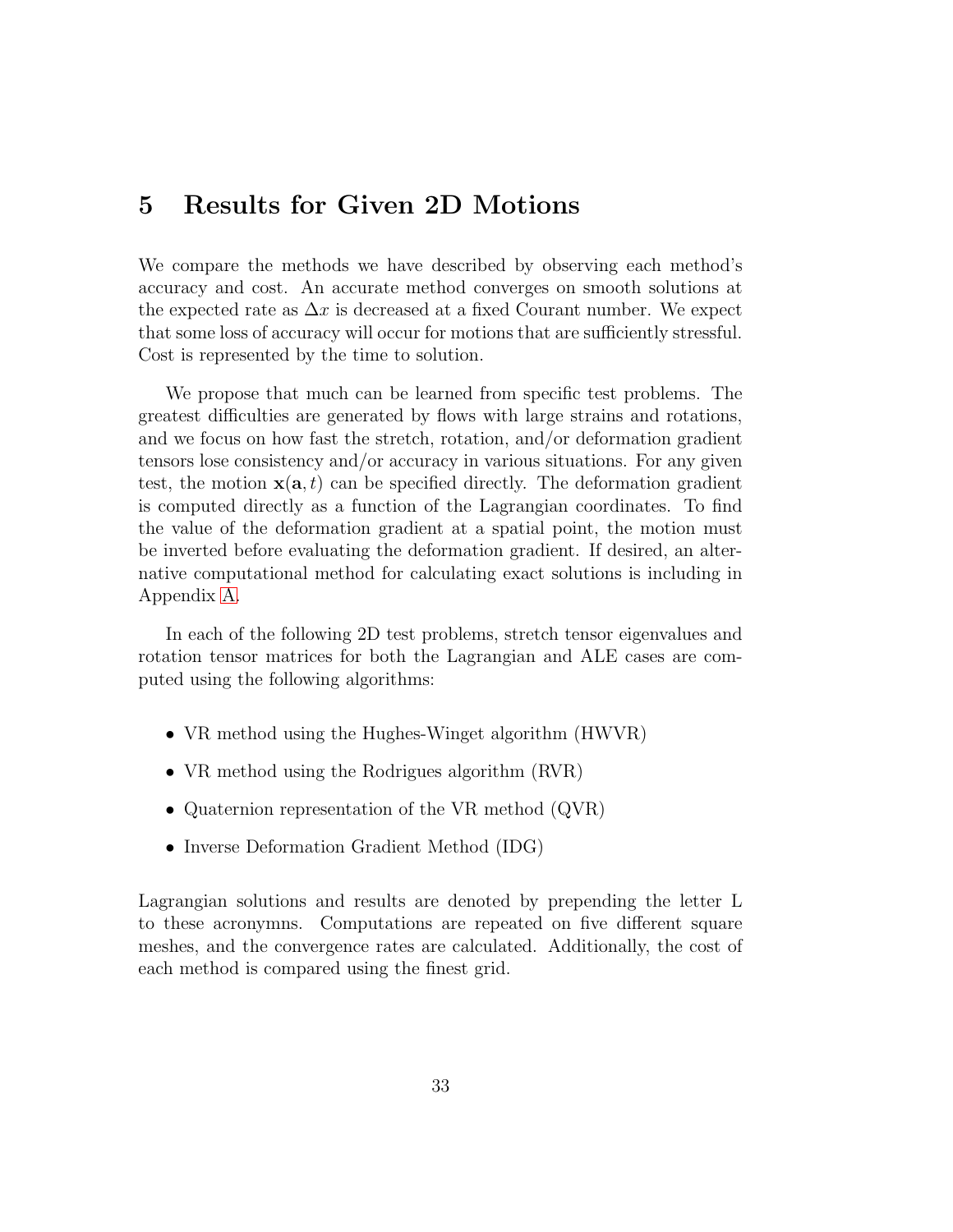# 5 Results for Given 2D Motions

We compare the methods we have described by observing each method's accuracy and cost. An accurate method converges on smooth solutions at the expected rate as $\Delta x$ is decreased at a fixed Courant number. We expect that some loss of accuracy will occur for motions that are sufficiently stressful. Cost is represented by the time to solution.

We propose that much can be learned from specific test problems. The greatest difficulties are generated by flows with large strains and rotations, and we focus on how fast the stretch, rotation, and/or deformation gradient tensors lose consistency and/or accuracy in various situations. For any given test, the motion $\mathbf{x}(\mathbf{a}, t)$ can be specified directly. The deformation gradient is computed directly as a function of the Lagrangian coordinates. To find the value of the deformation gradient at a spatial point, the motion must be inverted before evaluating the deformation gradient. If desired, an alternative computational method for calculating exact solutions is including in Appendix A.

In each of the following 2D test problems, stretch tensor eigenvalues and rotation tensor matrices for both the Lagrangian and ALE cases are computed using the following algorithms:

- VR method using the Hughes-Winget algorithm (HWVR)
- VR method using the Rodrigues algorithm (RVR)
- Quaternion representation of the VR method (QVR)
- Inverse Deformation Gradient Method (IDG)

Lagrangian solutions and results are denoted by prepending the letter L to these acronymns. Computations are repeated on five different square meshes, and the convergence rates are calculated. Additionally, the cost of each method is compared using the finest grid.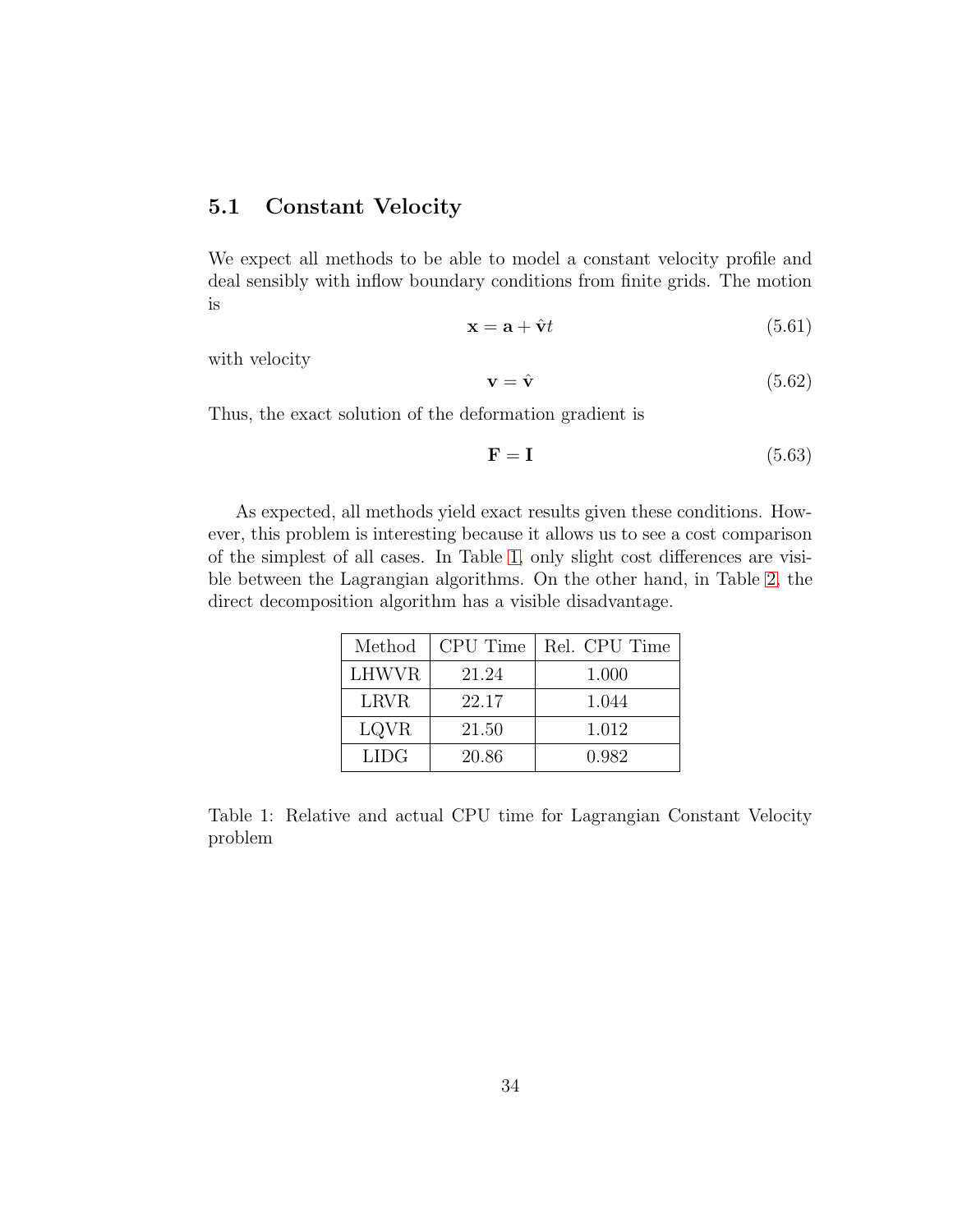## 5.1 Constant Velocity

We expect all methods to be able to model a constant velocity profile and deal sensibly with inflow boundary conditions from finite grids. The motion is

$$\mathbf{x} = \mathbf{a} + \hat{\mathbf{v}}t \tag{5.61}$$

with velocity

$$\mathbf{v} = \hat{\mathbf{v}} \tag{5.62}$$

Thus, the exact solution of the deformation gradient is

$$\mathbf{F} = \mathbf{I} \tag{5.63}$$

As expected, all methods yield exact results given these conditions. However, this problem is interesting because it allows us to see a cost comparison of the simplest of all cases. In Table 1, only slight cost differences are visible between the Lagrangian algorithms. On the other hand, in Table 2, the direct decomposition algorithm has a visible disadvantage.

| Method | CPU Time | Rel. CPU Time |
|---|---|---|
| LHWVR | 21.24 | 1.000 |
| LRVR | 22.17 | 1.044 |
| LQVR | 21.50 | 1.012 |
| LIDG | 20.86 | 0.982 |

Table 1: Relative and actual CPU time for Lagrangian Constant Velocity problem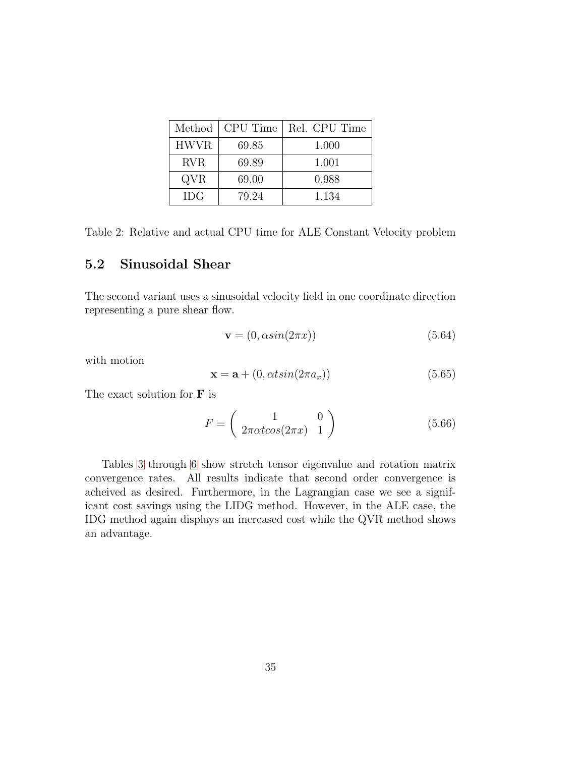| Method | CPU Time | Rel. CPU Time |
|---|---|---|
| HWVR | 69.85 | 1.000 |
| RVR | 69.89 | 1.001 |
| QVR | 69.00 | 0.988 |
| IDG | 79.24 | 1.134 |

Table 2: Relative and actual CPU time for ALE Constant Velocity problem

## 5.2 Sinusoidal Shear

The second variant uses a sinusoidal velocity field in one coordinate direction representing a pure shear flow.

$$\mathbf{v} = (0, \alpha sin(2\pi x)) \tag{5.64}$$

with motion

$$\mathbf{x} = \mathbf{a} + (0, \alpha t sin(2\pi a_x)) \tag{5.65}$$

The exact solution for $\mathbf{F}$ is

$$F = \begin{pmatrix} 1 & 0 \\ 2\pi\alpha t cos(2\pi x) & 1 \end{pmatrix} \tag{5.66}$$

Tables 3 through 6 show stretch tensor eigenvalue and rotation matrix convergence rates. All results indicate that second order convergence is acheived as desired. Furthermore, in the Lagrangian case we see a significant cost savings using the LIDG method. However, in the ALE case, the IDG method again displays an increased cost while the QVR method shows an advantage.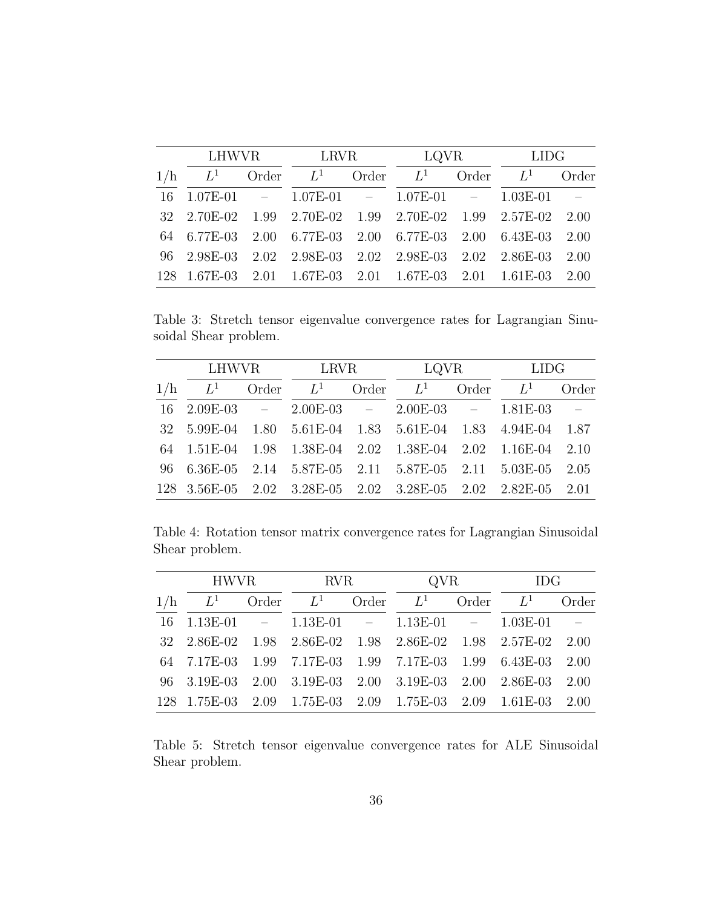| 1/h | LHWVR | | LRVR | | LQVR | | LIDG | |
|---|---|---|---|---|---|---|---|---|
| | $L^1$ | Order | $L^1$ | Order | $L^1$ | Order | $L^1$ | Order |
| 16 | 1.07E-01 | – | 1.07E-01 | – | 1.07E-01 | – | 1.03E-01 | – |
| 32 | 2.70E-02 | 1.99 | 2.70E-02 | 1.99 | 2.70E-02 | 1.99 | 2.57E-02 | 2.00 |
| 64 | 6.77E-03 | 2.00 | 6.77E-03 | 2.00 | 6.77E-03 | 2.00 | 6.43E-03 | 2.00 |
| 96 | 2.98E-03 | 2.02 | 2.98E-03 | 2.02 | 2.98E-03 | 2.02 | 2.86E-03 | 2.00 |
| 128 | 1.67E-03 | 2.01 | 1.67E-03 | 2.01 | 1.67E-03 | 2.01 | 1.61E-03 | 2.00 |

Table 3: Stretch tensor eigenvalue convergence rates for Lagrangian Sinusoidal Shear problem.

| 1/h | LHWVR | | LRVR | | LQVR | | LIDG | |
|---|---|---|---|---|---|---|---|---|
| | $L^1$ | Order | $L^1$ | Order | $L^1$ | Order | $L^1$ | Order |
| 16 | 2.09E-03 | – | 2.00E-03 | – | 2.00E-03 | – | 1.81E-03 | – |
| 32 | 5.99E-04 | 1.80 | 5.61E-04 | 1.83 | 5.61E-04 | 1.83 | 4.94E-04 | 1.87 |
| 64 | 1.51E-04 | 1.98 | 1.38E-04 | 2.02 | 1.38E-04 | 2.02 | 1.16E-04 | 2.10 |
| 96 | 6.36E-05 | 2.14 | 5.87E-05 | 2.11 | 5.87E-05 | 2.11 | 5.03E-05 | 2.05 |
| 128 | 3.56E-05 | 2.02 | 3.28E-05 | 2.02 | 3.28E-05 | 2.02 | 2.82E-05 | 2.01 |

Table 4: Rotation tensor matrix convergence rates for Lagrangian Sinusoidal Shear problem.

| 1/h | HWVR | | RVR | | QVR | | IDG | |
|---|---|---|---|---|---|---|---|---|
| | $L^1$ | Order | $L^1$ | Order | $L^1$ | Order | $L^1$ | Order |
| 16 | 1.13E-01 | – | 1.13E-01 | – | 1.13E-01 | – | 1.03E-01 | – |
| 32 | 2.86E-02 | 1.98 | 2.86E-02 | 1.98 | 2.86E-02 | 1.98 | 2.57E-02 | 2.00 |
| 64 | 7.17E-03 | 1.99 | 7.17E-03 | 1.99 | 7.17E-03 | 1.99 | 6.43E-03 | 2.00 |
| 96 | 3.19E-03 | 2.00 | 3.19E-03 | 2.00 | 3.19E-03 | 2.00 | 2.86E-03 | 2.00 |
| 128 | 1.75E-03 | 2.09 | 1.75E-03 | 2.09 | 1.75E-03 | 2.09 | 1.61E-03 | 2.00 |

Table 5: Stretch tensor eigenvalue convergence rates for ALE Sinusoidal Shear problem.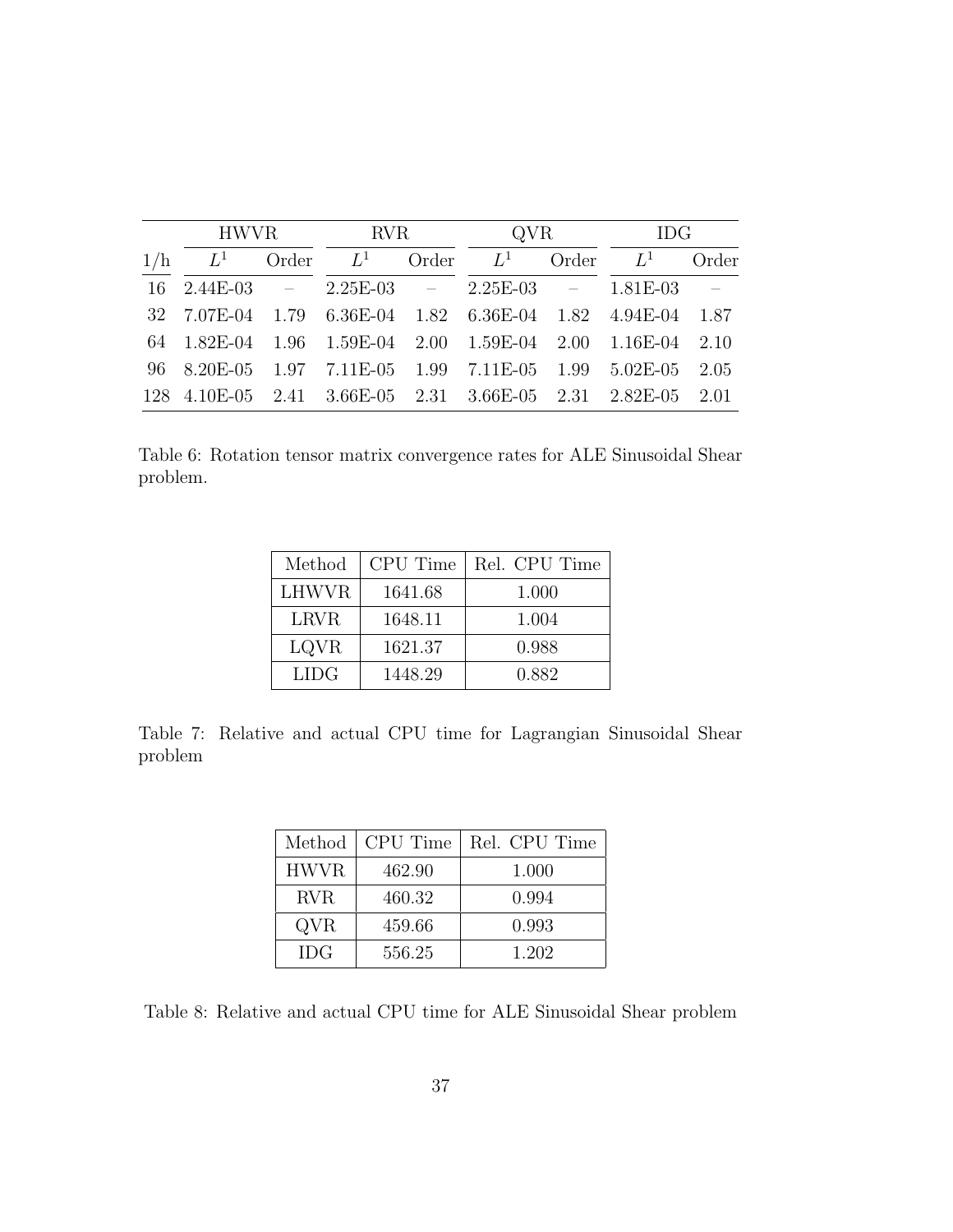| 1/h | HWVR $L^1$ | HWVR Order | RVR $L^1$ | RVR Order | QVR $L^1$ | QVR Order | IDG $L^1$ | IDG Order |
|---|---|---|---|---|---|---|---|---|
| 16 | 2.44E-03 | – | 2.25E-03 | – | 2.25E-03 | – | 1.81E-03 | – |
| 32 | 7.07E-04 | 1.79 | 6.36E-04 | 1.82 | 6.36E-04 | 1.82 | 4.94E-04 | 1.87 |
| 64 | 1.82E-04 | 1.96 | 1.59E-04 | 2.00 | 1.59E-04 | 2.00 | 1.16E-04 | 2.10 |
| 96 | 8.20E-05 | 1.97 | 7.11E-05 | 1.99 | 7.11E-05 | 1.99 | 5.02E-05 | 2.05 |
| 128 | 4.10E-05 | 2.41 | 3.66E-05 | 2.31 | 3.66E-05 | 2.31 | 2.82E-05 | 2.01 |

Table 6: Rotation tensor matrix convergence rates for ALE Sinusoidal Shear problem.

| Method | CPU Time | Rel. CPU Time |
|---|---|---|
| LHWVR | 1641.68 | 1.000 |
| LRVR | 1648.11 | 1.004 |
| LQVR | 1621.37 | 0.988 |
| LIDG | 1448.29 | 0.882 |

Table 7: Relative and actual CPU time for Lagrangian Sinusoidal Shear problem

| Method | CPU Time | Rel. CPU Time |
|---|---|---|
| HWVR | 462.90 | 1.000 |
| RVR | 460.32 | 0.994 |
| QVR | 459.66 | 0.993 |
| IDG | 556.25 | 1.202 |

Table 8: Relative and actual CPU time for ALE Sinusoidal Shear problem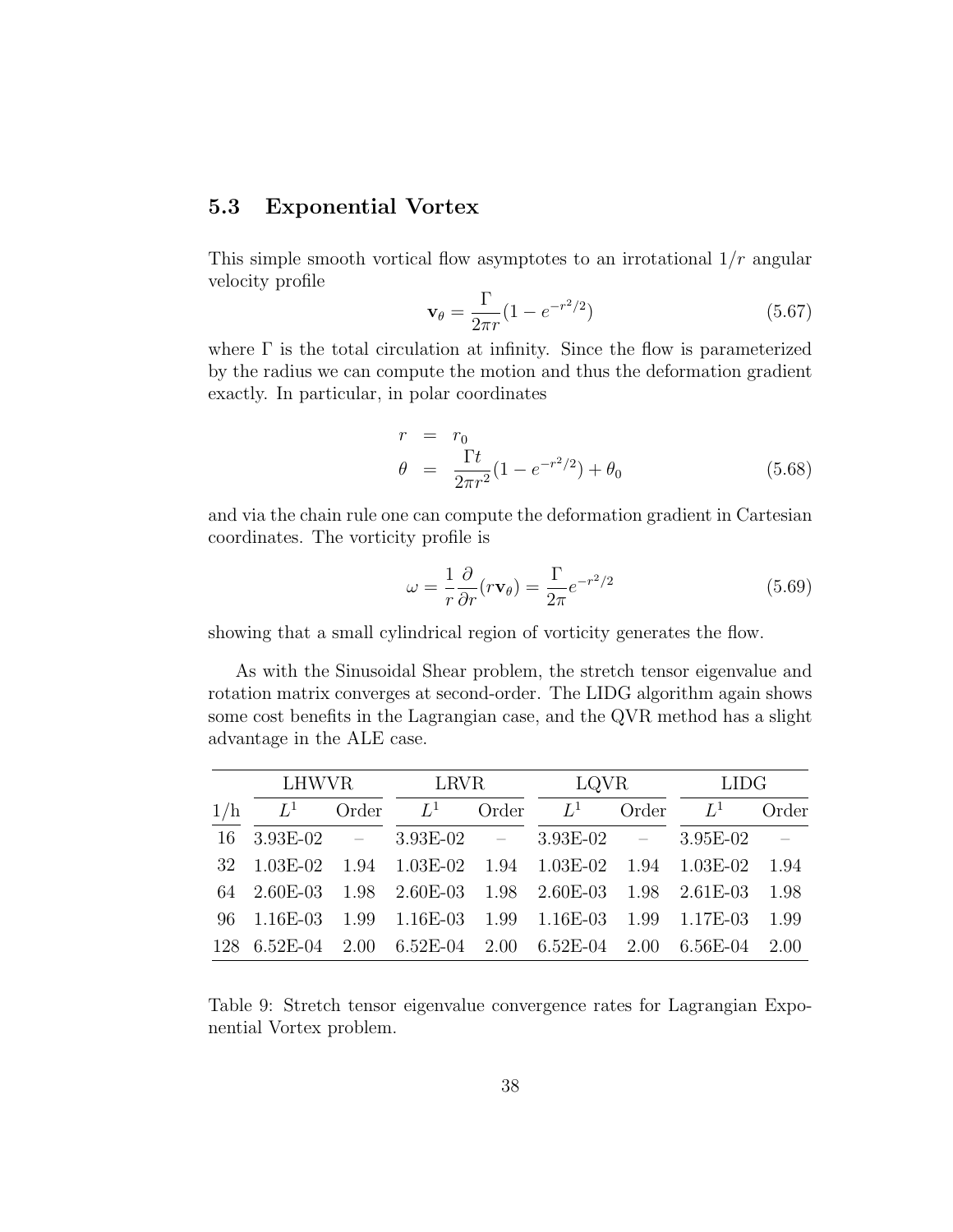### 5.3 Exponential Vortex

This simple smooth vortical flow asymptotes to an irrotational $1/r$ angular velocity profile

$$\mathbf{v}_\theta = \frac{\Gamma}{2\pi r}(1 - e^{-r^2/2}) \tag{5.67}$$

where $\Gamma$ is the total circulation at infinity. Since the flow is parameterized by the radius we can compute the motion and thus the deformation gradient exactly. In particular, in polar coordinates

$$\begin{aligned} r &= r_0 \\ \theta &= \frac{\Gamma t}{2\pi r^2}(1 - e^{-r^2/2}) + \theta_0 \end{aligned} \tag{5.68}$$

and via the chain rule one can compute the deformation gradient in Cartesian coordinates. The vorticity profile is

$$\omega = \frac{1}{r}\frac{\partial}{\partial r}(r\mathbf{v}_\theta) = \frac{\Gamma}{2\pi}e^{-r^2/2} \tag{5.69}$$

showing that a small cylindrical region of vorticity generates the flow.

As with the Sinusoidal Shear problem, the stretch tensor eigenvalue and rotation matrix converges at second-order. The LIDG algorithm again shows some cost benefits in the Lagrangian case, and the QVR method has a slight advantage in the ALE case.

| | LHWVR | | LRVR | | LQVR | | LIDG | |
|---|---|---|---|---|---|---|---|---|
| 1/h | $L^1$ | Order | $L^1$ | Order | $L^1$ | Order | $L^1$ | Order |
| 16 | 3.93E-02 | – | 3.93E-02 | – | 3.93E-02 | – | 3.95E-02 | – |
| 32 | 1.03E-02 | 1.94 | 1.03E-02 | 1.94 | 1.03E-02 | 1.94 | 1.03E-02 | 1.94 |
| 64 | 2.60E-03 | 1.98 | 2.60E-03 | 1.98 | 2.60E-03 | 1.98 | 2.61E-03 | 1.98 |
| 96 | 1.16E-03 | 1.99 | 1.16E-03 | 1.99 | 1.16E-03 | 1.99 | 1.17E-03 | 1.99 |
| 128 | 6.52E-04 | 2.00 | 6.52E-04 | 2.00 | 6.52E-04 | 2.00 | 6.56E-04 | 2.00 |

Table 9: Stretch tensor eigenvalue convergence rates for Lagrangian Exponential Vortex problem.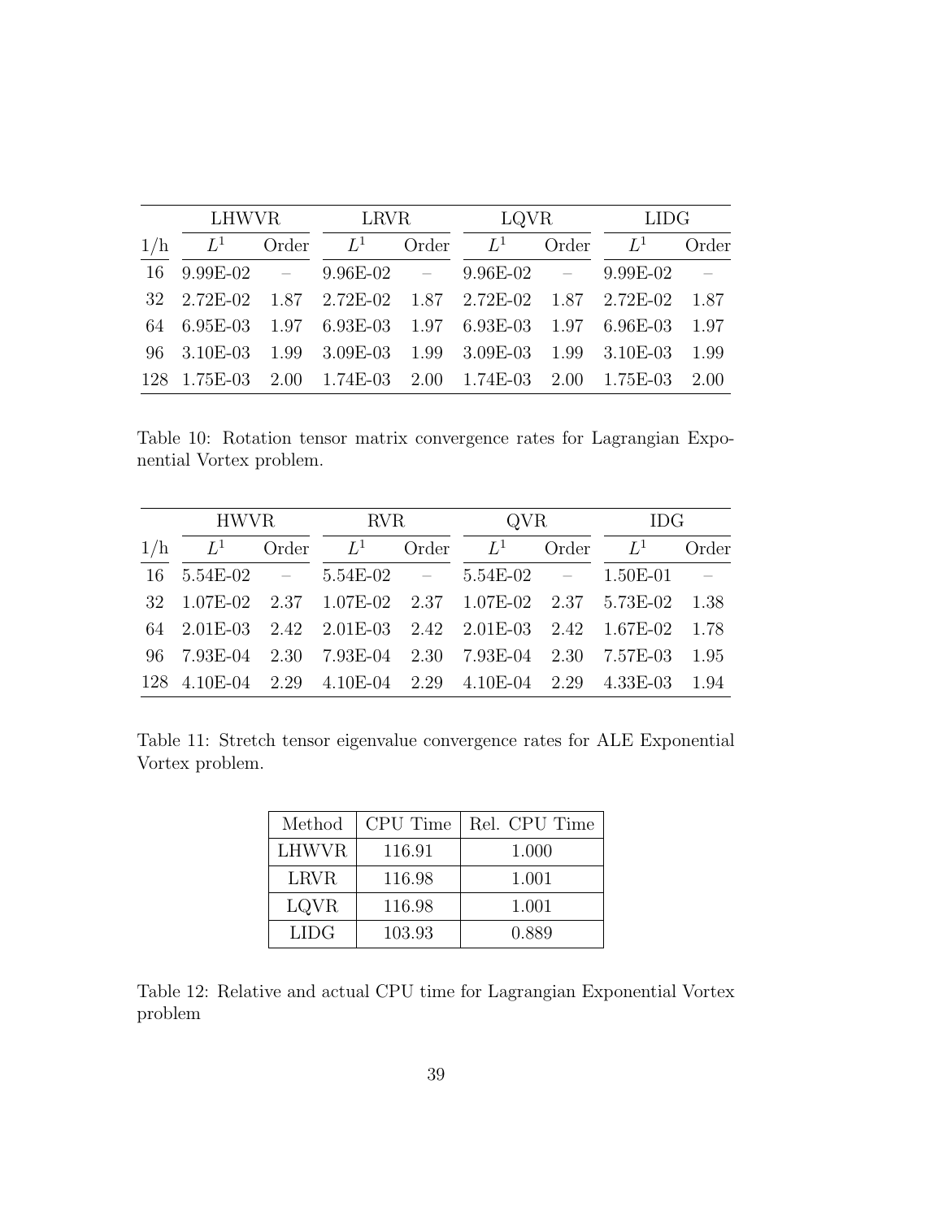| 1/h | LHWVR | | LRVR | | LQVR | | LIDG | |
|---|---|---|---|---|---|---|---|---|
| | $L^1$ | Order | $L^1$ | Order | $L^1$ | Order | $L^1$ | Order |
| 16 | 9.99E-02 | – | 9.96E-02 | – | 9.96E-02 | – | 9.99E-02 | – |
| 32 | 2.72E-02 | 1.87 | 2.72E-02 | 1.87 | 2.72E-02 | 1.87 | 2.72E-02 | 1.87 |
| 64 | 6.95E-03 | 1.97 | 6.93E-03 | 1.97 | 6.93E-03 | 1.97 | 6.96E-03 | 1.97 |
| 96 | 3.10E-03 | 1.99 | 3.09E-03 | 1.99 | 3.09E-03 | 1.99 | 3.10E-03 | 1.99 |
| 128 | 1.75E-03 | 2.00 | 1.74E-03 | 2.00 | 1.74E-03 | 2.00 | 1.75E-03 | 2.00 |

Table 10: Rotation tensor matrix convergence rates for Lagrangian Exponential Vortex problem.

| 1/h | HWVR | | RVR | | QVR | | IDG | |
|---|---|---|---|---|---|---|---|---|
| | $L^1$ | Order | $L^1$ | Order | $L^1$ | Order | $L^1$ | Order |
| 16 | 5.54E-02 | – | 5.54E-02 | – | 5.54E-02 | – | 1.50E-01 | – |
| 32 | 1.07E-02 | 2.37 | 1.07E-02 | 2.37 | 1.07E-02 | 2.37 | 5.73E-02 | 1.38 |
| 64 | 2.01E-03 | 2.42 | 2.01E-03 | 2.42 | 2.01E-03 | 2.42 | 1.67E-02 | 1.78 |
| 96 | 7.93E-04 | 2.30 | 7.93E-04 | 2.30 | 7.93E-04 | 2.30 | 7.57E-03 | 1.95 |
| 128 | 4.10E-04 | 2.29 | 4.10E-04 | 2.29 | 4.10E-04 | 2.29 | 4.33E-03 | 1.94 |

Table 11: Stretch tensor eigenvalue convergence rates for ALE Exponential Vortex problem.

| Method | CPU Time | Rel. CPU Time |
|---|---|---|
| LHWVR | 116.91 | 1.000 |
| LRVR | 116.98 | 1.001 |
| LQVR | 116.98 | 1.001 |
| LIDG | 103.93 | 0.889 |

Table 12: Relative and actual CPU time for Lagrangian Exponential Vortex problem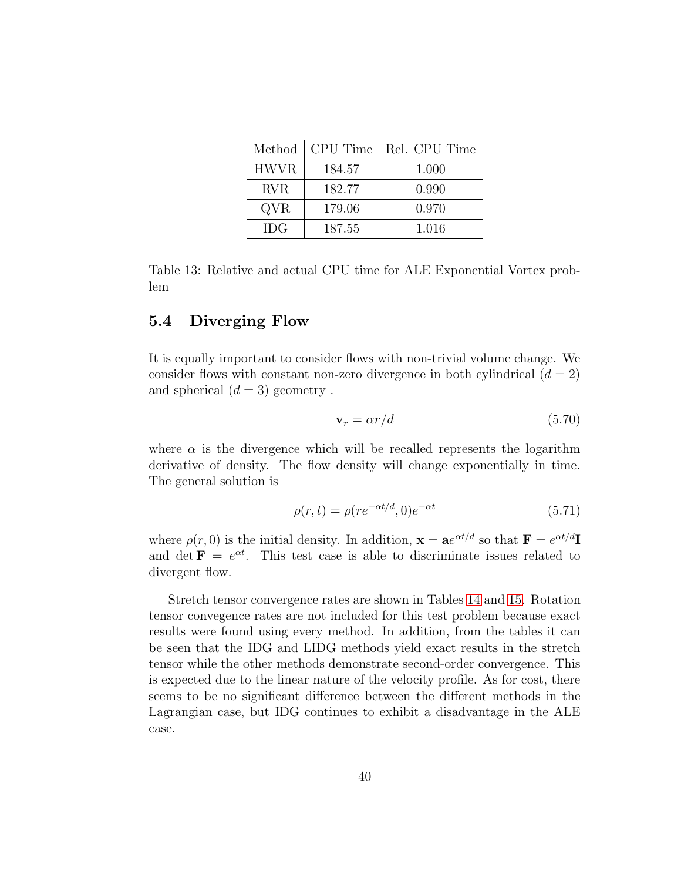| Method | CPU Time | Rel. CPU Time |
|---|---|---|
| HWVR | 184.57 | 1.000 |
| RVR | 182.77 | 0.990 |
| QVR | 179.06 | 0.970 |
| IDG | 187.55 | 1.016 |

Table 13: Relative and actual CPU time for ALE Exponential Vortex problem

## 5.4 Diverging Flow

It is equally important to consider flows with non-trivial volume change. We consider flows with constant non-zero divergence in both cylindrical ($d = 2$) and spherical ($d = 3$) geometry .

$$\mathbf{v}_r = \alpha r/d \tag{5.70}$$

where $\alpha$ is the divergence which will be recalled represents the logarithm derivative of density. The flow density will change exponentially in time. The general solution is

$$\rho(r, t) = \rho(re^{-\alpha t/d}, 0)e^{-\alpha t} \tag{5.71}$$

where $\rho(r, 0)$ is the initial density. In addition, $\mathbf{x} = \mathbf{a}e^{\alpha t/d}$ so that $\mathbf{F} = e^{\alpha t/d}\mathbf{I}$ and $\det \mathbf{F} = e^{\alpha t}$. This test case is able to discriminate issues related to divergent flow.

Stretch tensor convergence rates are shown in Tables 14 and 15. Rotation tensor convegence rates are not included for this test problem because exact results were found using every method. In addition, from the tables it can be seen that the IDG and LIDG methods yield exact results in the stretch tensor while the other methods demonstrate second-order convergence. This is expected due to the linear nature of the velocity profile. As for cost, there seems to be no significant difference between the different methods in the Lagrangian case, but IDG continues to exhibit a disadvantage in the ALE case.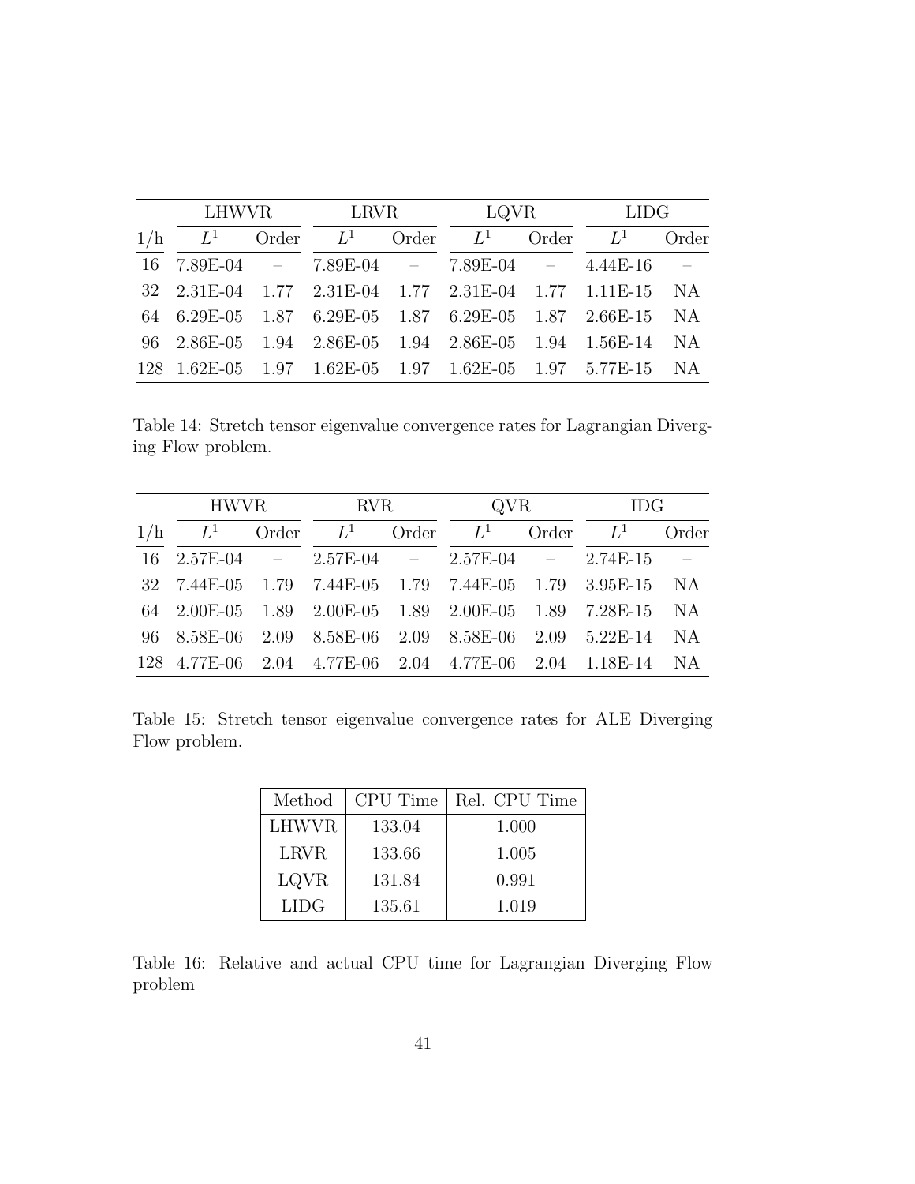| | LHWVR | | LRVR | | LQVR | | LIDG | |
|---|---|---|---|---|---|---|---|---|
| 1/h | $L^1$ | Order | $L^1$ | Order | $L^1$ | Order | $L^1$ | Order |
| 16 | 7.89E-04 | – | 7.89E-04 | – | 7.89E-04 | – | 4.44E-16 | – |
| 32 | 2.31E-04 | 1.77 | 2.31E-04 | 1.77 | 2.31E-04 | 1.77 | 1.11E-15 | NA |
| 64 | 6.29E-05 | 1.87 | 6.29E-05 | 1.87 | 6.29E-05 | 1.87 | 2.66E-15 | NA |
| 96 | 2.86E-05 | 1.94 | 2.86E-05 | 1.94 | 2.86E-05 | 1.94 | 1.56E-14 | NA |
| 128 | 1.62E-05 | 1.97 | 1.62E-05 | 1.97 | 1.62E-05 | 1.97 | 5.77E-15 | NA |

Table 14: Stretch tensor eigenvalue convergence rates for Lagrangian Diverging Flow problem.

| | HWVR | | RVR | | QVR | | IDG | |
|---|---|---|---|---|---|---|---|---|
| 1/h | $L^1$ | Order | $L^1$ | Order | $L^1$ | Order | $L^1$ | Order |
| 16 | 2.57E-04 | – | 2.57E-04 | – | 2.57E-04 | – | 2.74E-15 | – |
| 32 | 7.44E-05 | 1.79 | 7.44E-05 | 1.79 | 7.44E-05 | 1.79 | 3.95E-15 | NA |
| 64 | 2.00E-05 | 1.89 | 2.00E-05 | 1.89 | 2.00E-05 | 1.89 | 7.28E-15 | NA |
| 96 | 8.58E-06 | 2.09 | 8.58E-06 | 2.09 | 8.58E-06 | 2.09 | 5.22E-14 | NA |
| 128 | 4.77E-06 | 2.04 | 4.77E-06 | 2.04 | 4.77E-06 | 2.04 | 1.18E-14 | NA |

Table 15: Stretch tensor eigenvalue convergence rates for ALE Diverging Flow problem.

| Method | CPU Time | Rel. CPU Time |
|---|---|---|
| LHWVR | 133.04 | 1.000 |
| LRVR | 133.66 | 1.005 |
| LQVR | 131.84 | 0.991 |
| LIDG | 135.61 | 1.019 |

Table 16: Relative and actual CPU time for Lagrangian Diverging Flow problem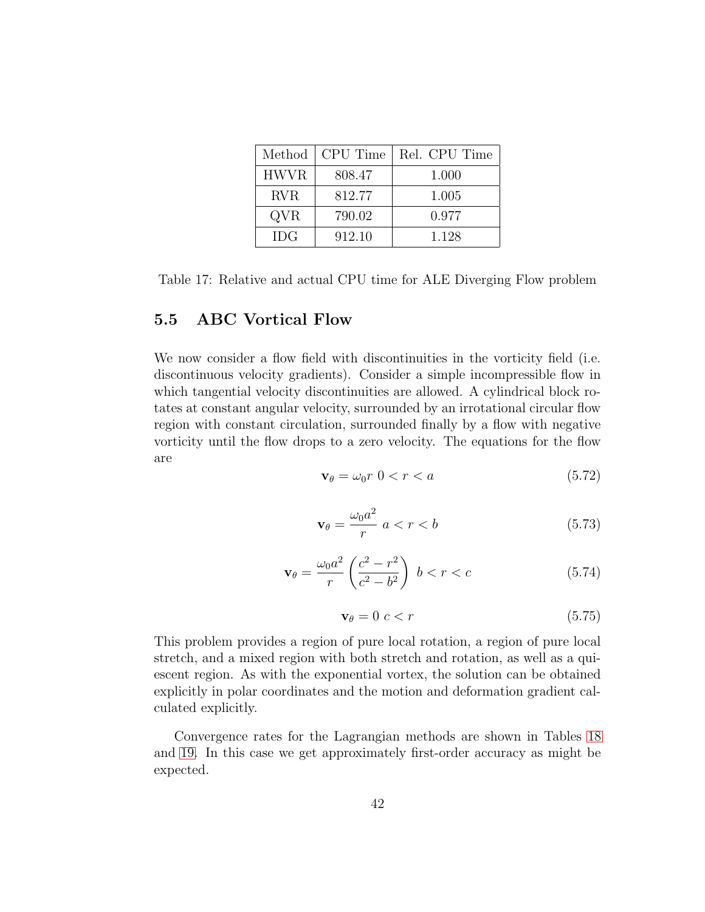| Method | CPU Time | Rel. CPU Time |
|---|---|---|
| HWVR | 808.47 | 1.000 |
| RVR | 812.77 | 1.005 |
| QVR | 790.02 | 0.977 |
| IDG | 912.10 | 1.128 |

Table 17: Relative and actual CPU time for ALE Diverging Flow problem

## 5.5 ABC Vortical Flow

We now consider a flow field with discontinuities in the vorticity field (i.e. discontinuous velocity gradients). Consider a simple incompressible flow in which tangential velocity discontinuities are allowed. A cylindrical block rotates at constant angular velocity, surrounded by an irrotational circular flow region with constant circulation, surrounded finally by a flow with negative vorticity until the flow drops to a zero velocity. The equations for the flow are

$$\mathbf{v}_\theta = \omega_0 r \;\; 0 < r < a \tag{5.72}$$

$$\mathbf{v}_\theta = \frac{\omega_0 a^2}{r} \;\; a < r < b \tag{5.73}$$

$$\mathbf{v}_\theta = \frac{\omega_0 a^2}{r}\left(\frac{c^2 - r^2}{c^2 - b^2}\right) \;\; b < r < c \tag{5.74}$$

$$\mathbf{v}_\theta = 0 \;\; c < r \tag{5.75}$$

This problem provides a region of pure local rotation, a region of pure local stretch, and a mixed region with both stretch and rotation, as well as a quiescent region. As with the exponential vortex, the solution can be obtained explicitly in polar coordinates and the motion and deformation gradient calculated explicitly.

Convergence rates for the Lagrangian methods are shown in Tables 18 and 19. In this case we get approximately first-order accuracy as might be expected.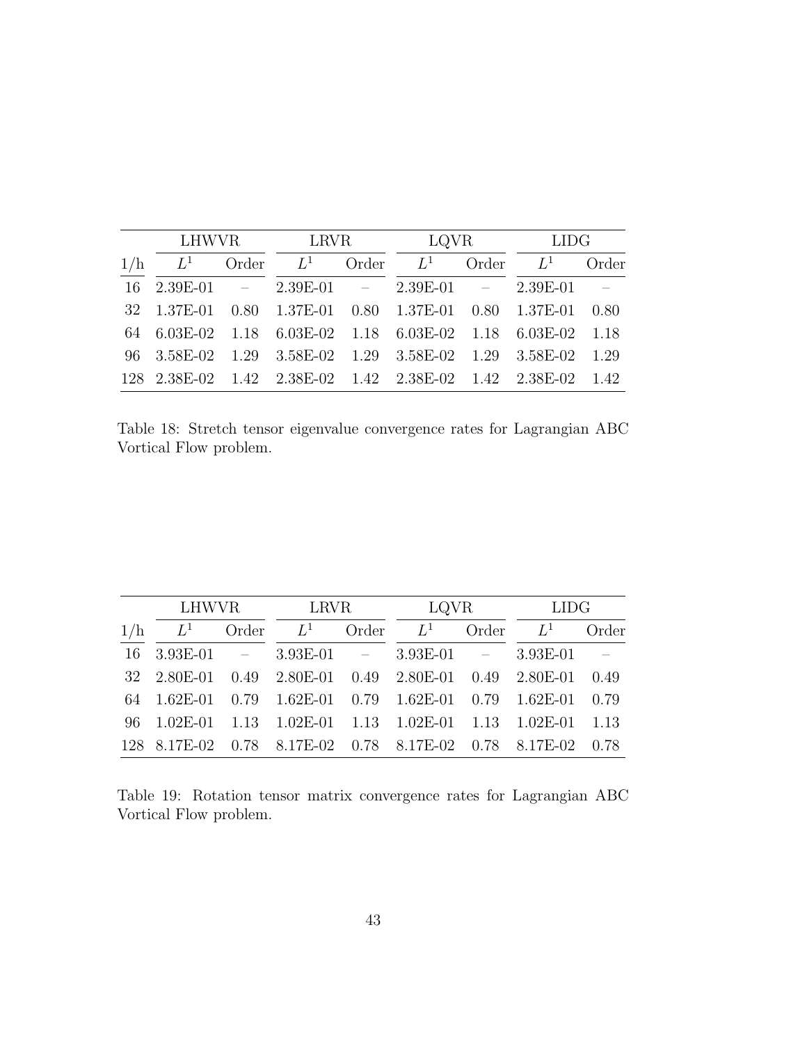| 1/h | LHWVR | | LRVR | | LQVR | | LIDG | |
|---|---|---|---|---|---|---|---|---|
| | $L^1$ | Order | $L^1$ | Order | $L^1$ | Order | $L^1$ | Order |
| 16 | 2.39E-01 | – | 2.39E-01 | – | 2.39E-01 | – | 2.39E-01 | – |
| 32 | 1.37E-01 | 0.80 | 1.37E-01 | 0.80 | 1.37E-01 | 0.80 | 1.37E-01 | 0.80 |
| 64 | 6.03E-02 | 1.18 | 6.03E-02 | 1.18 | 6.03E-02 | 1.18 | 6.03E-02 | 1.18 |
| 96 | 3.58E-02 | 1.29 | 3.58E-02 | 1.29 | 3.58E-02 | 1.29 | 3.58E-02 | 1.29 |
| 128 | 2.38E-02 | 1.42 | 2.38E-02 | 1.42 | 2.38E-02 | 1.42 | 2.38E-02 | 1.42 |

Table 18: Stretch tensor eigenvalue convergence rates for Lagrangian ABC Vortical Flow problem.

| 1/h | LHWVR | | LRVR | | LQVR | | LIDG | |
|---|---|---|---|---|---|---|---|---|
| | $L^1$ | Order | $L^1$ | Order | $L^1$ | Order | $L^1$ | Order |
| 16 | 3.93E-01 | – | 3.93E-01 | – | 3.93E-01 | – | 3.93E-01 | – |
| 32 | 2.80E-01 | 0.49 | 2.80E-01 | 0.49 | 2.80E-01 | 0.49 | 2.80E-01 | 0.49 |
| 64 | 1.62E-01 | 0.79 | 1.62E-01 | 0.79 | 1.62E-01 | 0.79 | 1.62E-01 | 0.79 |
| 96 | 1.02E-01 | 1.13 | 1.02E-01 | 1.13 | 1.02E-01 | 1.13 | 1.02E-01 | 1.13 |
| 128 | 8.17E-02 | 0.78 | 8.17E-02 | 0.78 | 8.17E-02 | 0.78 | 8.17E-02 | 0.78 |

Table 19: Rotation tensor matrix convergence rates for Lagrangian ABC Vortical Flow problem.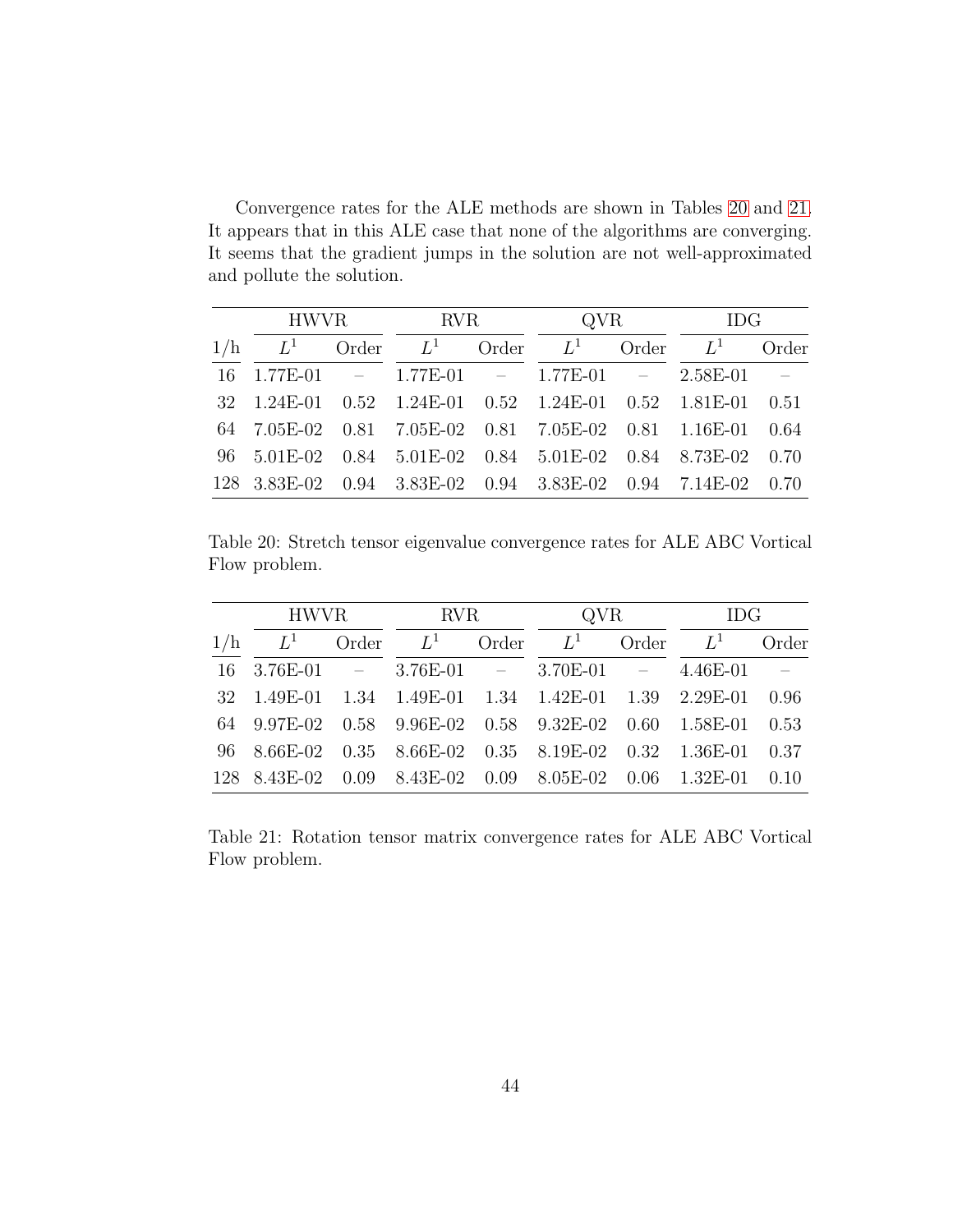Convergence rates for the ALE methods are shown in Tables 20 and 21. It appears that in this ALE case that none of the algorithms are converging. It seems that the gradient jumps in the solution are not well-approximated and pollute the solution.

| | HWVR | | RVR | | QVR | | IDG | |
|---|---|---|---|---|---|---|---|---|
| 1/h | $L^1$ | Order | $L^1$ | Order | $L^1$ | Order | $L^1$ | Order |
| 16 | 1.77E-01 | – | 1.77E-01 | – | 1.77E-01 | – | 2.58E-01 | – |
| 32 | 1.24E-01 | 0.52 | 1.24E-01 | 0.52 | 1.24E-01 | 0.52 | 1.81E-01 | 0.51 |
| 64 | 7.05E-02 | 0.81 | 7.05E-02 | 0.81 | 7.05E-02 | 0.81 | 1.16E-01 | 0.64 |
| 96 | 5.01E-02 | 0.84 | 5.01E-02 | 0.84 | 5.01E-02 | 0.84 | 8.73E-02 | 0.70 |
| 128 | 3.83E-02 | 0.94 | 3.83E-02 | 0.94 | 3.83E-02 | 0.94 | 7.14E-02 | 0.70 |

Table 20: Stretch tensor eigenvalue convergence rates for ALE ABC Vortical Flow problem.

| | HWVR | | RVR | | QVR | | IDG | |
|---|---|---|---|---|---|---|---|---|
| 1/h | $L^1$ | Order | $L^1$ | Order | $L^1$ | Order | $L^1$ | Order |
| 16 | 3.76E-01 | – | 3.76E-01 | – | 3.70E-01 | – | 4.46E-01 | – |
| 32 | 1.49E-01 | 1.34 | 1.49E-01 | 1.34 | 1.42E-01 | 1.39 | 2.29E-01 | 0.96 |
| 64 | 9.97E-02 | 0.58 | 9.96E-02 | 0.58 | 9.32E-02 | 0.60 | 1.58E-01 | 0.53 |
| 96 | 8.66E-02 | 0.35 | 8.66E-02 | 0.35 | 8.19E-02 | 0.32 | 1.36E-01 | 0.37 |
| 128 | 8.43E-02 | 0.09 | 8.43E-02 | 0.09 | 8.05E-02 | 0.06 | 1.32E-01 | 0.10 |

Table 21: Rotation tensor matrix convergence rates for ALE ABC Vortical Flow problem.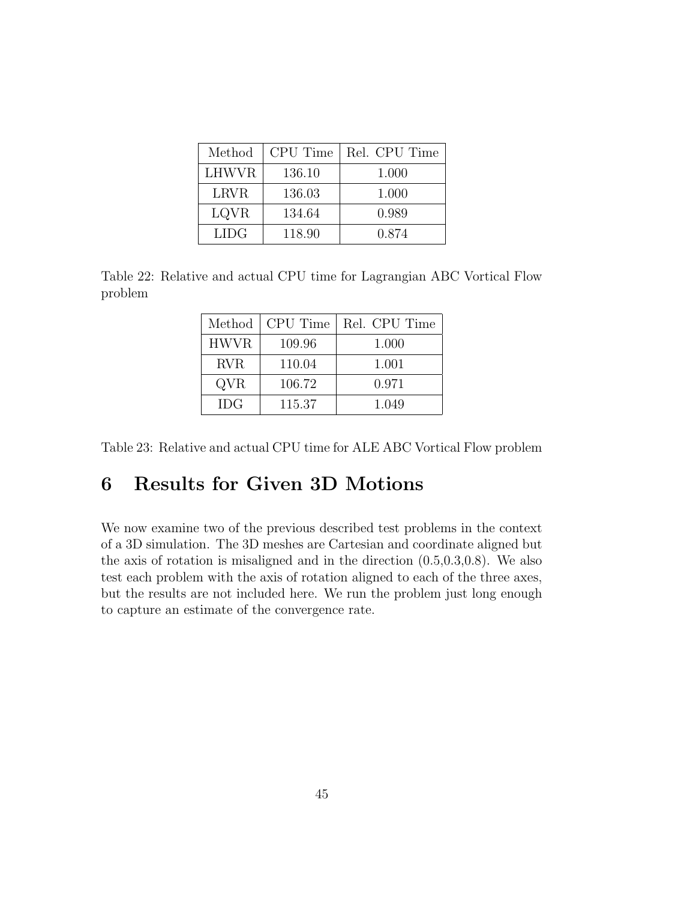| Method | CPU Time | Rel. CPU Time |
| --- | --- | --- |
| LHWVR | 136.10 | 1.000 |
| LRVR | 136.03 | 1.000 |
| LQVR | 134.64 | 0.989 |
| LIDG | 118.90 | 0.874 |

Table 22: Relative and actual CPU time for Lagrangian ABC Vortical Flow problem

| Method | CPU Time | Rel. CPU Time |
| --- | --- | --- |
| HWVR | 109.96 | 1.000 |
| RVR | 110.04 | 1.001 |
| QVR | 106.72 | 0.971 |
| IDG | 115.37 | 1.049 |

Table 23: Relative and actual CPU time for ALE ABC Vortical Flow problem

# 6 Results for Given 3D Motions

We now examine two of the previous described test problems in the context of a 3D simulation. The 3D meshes are Cartesian and coordinate aligned but the axis of rotation is misaligned and in the direction (0.5,0.3,0.8). We also test each problem with the axis of rotation aligned to each of the three axes, but the results are not included here. We run the problem just long enough to capture an estimate of the convergence rate.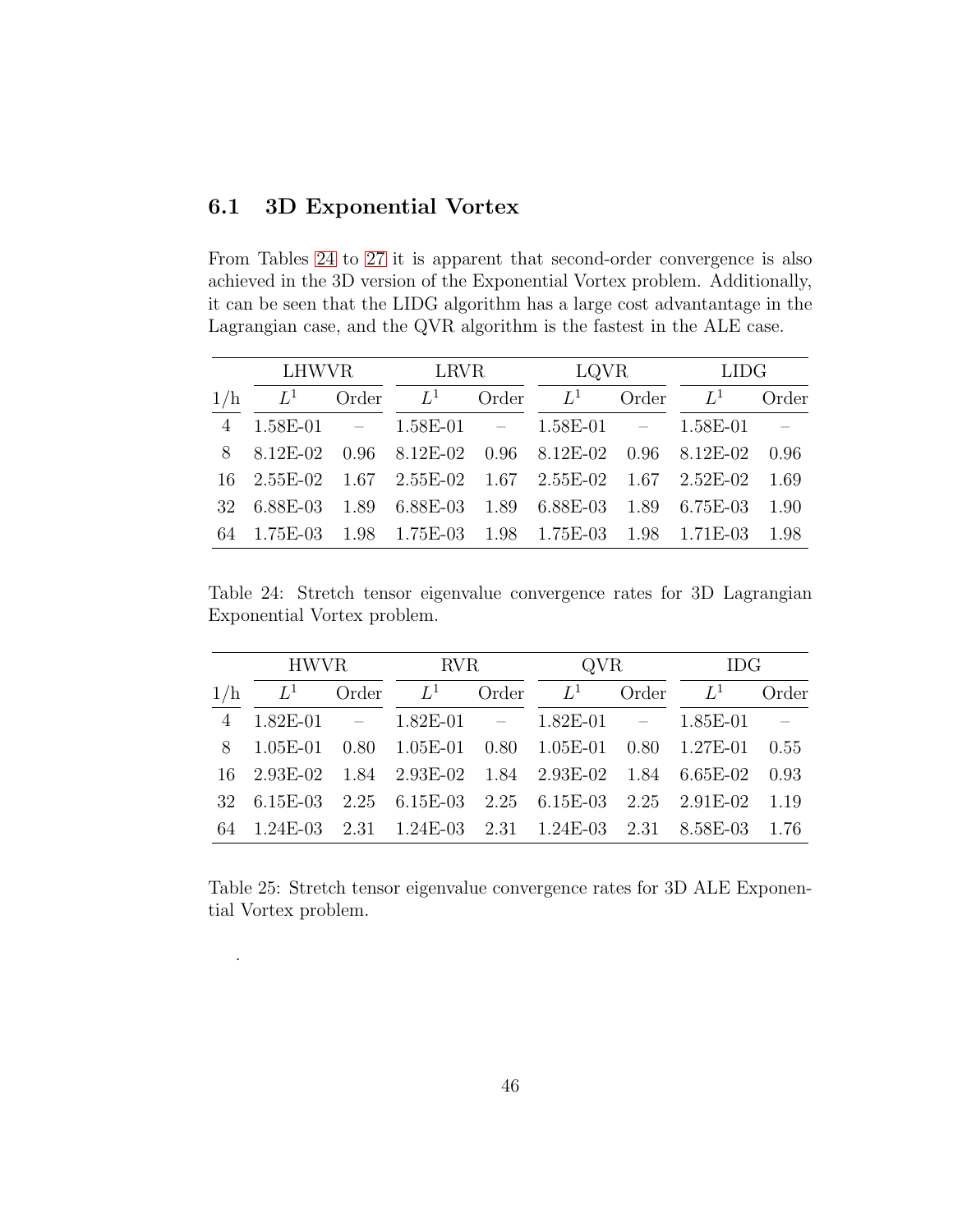### 6.1 3D Exponential Vortex

From Tables 24 to 27 it is apparent that second-order convergence is also achieved in the 3D version of the Exponential Vortex problem. Additionally, it can be seen that the LIDG algorithm has a large cost advantantage in the Lagrangian case, and the QVR algorithm is the fastest in the ALE case.

| | LHWVR | | LRVR | | LQVR | | LIDG | |
|---|---|---|---|---|---|---|---|---|
| 1/h | $L^1$ | Order | $L^1$ | Order | $L^1$ | Order | $L^1$ | Order |
| 4 | 1.58E-01 | – | 1.58E-01 | – | 1.58E-01 | – | 1.58E-01 | – |
| 8 | 8.12E-02 | 0.96 | 8.12E-02 | 0.96 | 8.12E-02 | 0.96 | 8.12E-02 | 0.96 |
| 16 | 2.55E-02 | 1.67 | 2.55E-02 | 1.67 | 2.55E-02 | 1.67 | 2.52E-02 | 1.69 |
| 32 | 6.88E-03 | 1.89 | 6.88E-03 | 1.89 | 6.88E-03 | 1.89 | 6.75E-03 | 1.90 |
| 64 | 1.75E-03 | 1.98 | 1.75E-03 | 1.98 | 1.75E-03 | 1.98 | 1.71E-03 | 1.98 |

Table 24: Stretch tensor eigenvalue convergence rates for 3D Lagrangian Exponential Vortex problem.

| | HWVR | | RVR | | QVR | | IDG | |
|---|---|---|---|---|---|---|---|---|
| 1/h | $L^1$ | Order | $L^1$ | Order | $L^1$ | Order | $L^1$ | Order |
| 4 | 1.82E-01 | – | 1.82E-01 | – | 1.82E-01 | – | 1.85E-01 | – |
| 8 | 1.05E-01 | 0.80 | 1.05E-01 | 0.80 | 1.05E-01 | 0.80 | 1.27E-01 | 0.55 |
| 16 | 2.93E-02 | 1.84 | 2.93E-02 | 1.84 | 2.93E-02 | 1.84 | 6.65E-02 | 0.93 |
| 32 | 6.15E-03 | 2.25 | 6.15E-03 | 2.25 | 6.15E-03 | 2.25 | 2.91E-02 | 1.19 |
| 64 | 1.24E-03 | 2.31 | 1.24E-03 | 2.31 | 1.24E-03 | 2.31 | 8.58E-03 | 1.76 |

Table 25: Stretch tensor eigenvalue convergence rates for 3D ALE Exponential Vortex problem.

.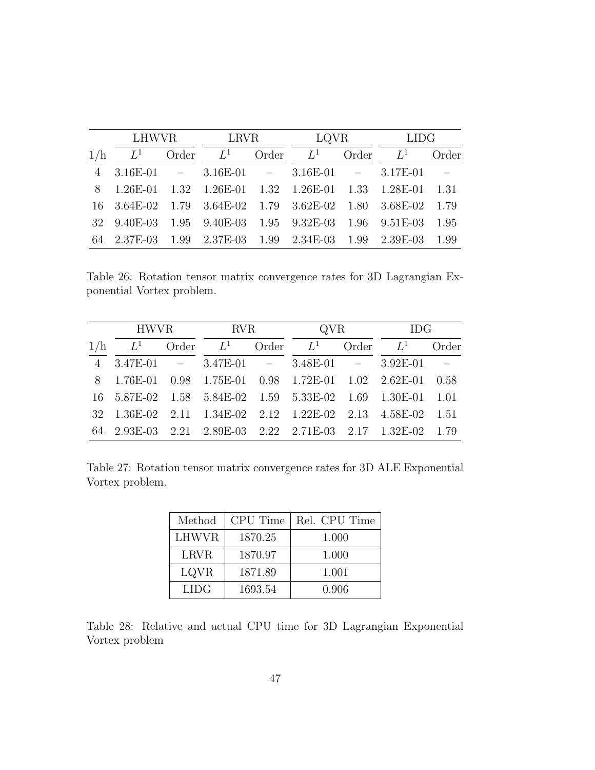| | LHWVR | | LRVR | | LQVR | | LIDG | |
|---|---|---|---|---|---|---|---|---|
| 1/h | $L^1$ | Order | $L^1$ | Order | $L^1$ | Order | $L^1$ | Order |
| 4 | 3.16E-01 | – | 3.16E-01 | – | 3.16E-01 | – | 3.17E-01 | – |
| 8 | 1.26E-01 | 1.32 | 1.26E-01 | 1.32 | 1.26E-01 | 1.33 | 1.28E-01 | 1.31 |
| 16 | 3.64E-02 | 1.79 | 3.64E-02 | 1.79 | 3.62E-02 | 1.80 | 3.68E-02 | 1.79 |
| 32 | 9.40E-03 | 1.95 | 9.40E-03 | 1.95 | 9.32E-03 | 1.96 | 9.51E-03 | 1.95 |
| 64 | 2.37E-03 | 1.99 | 2.37E-03 | 1.99 | 2.34E-03 | 1.99 | 2.39E-03 | 1.99 |

Table 26: Rotation tensor matrix convergence rates for 3D Lagrangian Exponential Vortex problem.

| | HWVR | | RVR | | QVR | | IDG | |
|---|---|---|---|---|---|---|---|---|
| 1/h | $L^1$ | Order | $L^1$ | Order | $L^1$ | Order | $L^1$ | Order |
| 4 | 3.47E-01 | – | 3.47E-01 | – | 3.48E-01 | – | 3.92E-01 | – |
| 8 | 1.76E-01 | 0.98 | 1.75E-01 | 0.98 | 1.72E-01 | 1.02 | 2.62E-01 | 0.58 |
| 16 | 5.87E-02 | 1.58 | 5.84E-02 | 1.59 | 5.33E-02 | 1.69 | 1.30E-01 | 1.01 |
| 32 | 1.36E-02 | 2.11 | 1.34E-02 | 2.12 | 1.22E-02 | 2.13 | 4.58E-02 | 1.51 |
| 64 | 2.93E-03 | 2.21 | 2.89E-03 | 2.22 | 2.71E-03 | 2.17 | 1.32E-02 | 1.79 |

Table 27: Rotation tensor matrix convergence rates for 3D ALE Exponential Vortex problem.

| Method | CPU Time | Rel. CPU Time |
|---|---|---|
| LHWVR | 1870.25 | 1.000 |
| LRVR | 1870.97 | 1.000 |
| LQVR | 1871.89 | 1.001 |
| LIDG | 1693.54 | 0.906 |

Table 28: Relative and actual CPU time for 3D Lagrangian Exponential Vortex problem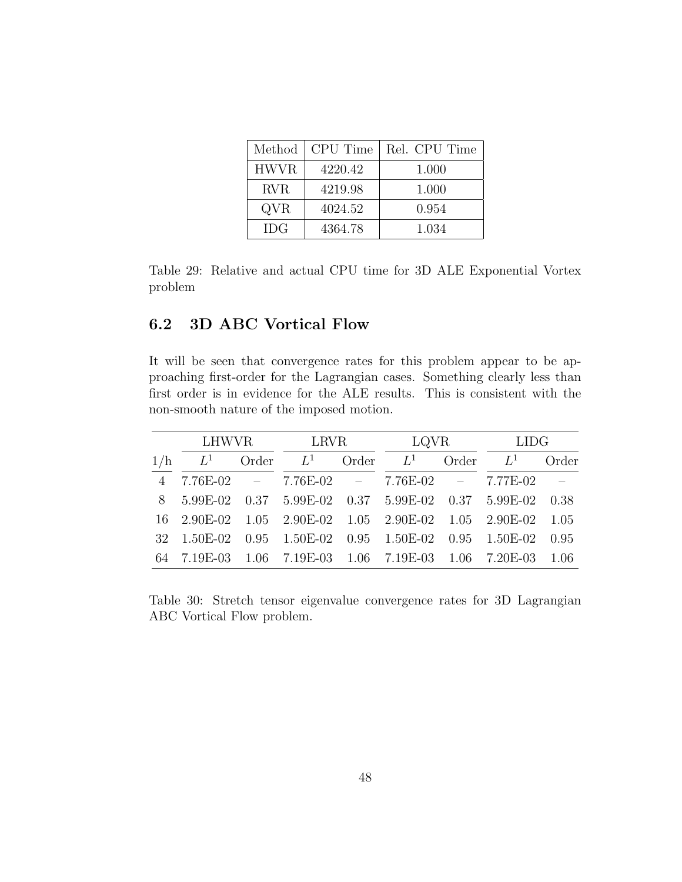| Method | CPU Time | Rel. CPU Time |
|---|---|---|
| HWVR | 4220.42 | 1.000 |
| RVR | 4219.98 | 1.000 |
| QVR | 4024.52 | 0.954 |
| IDG | 4364.78 | 1.034 |

Table 29: Relative and actual CPU time for 3D ALE Exponential Vortex problem

## 6.2 3D ABC Vortical Flow

It will be seen that convergence rates for this problem appear to be approaching first-order for the Lagrangian cases. Something clearly less than first order is in evidence for the ALE results. This is consistent with the non-smooth nature of the imposed motion.

| | LHWVR | | LRVR | | LQVR | | LIDG | |
|---|---|---|---|---|---|---|---|---|
| 1/h | $L^1$ | Order | $L^1$ | Order | $L^1$ | Order | $L^1$ | Order |
| 4 | 7.76E-02 | – | 7.76E-02 | – | 7.76E-02 | – | 7.77E-02 | – |
| 8 | 5.99E-02 | 0.37 | 5.99E-02 | 0.37 | 5.99E-02 | 0.37 | 5.99E-02 | 0.38 |
| 16 | 2.90E-02 | 1.05 | 2.90E-02 | 1.05 | 2.90E-02 | 1.05 | 2.90E-02 | 1.05 |
| 32 | 1.50E-02 | 0.95 | 1.50E-02 | 0.95 | 1.50E-02 | 0.95 | 1.50E-02 | 0.95 |
| 64 | 7.19E-03 | 1.06 | 7.19E-03 | 1.06 | 7.19E-03 | 1.06 | 7.20E-03 | 1.06 |

Table 30: Stretch tensor eigenvalue convergence rates for 3D Lagrangian ABC Vortical Flow problem.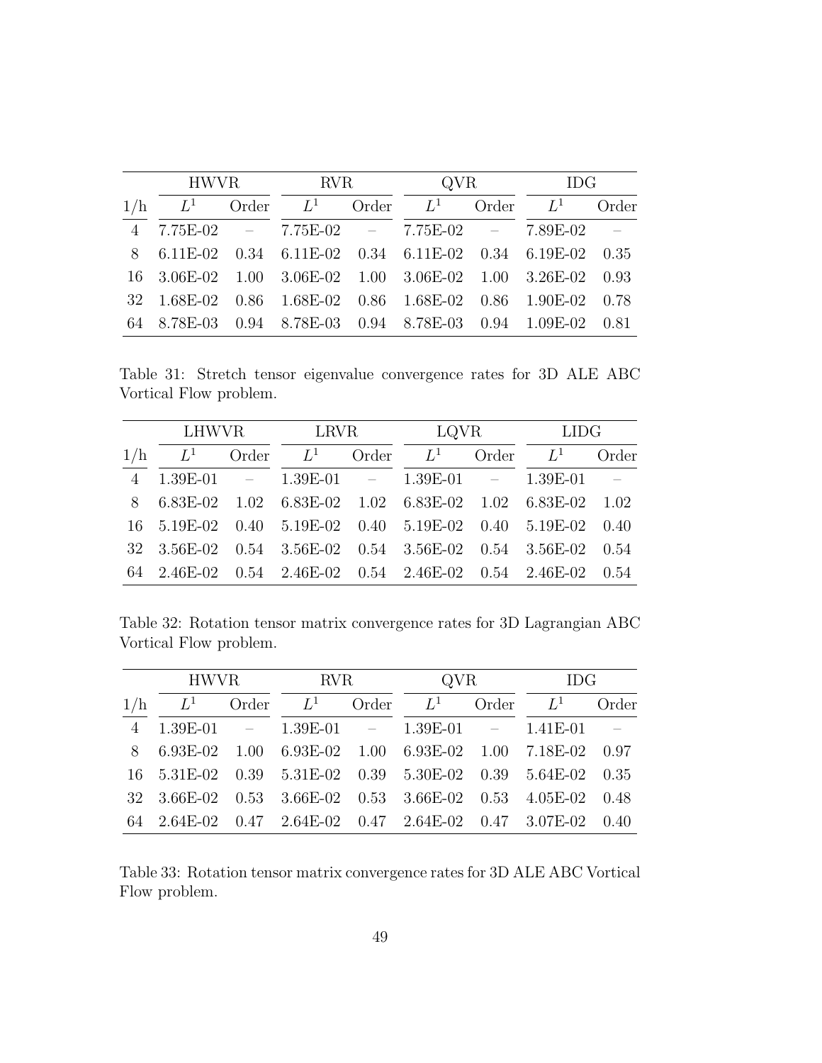| | HWVR | | RVR | | QVR | | IDG | |
|---|---|---|---|---|---|---|---|---|
| 1/h | $L^1$ | Order | $L^1$ | Order | $L^1$ | Order | $L^1$ | Order |
| 4 | 7.75E-02 | – | 7.75E-02 | – | 7.75E-02 | – | 7.89E-02 | – |
| 8 | 6.11E-02 | 0.34 | 6.11E-02 | 0.34 | 6.11E-02 | 0.34 | 6.19E-02 | 0.35 |
| 16 | 3.06E-02 | 1.00 | 3.06E-02 | 1.00 | 3.06E-02 | 1.00 | 3.26E-02 | 0.93 |
| 32 | 1.68E-02 | 0.86 | 1.68E-02 | 0.86 | 1.68E-02 | 0.86 | 1.90E-02 | 0.78 |
| 64 | 8.78E-03 | 0.94 | 8.78E-03 | 0.94 | 8.78E-03 | 0.94 | 1.09E-02 | 0.81 |

Table 31: Stretch tensor eigenvalue convergence rates for 3D ALE ABC Vortical Flow problem.

| | LHWVR | | LRVR | | LQVR | | LIDG | |
|---|---|---|---|---|---|---|---|---|
| 1/h | $L^1$ | Order | $L^1$ | Order | $L^1$ | Order | $L^1$ | Order |
| 4 | 1.39E-01 | – | 1.39E-01 | – | 1.39E-01 | – | 1.39E-01 | – |
| 8 | 6.83E-02 | 1.02 | 6.83E-02 | 1.02 | 6.83E-02 | 1.02 | 6.83E-02 | 1.02 |
| 16 | 5.19E-02 | 0.40 | 5.19E-02 | 0.40 | 5.19E-02 | 0.40 | 5.19E-02 | 0.40 |
| 32 | 3.56E-02 | 0.54 | 3.56E-02 | 0.54 | 3.56E-02 | 0.54 | 3.56E-02 | 0.54 |
| 64 | 2.46E-02 | 0.54 | 2.46E-02 | 0.54 | 2.46E-02 | 0.54 | 2.46E-02 | 0.54 |

Table 32: Rotation tensor matrix convergence rates for 3D Lagrangian ABC Vortical Flow problem.

| | HWVR | | RVR | | QVR | | IDG | |
|---|---|---|---|---|---|---|---|---|
| 1/h | $L^1$ | Order | $L^1$ | Order | $L^1$ | Order | $L^1$ | Order |
| 4 | 1.39E-01 | – | 1.39E-01 | – | 1.39E-01 | – | 1.41E-01 | – |
| 8 | 6.93E-02 | 1.00 | 6.93E-02 | 1.00 | 6.93E-02 | 1.00 | 7.18E-02 | 0.97 |
| 16 | 5.31E-02 | 0.39 | 5.31E-02 | 0.39 | 5.30E-02 | 0.39 | 5.64E-02 | 0.35 |
| 32 | 3.66E-02 | 0.53 | 3.66E-02 | 0.53 | 3.66E-02 | 0.53 | 4.05E-02 | 0.48 |
| 64 | 2.64E-02 | 0.47 | 2.64E-02 | 0.47 | 2.64E-02 | 0.47 | 3.07E-02 | 0.40 |

Table 33: Rotation tensor matrix convergence rates for 3D ALE ABC Vortical Flow problem.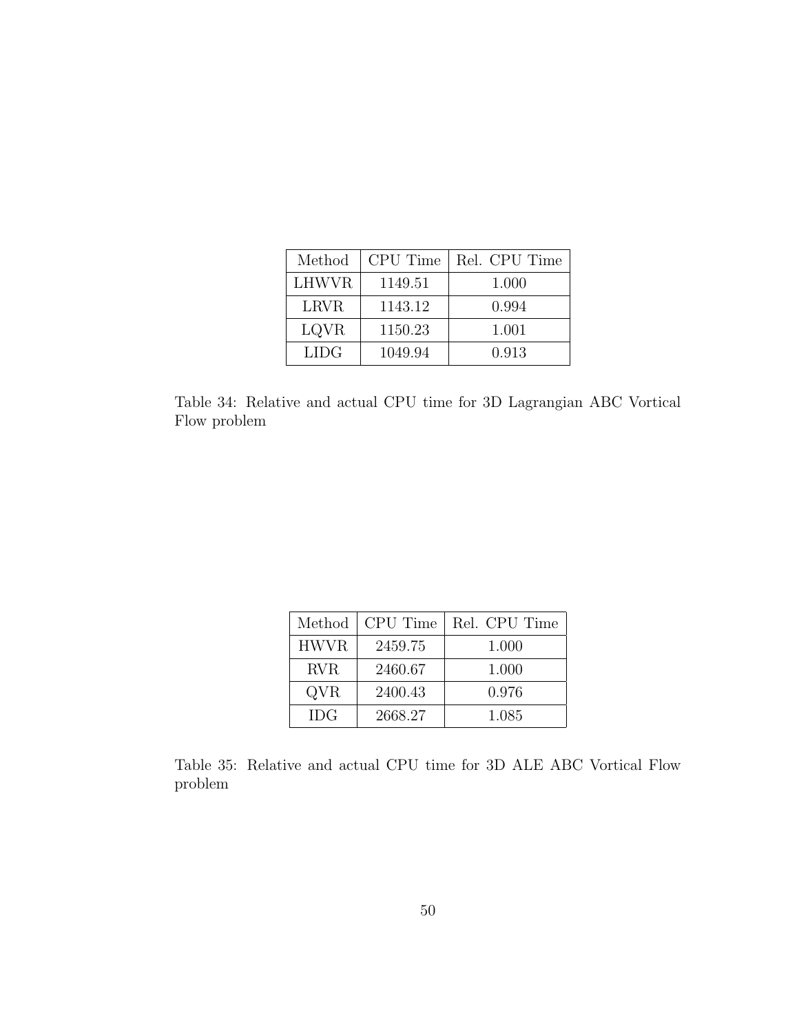| Method | CPU Time | Rel. CPU Time |
|---|---|---|
| LHWVR | 1149.51 | 1.000 |
| LRVR | 1143.12 | 0.994 |
| LQVR | 1150.23 | 1.001 |
| LIDG | 1049.94 | 0.913 |

Table 34: Relative and actual CPU time for 3D Lagrangian ABC Vortical Flow problem

| Method | CPU Time | Rel. CPU Time |
|---|---|---|
| HWVR | 2459.75 | 1.000 |
| RVR | 2460.67 | 1.000 |
| QVR | 2400.43 | 0.976 |
| IDG | 2668.27 | 1.085 |

Table 35: Relative and actual CPU time for 3D ALE ABC Vortical Flow problem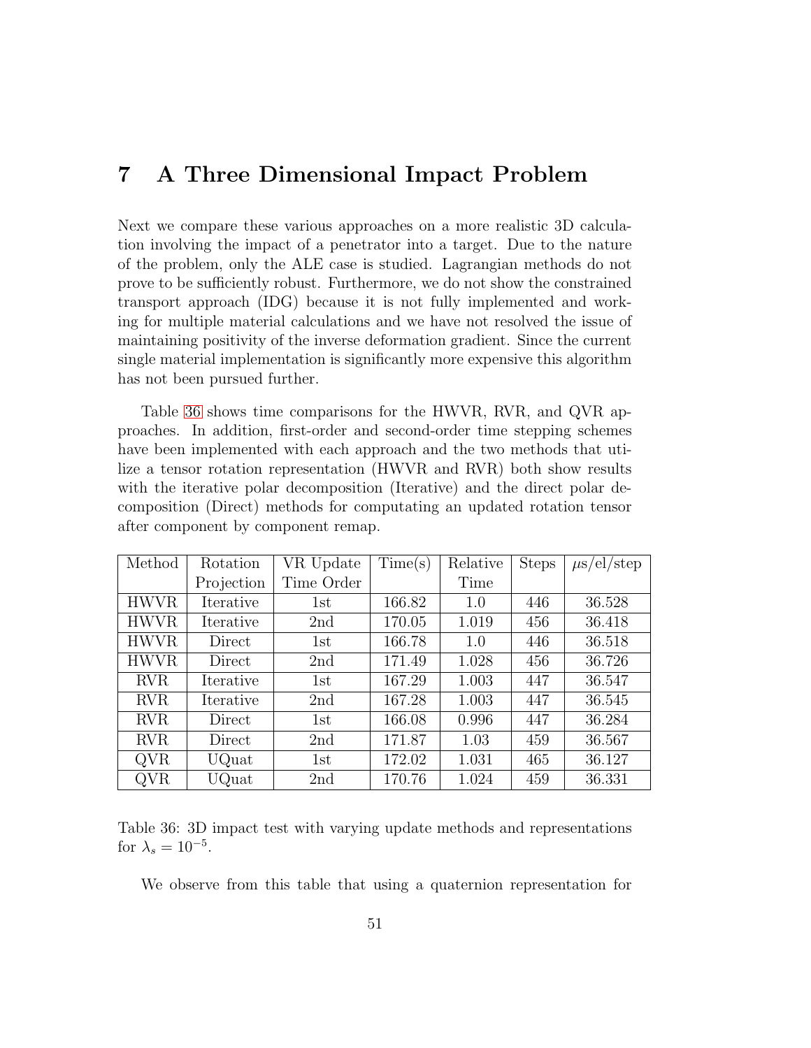# 7 A Three Dimensional Impact Problem

Next we compare these various approaches on a more realistic 3D calculation involving the impact of a penetrator into a target. Due to the nature of the problem, only the ALE case is studied. Lagrangian methods do not prove to be sufficiently robust. Furthermore, we do not show the constrained transport approach (IDG) because it is not fully implemented and working for multiple material calculations and we have not resolved the issue of maintaining positivity of the inverse deformation gradient. Since the current single material implementation is significantly more expensive this algorithm has not been pursued further.

Table 36 shows time comparisons for the HWVR, RVR, and QVR approaches. In addition, first-order and second-order time stepping schemes have been implemented with each approach and the two methods that utilize a tensor rotation representation (HWVR and RVR) both show results with the iterative polar decomposition (Iterative) and the direct polar decomposition (Direct) methods for computating an updated rotation tensor after component by component remap.

| Method | Rotation Projection | VR Update Time Order | Time(s) | Relative Time | Steps | $\mu$s/el/step |
|---|---|---|---|---|---|---|
| HWVR | Iterative | 1st | 166.82 | 1.0 | 446 | 36.528 |
| HWVR | Iterative | 2nd | 170.05 | 1.019 | 456 | 36.418 |
| HWVR | Direct | 1st | 166.78 | 1.0 | 446 | 36.518 |
| HWVR | Direct | 2nd | 171.49 | 1.028 | 456 | 36.726 |
| RVR | Iterative | 1st | 167.29 | 1.003 | 447 | 36.547 |
| RVR | Iterative | 2nd | 167.28 | 1.003 | 447 | 36.545 |
| RVR | Direct | 1st | 166.08 | 0.996 | 447 | 36.284 |
| RVR | Direct | 2nd | 171.87 | 1.03 | 459 | 36.567 |
| QVR | UQuat | 1st | 172.02 | 1.031 | 465 | 36.127 |
| QVR | UQuat | 2nd | 170.76 | 1.024 | 459 | 36.331 |

Table 36: 3D impact test with varying update methods and representations for $\lambda_s = 10^{-5}$.

We observe from this table that using a quaternion representation for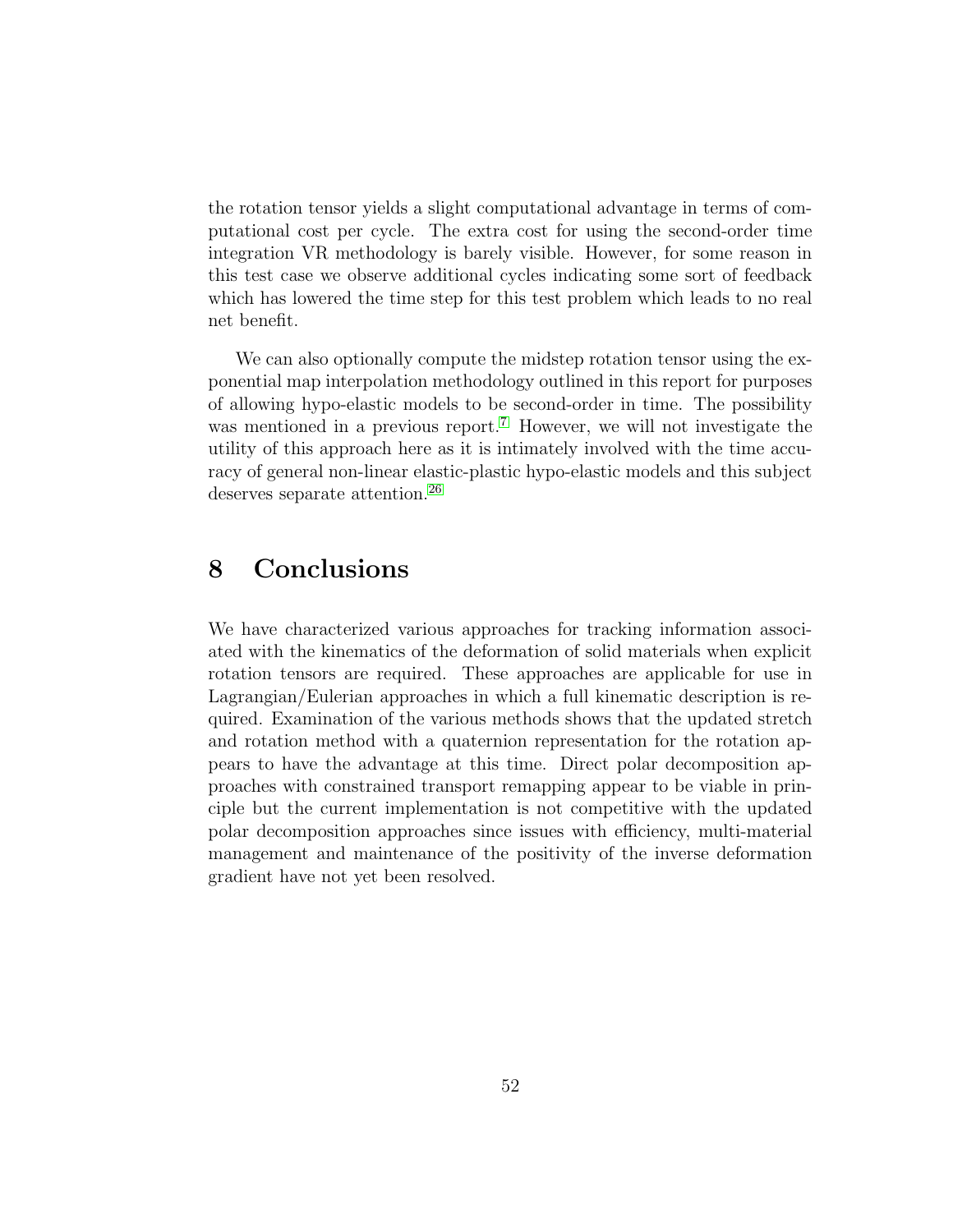the rotation tensor yields a slight computational advantage in terms of computational cost per cycle. The extra cost for using the second-order time integration VR methodology is barely visible. However, for some reason in this test case we observe additional cycles indicating some sort of feedback which has lowered the time step for this test problem which leads to no real net benefit.

We can also optionally compute the midstep rotation tensor using the exponential map interpolation methodology outlined in this report for purposes of allowing hypo-elastic models to be second-order in time. The possibility was mentioned in a previous report.[7] However, we will not investigate the utility of this approach here as it is intimately involved with the time accuracy of general non-linear elastic-plastic hypo-elastic models and this subject deserves separate attention.[26]

# 8 Conclusions

We have characterized various approaches for tracking information associated with the kinematics of the deformation of solid materials when explicit rotation tensors are required. These approaches are applicable for use in Lagrangian/Eulerian approaches in which a full kinematic description is required. Examination of the various methods shows that the updated stretch and rotation method with a quaternion representation for the rotation appears to have the advantage at this time. Direct polar decomposition approaches with constrained transport remapping appear to be viable in principle but the current implementation is not competitive with the updated polar decomposition approaches since issues with efficiency, multi-material management and maintenance of the positivity of the inverse deformation gradient have not yet been resolved.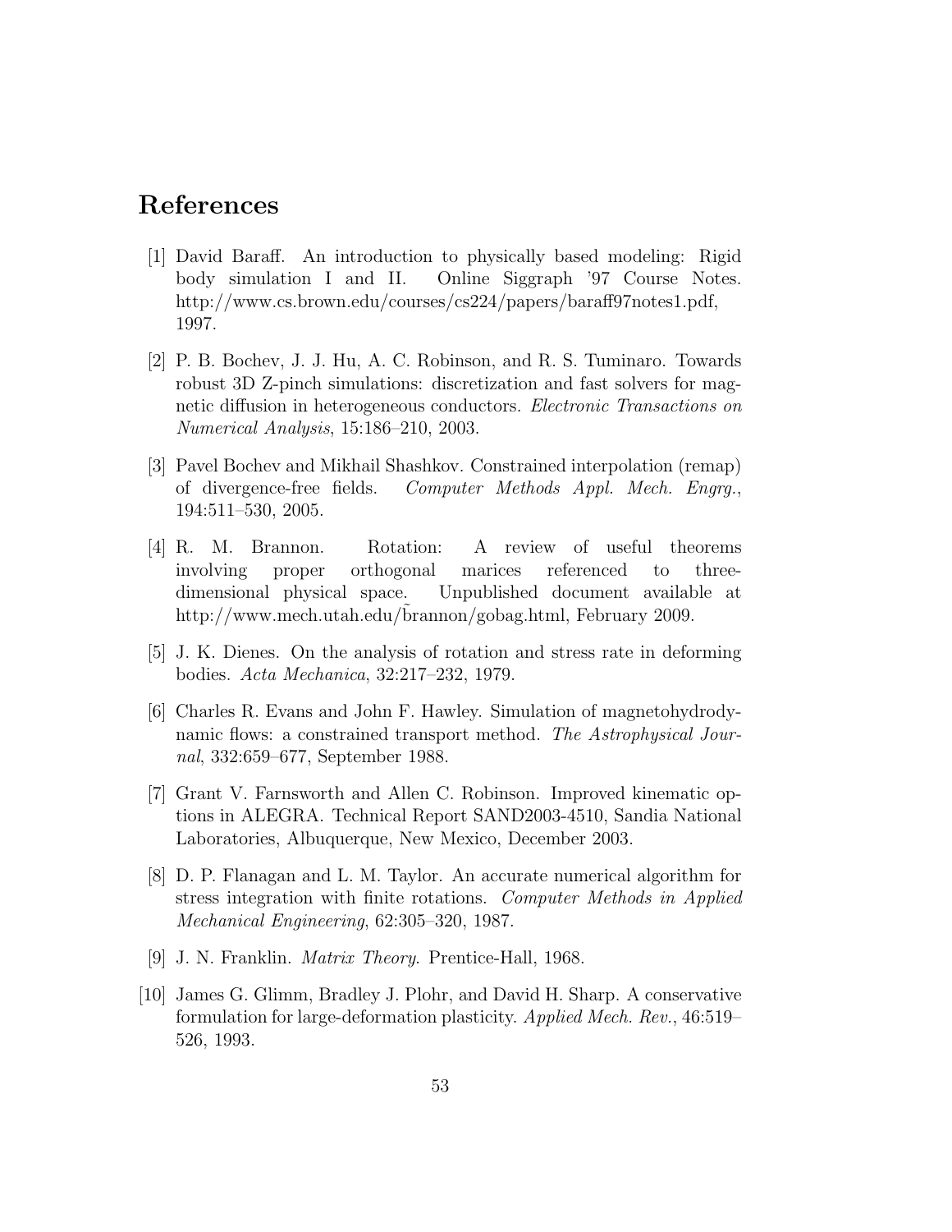# References

[1] David Baraff. An introduction to physically based modeling: Rigid body simulation I and II. Online Siggraph '97 Course Notes. http://www.cs.brown.edu/courses/cs224/papers/baraff97notes1.pdf, 1997.

[2] P. B. Bochev, J. J. Hu, A. C. Robinson, and R. S. Tuminaro. Towards robust 3D Z-pinch simulations: discretization and fast solvers for magnetic diffusion in heterogeneous conductors. *Electronic Transactions on Numerical Analysis*, 15:186–210, 2003.

[3] Pavel Bochev and Mikhail Shashkov. Constrained interpolation (remap) of divergence-free fields. *Computer Methods Appl. Mech. Engrg.*, 194:511–530, 2005.

[4] R. M. Brannon. Rotation: A review of useful theorems involving proper orthogonal marices referenced to three-dimensional physical space. Unpublished document available at http://www.mech.utah.edu/~brannon/gobag.html, February 2009.

[5] J. K. Dienes. On the analysis of rotation and stress rate in deforming bodies. *Acta Mechanica*, 32:217–232, 1979.

[6] Charles R. Evans and John F. Hawley. Simulation of magnetohydrodynamic flows: a constrained transport method. *The Astrophysical Journal*, 332:659–677, September 1988.

[7] Grant V. Farnsworth and Allen C. Robinson. Improved kinematic options in ALEGRA. Technical Report SAND2003-4510, Sandia National Laboratories, Albuquerque, New Mexico, December 2003.

[8] D. P. Flanagan and L. M. Taylor. An accurate numerical algorithm for stress integration with finite rotations. *Computer Methods in Applied Mechanical Engineering*, 62:305–320, 1987.

[9] J. N. Franklin. *Matrix Theory*. Prentice-Hall, 1968.

[10] James G. Glimm, Bradley J. Plohr, and David H. Sharp. A conservative formulation for large-deformation plasticity. *Applied Mech. Rev.*, 46:519–526, 1993.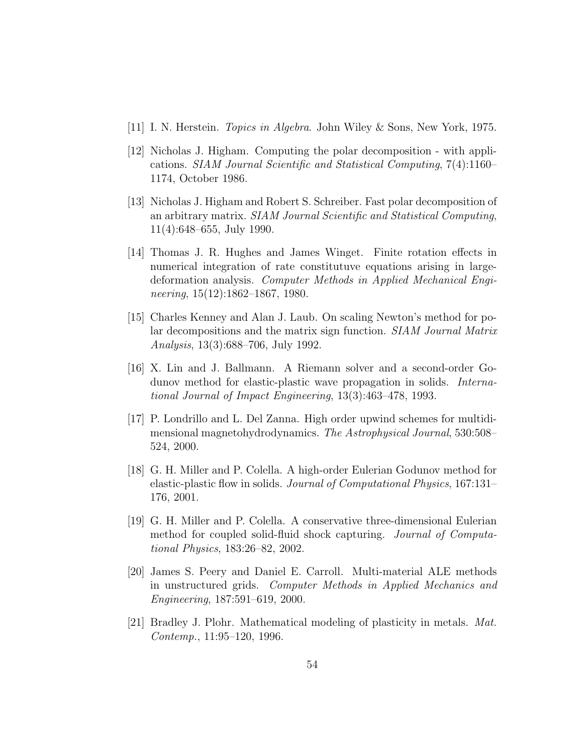[11] I. N. Herstein. *Topics in Algebra*. John Wiley & Sons, New York, 1975.

[12] Nicholas J. Higham. Computing the polar decomposition - with applications. *SIAM Journal Scientific and Statistical Computing*, 7(4):1160–1174, October 1986.

[13] Nicholas J. Higham and Robert S. Schreiber. Fast polar decomposition of an arbitrary matrix. *SIAM Journal Scientific and Statistical Computing*, 11(4):648–655, July 1990.

[14] Thomas J. R. Hughes and James Winget. Finite rotation effects in numerical integration of rate constitutuve equations arising in large-deformation analysis. *Computer Methods in Applied Mechanical Engineering*, 15(12):1862–1867, 1980.

[15] Charles Kenney and Alan J. Laub. On scaling Newton's method for polar decompositions and the matrix sign function. *SIAM Journal Matrix Analysis*, 13(3):688–706, July 1992.

[16] X. Lin and J. Ballmann. A Riemann solver and a second-order Godunov method for elastic-plastic wave propagation in solids. *International Journal of Impact Engineering*, 13(3):463–478, 1993.

[17] P. Londrillo and L. Del Zanna. High order upwind schemes for multidimensional magnetohydrodynamics. *The Astrophysical Journal*, 530:508–524, 2000.

[18] G. H. Miller and P. Colella. A high-order Eulerian Godunov method for elastic-plastic flow in solids. *Journal of Computational Physics*, 167:131–176, 2001.

[19] G. H. Miller and P. Colella. A conservative three-dimensional Eulerian method for coupled solid-fluid shock capturing. *Journal of Computational Physics*, 183:26–82, 2002.

[20] James S. Peery and Daniel E. Carroll. Multi-material ALE methods in unstructured grids. *Computer Methods in Applied Mechanics and Engineering*, 187:591–619, 2000.

[21] Bradley J. Plohr. Mathematical modeling of plasticity in metals. *Mat. Contemp.*, 11:95–120, 1996.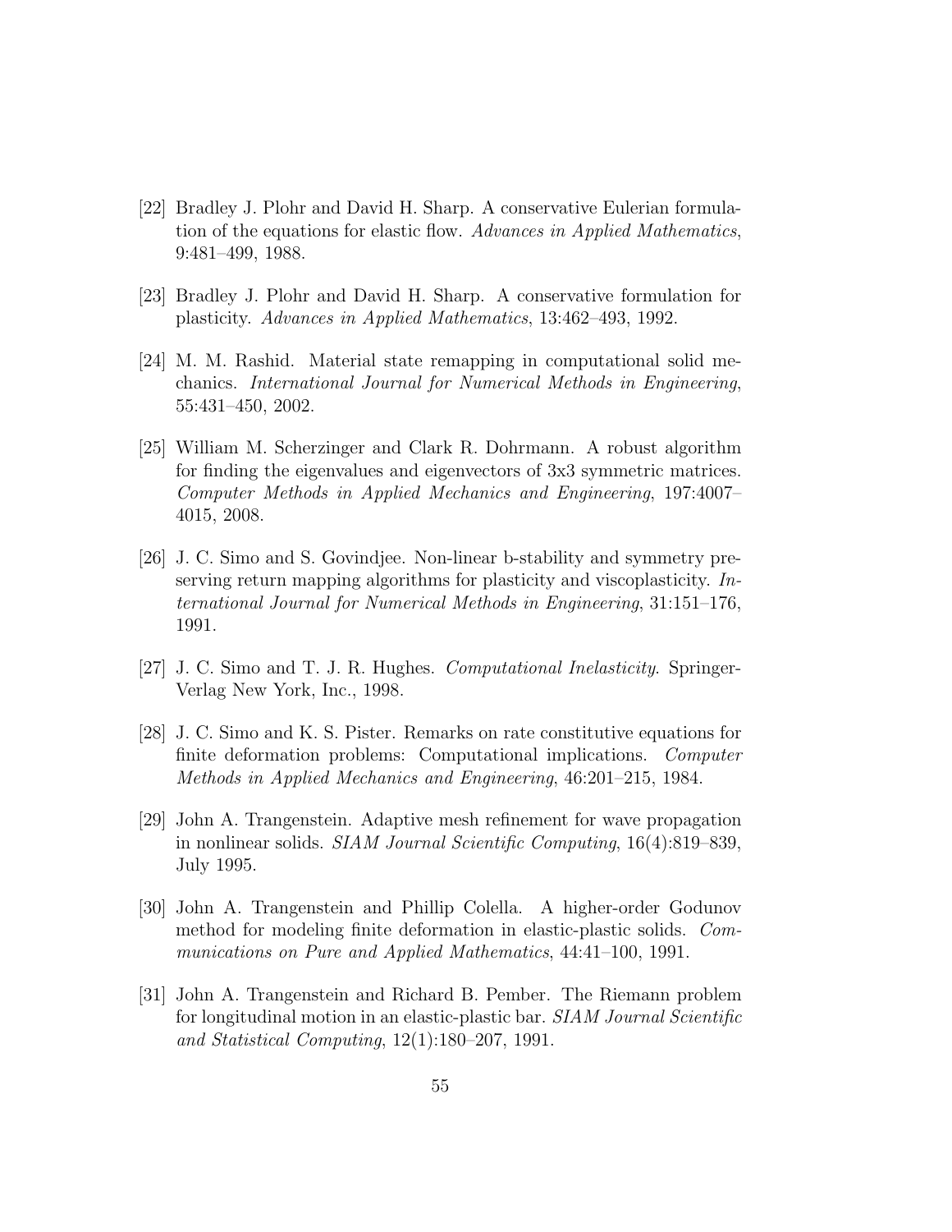[22] Bradley J. Plohr and David H. Sharp. A conservative Eulerian formulation of the equations for elastic flow. *Advances in Applied Mathematics*, 9:481–499, 1988.

[23] Bradley J. Plohr and David H. Sharp. A conservative formulation for plasticity. *Advances in Applied Mathematics*, 13:462–493, 1992.

[24] M. M. Rashid. Material state remapping in computational solid mechanics. *International Journal for Numerical Methods in Engineering*, 55:431–450, 2002.

[25] William M. Scherzinger and Clark R. Dohrmann. A robust algorithm for finding the eigenvalues and eigenvectors of 3x3 symmetric matrices. *Computer Methods in Applied Mechanics and Engineering*, 197:4007–4015, 2008.

[26] J. C. Simo and S. Govindjee. Non-linear b-stability and symmetry preserving return mapping algorithms for plasticity and viscoplasticity. *International Journal for Numerical Methods in Engineering*, 31:151–176, 1991.

[27] J. C. Simo and T. J. R. Hughes. *Computational Inelasticity*. Springer-Verlag New York, Inc., 1998.

[28] J. C. Simo and K. S. Pister. Remarks on rate constitutive equations for finite deformation problems: Computational implications. *Computer Methods in Applied Mechanics and Engineering*, 46:201–215, 1984.

[29] John A. Trangenstein. Adaptive mesh refinement for wave propagation in nonlinear solids. *SIAM Journal Scientific Computing*, 16(4):819–839, July 1995.

[30] John A. Trangenstein and Phillip Colella. A higher-order Godunov method for modeling finite deformation in elastic-plastic solids. *Communications on Pure and Applied Mathematics*, 44:41–100, 1991.

[31] John A. Trangenstein and Richard B. Pember. The Riemann problem for longitudinal motion in an elastic-plastic bar. *SIAM Journal Scientific and Statistical Computing*, 12(1):180–207, 1991.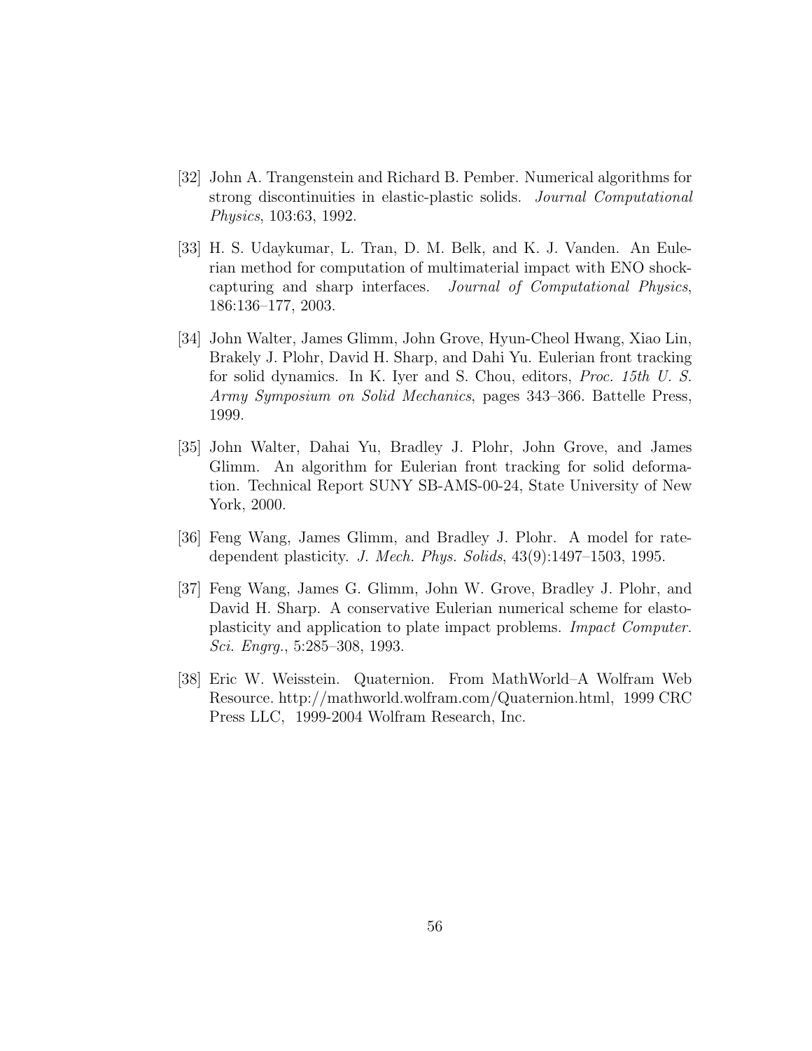[32] John A. Trangenstein and Richard B. Pember. Numerical algorithms for strong discontinuities in elastic-plastic solids. *Journal Computational Physics*, 103:63, 1992.

[33] H. S. Udaykumar, L. Tran, D. M. Belk, and K. J. Vanden. An Eulerian method for computation of multimaterial impact with ENO shock-capturing and sharp interfaces. *Journal of Computational Physics*, 186:136–177, 2003.

[34] John Walter, James Glimm, John Grove, Hyun-Cheol Hwang, Xiao Lin, Brakely J. Plohr, David H. Sharp, and Dahi Yu. Eulerian front tracking for solid dynamics. In K. Iyer and S. Chou, editors, *Proc. 15th U. S. Army Symposium on Solid Mechanics*, pages 343–366. Battelle Press, 1999.

[35] John Walter, Dahai Yu, Bradley J. Plohr, John Grove, and James Glimm. An algorithm for Eulerian front tracking for solid deformation. Technical Report SUNY SB-AMS-00-24, State University of New York, 2000.

[36] Feng Wang, James Glimm, and Bradley J. Plohr. A model for rate-dependent plasticity. *J. Mech. Phys. Solids*, 43(9):1497–1503, 1995.

[37] Feng Wang, James G. Glimm, John W. Grove, Bradley J. Plohr, and David H. Sharp. A conservative Eulerian numerical scheme for elastoplasticity and application to plate impact problems. *Impact Computer. Sci. Engrg.*, 5:285–308, 1993.

[38] Eric W. Weisstein. Quaternion. From MathWorld–A Wolfram Web Resource. http://mathworld.wolfram.com/Quaternion.html, 1999 CRC Press LLC, 1999-2004 Wolfram Research, Inc.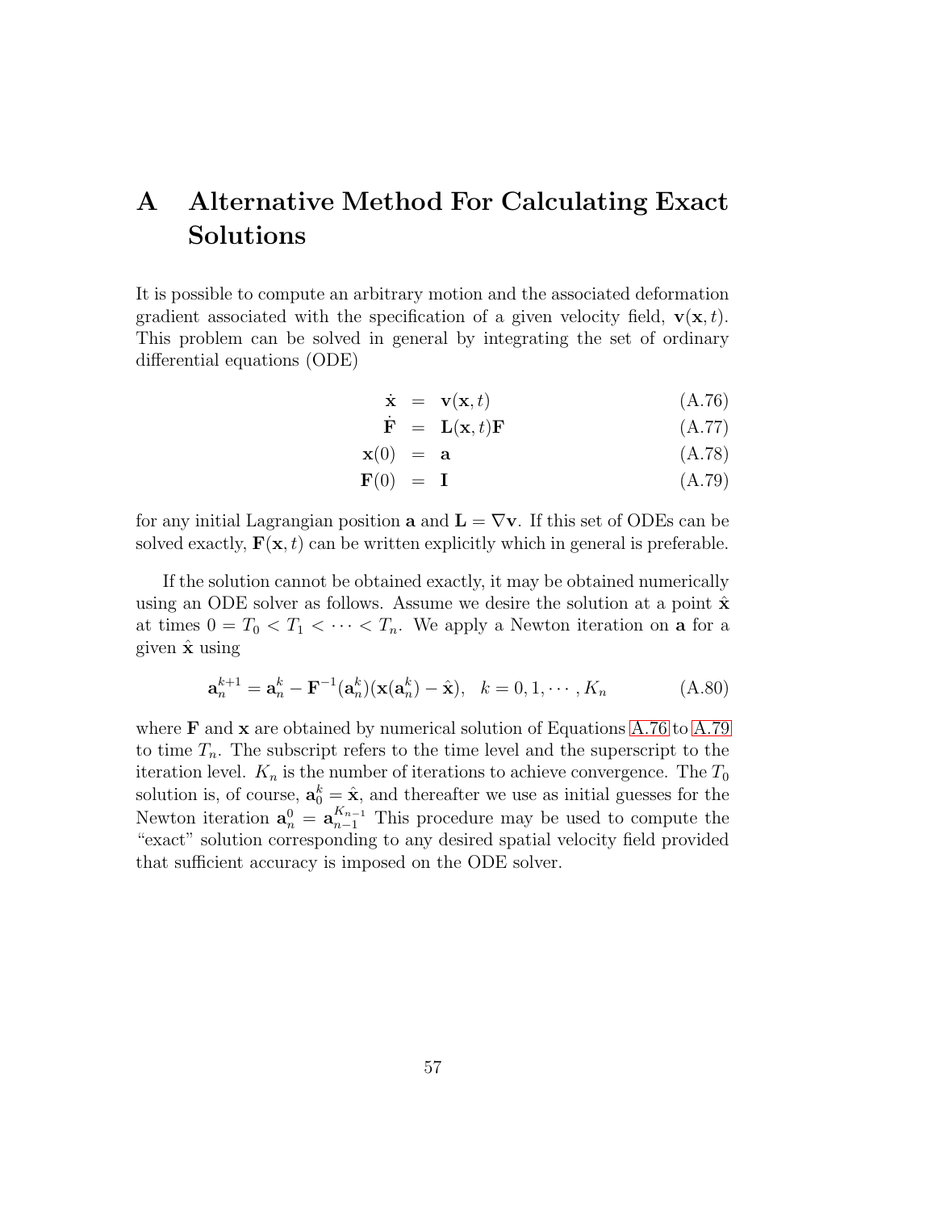# A Alternative Method For Calculating Exact Solutions

It is possible to compute an arbitrary motion and the associated deformation gradient associated with the specification of a given velocity field, $\mathbf{v}(\mathbf{x}, t)$. This problem can be solved in general by integrating the set of ordinary differential equations (ODE)

$$
\begin{aligned}
\dot{\mathbf{x}} &= \mathbf{v}(\mathbf{x}, t) && \text{(A.76)}\\
\dot{\mathbf{F}} &= \mathbf{L}(\mathbf{x}, t)\mathbf{F} && \text{(A.77)}\\
\mathbf{x}(0) &= \mathbf{a} && \text{(A.78)}\\
\mathbf{F}(0) &= \mathbf{I} && \text{(A.79)}
\end{aligned}
$$

for any initial Lagrangian position $\mathbf{a}$ and $\mathbf{L} = \nabla \mathbf{v}$. If this set of ODEs can be solved exactly, $\mathbf{F}(\mathbf{x}, t)$ can be written explicitly which in general is preferable.

If the solution cannot be obtained exactly, it may be obtained numerically using an ODE solver as follows. Assume we desire the solution at a point $\hat{\mathbf{x}}$ at times $0 = T_0 < T_1 < \cdots < T_n$. We apply a Newton iteration on $\mathbf{a}$ for a given $\hat{\mathbf{x}}$ using

$$
\mathbf{a}_n^{k+1} = \mathbf{a}_n^k - \mathbf{F}^{-1}(\mathbf{a}_n^k)(\mathbf{x}(\mathbf{a}_n^k) - \hat{\mathbf{x}}), \quad k = 0, 1, \cdots, K_n \qquad \text{(A.80)}
$$

where $\mathbf{F}$ and $\mathbf{x}$ are obtained by numerical solution of Equations A.76 to A.79 to time $T_n$. The subscript refers to the time level and the superscript to the iteration level. $K_n$ is the number of iterations to achieve convergence. The $T_0$ solution is, of course, $\mathbf{a}_0^k = \hat{\mathbf{x}}$, and thereafter we use as initial guesses for the Newton iteration $\mathbf{a}_n^0 = \mathbf{a}_{n-1}^{K_{n-1}}$ This procedure may be used to compute the "exact" solution corresponding to any desired spatial velocity field provided that sufficient accuracy is imposed on the ODE solver.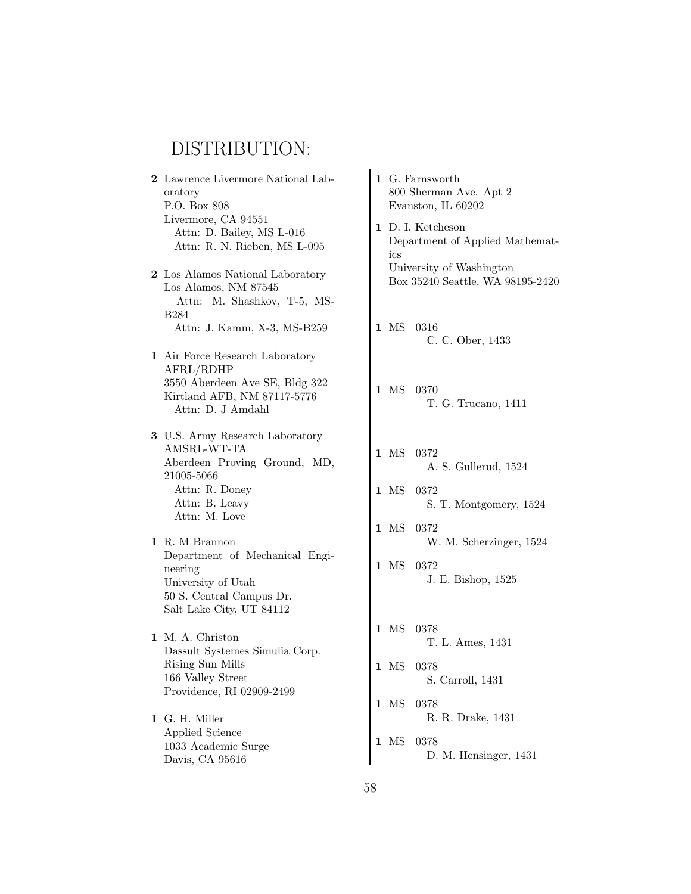# DISTRIBUTION:

**2** Lawrence Livermore National Laboratory
P.O. Box 808
Livermore, CA 94551
Attn: D. Bailey, MS L-016
Attn: R. N. Rieben, MS L-095

**2** Los Alamos National Laboratory
Los Alamos, NM 87545
Attn: M. Shashkov, T-5, MS-B284
Attn: J. Kamm, X-3, MS-B259

**1** Air Force Research Laboratory
AFRL/RDHP
3550 Aberdeen Ave SE, Bldg 322
Kirtland AFB, NM 87117-5776
Attn: D. J Amdahl

**3** U.S. Army Research Laboratory
AMSRL-WT-TA
Aberdeen Proving Ground, MD, 21005-5066
Attn: R. Doney
Attn: B. Leavy
Attn: M. Love

**1** R. M Brannon
Department of Mechanical Engineering
University of Utah
50 S. Central Campus Dr.
Salt Lake City, UT 84112

**1** M. A. Christon
Dassult Systemes Simulia Corp.
Rising Sun Mills
166 Valley Street
Providence, RI 02909-2499

**1** G. H. Miller
Applied Science
1033 Academic Surge
Davis, CA 95616

**1** G. Farnsworth
800 Sherman Ave. Apt 2
Evanston, IL 60202

**1** D. I. Ketcheson
Department of Applied Mathematics
University of Washington
Box 35240 Seattle, WA 98195-2420

**1** MS 0316
C. C. Ober, 1433

**1** MS 0370
T. G. Trucano, 1411

**1** MS 0372
A. S. Gullerud, 1524

**1** MS 0372
S. T. Montgomery, 1524

**1** MS 0372
W. M. Scherzinger, 1524

**1** MS 0372
J. E. Bishop, 1525

**1** MS 0378
T. L. Ames, 1431

**1** MS 0378
S. Carroll, 1431

**1** MS 0378
R. R. Drake, 1431

**1** MS 0378
D. M. Hensinger, 1431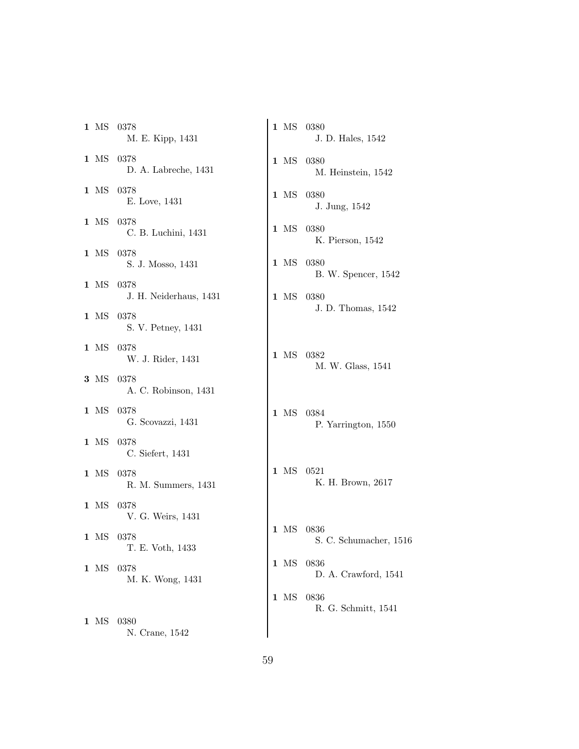**1** MS 0378
M. E. Kipp, 1431

**1** MS 0378
D. A. Labreche, 1431

**1** MS 0378
E. Love, 1431

**1** MS 0378
C. B. Luchini, 1431

**1** MS 0378
S. J. Mosso, 1431

**1** MS 0378
J. H. Neiderhaus, 1431

**1** MS 0378
S. V. Petney, 1431

**1** MS 0378
W. J. Rider, 1431

**3** MS 0378
A. C. Robinson, 1431

**1** MS 0378
G. Scovazzi, 1431

**1** MS 0378
C. Siefert, 1431

**1** MS 0378
R. M. Summers, 1431

**1** MS 0378
V. G. Weirs, 1431

**1** MS 0378
T. E. Voth, 1433

**1** MS 0378
M. K. Wong, 1431

**1** MS 0380
N. Crane, 1542

**1** MS 0380
J. D. Hales, 1542

**1** MS 0380
M. Heinstein, 1542

**1** MS 0380
J. Jung, 1542

**1** MS 0380
K. Pierson, 1542

**1** MS 0380
B. W. Spencer, 1542

**1** MS 0380
J. D. Thomas, 1542

**1** MS 0382
M. W. Glass, 1541

**1** MS 0384
P. Yarrington, 1550

**1** MS 0521
K. H. Brown, 2617

**1** MS 0836
S. C. Schumacher, 1516

**1** MS 0836
D. A. Crawford, 1541

**1** MS 0836
R. G. Schmitt, 1541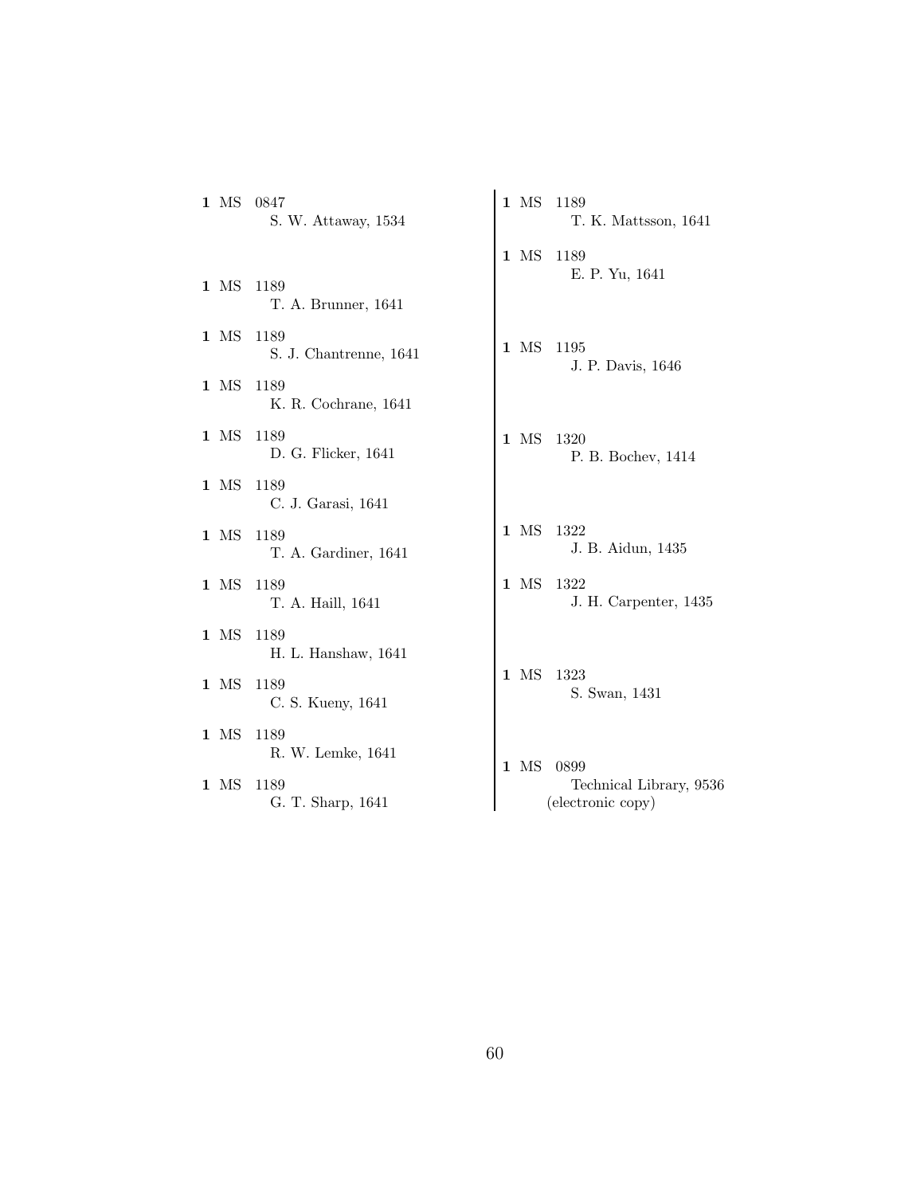**1** MS 0847
S. W. Attaway, 1534

**1** MS 1189
T. A. Brunner, 1641

**1** MS 1189
S. J. Chantrenne, 1641

**1** MS 1189
K. R. Cochrane, 1641

**1** MS 1189
D. G. Flicker, 1641

**1** MS 1189
C. J. Garasi, 1641

**1** MS 1189
T. A. Gardiner, 1641

**1** MS 1189
T. A. Haill, 1641

**1** MS 1189
H. L. Hanshaw, 1641

**1** MS 1189
C. S. Kueny, 1641

**1** MS 1189
R. W. Lemke, 1641

**1** MS 1189
G. T. Sharp, 1641

**1** MS 1189
T. K. Mattsson, 1641

**1** MS 1189
E. P. Yu, 1641

**1** MS 1195
J. P. Davis, 1646

**1** MS 1320
P. B. Bochev, 1414

**1** MS 1322
J. B. Aidun, 1435

**1** MS 1322
J. H. Carpenter, 1435

**1** MS 1323
S. Swan, 1431

**1** MS 0899
Technical Library, 9536
(electronic copy)